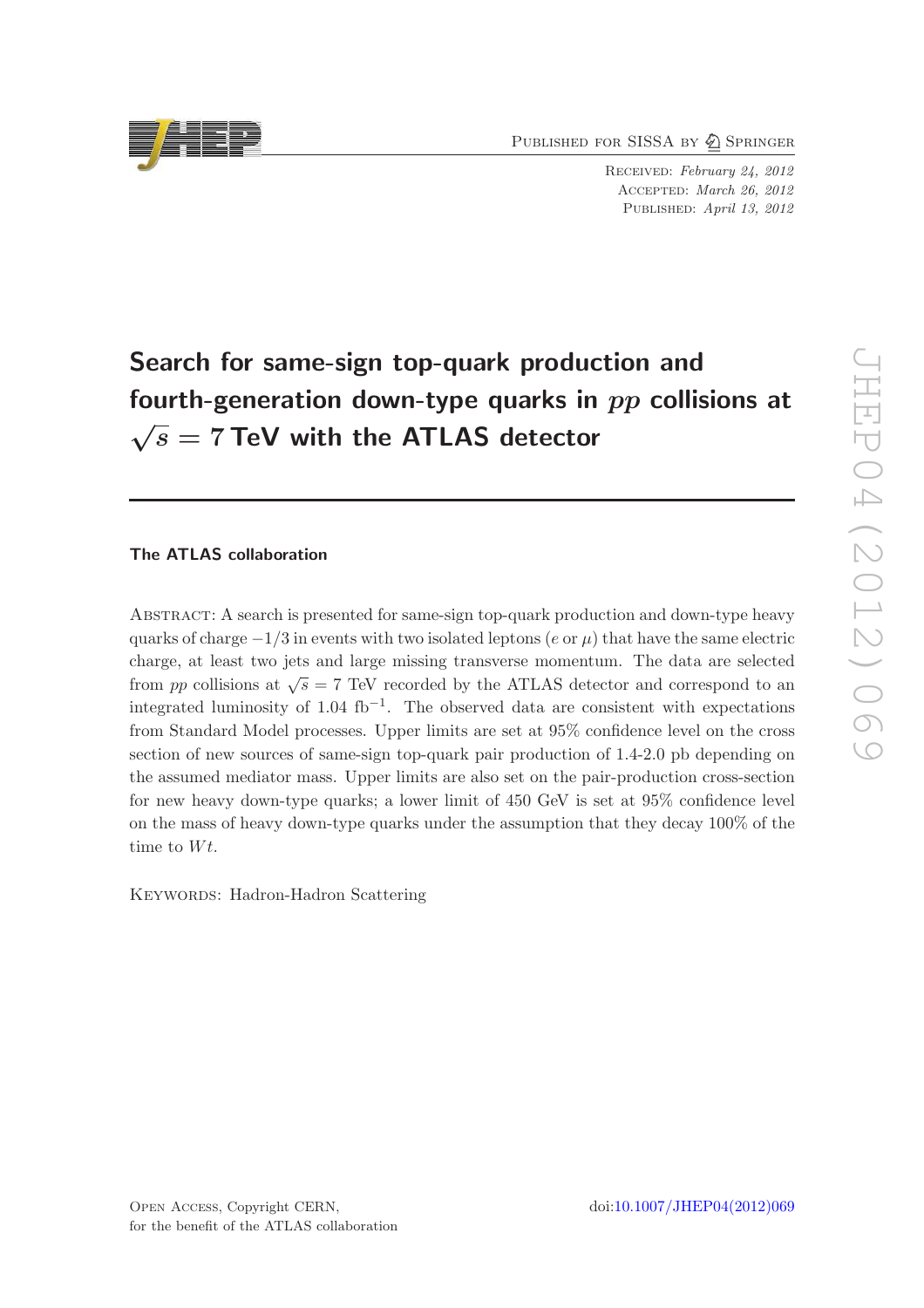Published for SISSA by Springer

Received: *February 24, 2012*
Accepted: *March 26, 2012*
Published: *April 13, 2012*

# Search for same-sign top-quark production and fourth-generation down-type quarks in $pp$ collisions at $\sqrt{s} = 7$ TeV with the ATLAS detector

**The ATLAS collaboration**

Abstract: A search is presented for same-sign top-quark production and down-type heavy quarks of charge $-1/3$ in events with two isolated leptons ($e$ or $\mu$) that have the same electric charge, at least two jets and large missing transverse momentum. The data are selected from $pp$ collisions at $\sqrt{s} = 7$ TeV recorded by the ATLAS detector and correspond to an integrated luminosity of 1.04 fb$^{-1}$. The observed data are consistent with expectations from Standard Model processes. Upper limits are set at 95% confidence level on the cross section of new sources of same-sign top-quark pair production of 1.4-2.0 pb depending on the assumed mediator mass. Upper limits are also set on the pair-production cross-section for new heavy down-type quarks; a lower limit of 450 GeV is set at 95% confidence level on the mass of heavy down-type quarks under the assumption that they decay 100% of the time to $Wt$.

Keywords: Hadron-Hadron Scattering

Open Access, Copyright CERN,
for the benefit of the ATLAS collaboration

doi:10.1007/JHEP04(2012)069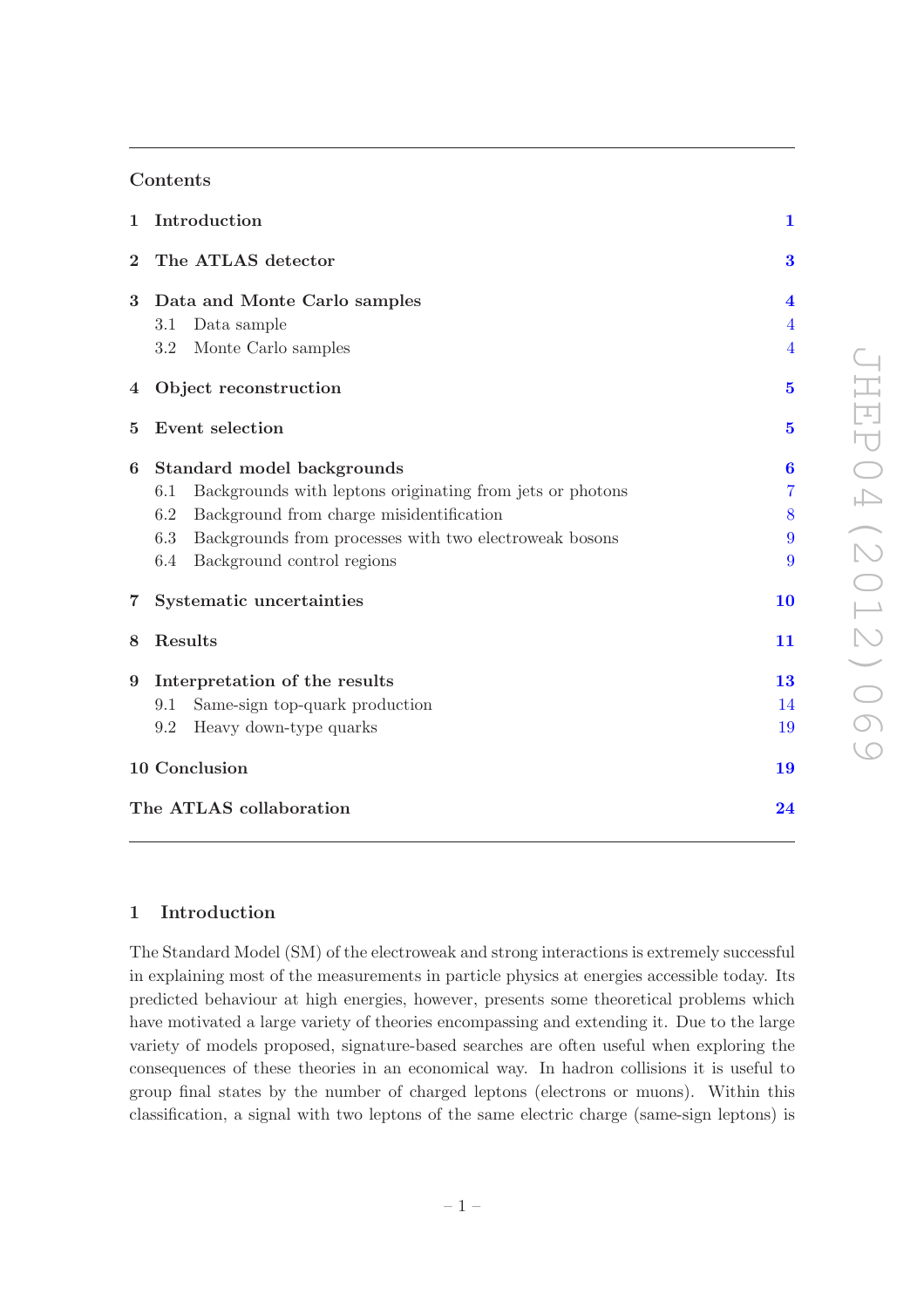## Contents

| | | |
|---|---|---|
| **1** | **Introduction** | **1** |
| **2** | **The ATLAS detector** | **3** |
| **3** | **Data and Monte Carlo samples** | **4** |
| | 3.1 Data sample | 4 |
| | 3.2 Monte Carlo samples | 4 |
| **4** | **Object reconstruction** | **5** |
| **5** | **Event selection** | **5** |
| **6** | **Standard model backgrounds** | **6** |
| | 6.1 Backgrounds with leptons originating from jets or photons | 7 |
| | 6.2 Background from charge misidentification | 8 |
| | 6.3 Backgrounds from processes with two electroweak bosons | 9 |
| | 6.4 Background control regions | 9 |
| **7** | **Systematic uncertainties** | **10** |
| **8** | **Results** | **11** |
| **9** | **Interpretation of the results** | **13** |
| | 9.1 Same-sign top-quark production | 14 |
| | 9.2 Heavy down-type quarks | 19 |
| **10** | **Conclusion** | **19** |
| | **The ATLAS collaboration** | **24** |

## 1 Introduction

The Standard Model (SM) of the electroweak and strong interactions is extremely successful in explaining most of the measurements in particle physics at energies accessible today. Its predicted behaviour at high energies, however, presents some theoretical problems which have motivated a large variety of theories encompassing and extending it. Due to the large variety of models proposed, signature-based searches are often useful when exploring the consequences of these theories in an economical way. In hadron collisions it is useful to group final states by the number of charged leptons (electrons or muons). Within this classification, a signal with two leptons of the same electric charge (same-sign leptons) is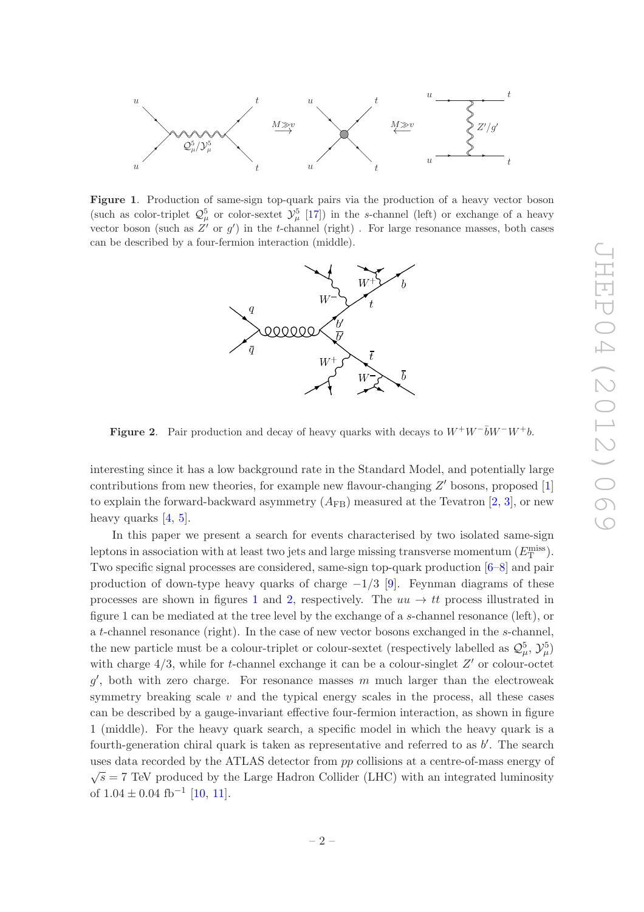Figure 1. Production of same-sign top-quark pairs via the production of a heavy vector boson (such as color-triplet $\mathcal{Q}^5_\mu$ or color-sextet $\mathcal{Y}^5_\mu$ [17]) in the $s$-channel (left) or exchange of a heavy vector boson (such as $Z'$ or $g'$) in the $t$-channel (right) . For large resonance masses, both cases can be described by a four-fermion interaction (middle).

Figure 2. Pair production and decay of heavy quarks with decays to $W^+W^-\bar{b}W^-W^+b$.

interesting since it has a low background rate in the Standard Model, and potentially large contributions from new theories, for example new flavour-changing $Z'$ bosons, proposed [1] to explain the forward-backward asymmetry ($A_{\rm FB}$) measured at the Tevatron [2, 3], or new heavy quarks [4, 5].

In this paper we present a search for events characterised by two isolated same-sign leptons in association with at least two jets and large missing transverse momentum ($E_{\rm T}^{\rm miss}$). Two specific signal processes are considered, same-sign top-quark production [6–8] and pair production of down-type heavy quarks of charge $-1/3$ [9]. Feynman diagrams of these processes are shown in figures 1 and 2, respectively. The $uu \to tt$ process illustrated in figure 1 can be mediated at the tree level by the exchange of a $s$-channel resonance (left), or a $t$-channel resonance (right). In the case of new vector bosons exchanged in the $s$-channel, the new particle must be a colour-triplet or colour-sextet (respectively labelled as $\mathcal{Q}^5_\mu$, $\mathcal{Y}^5_\mu$) with charge 4/3, while for $t$-channel exchange it can be a colour-singlet $Z'$ or colour-octet $g'$, both with zero charge. For resonance masses $m$ much larger than the electroweak symmetry breaking scale $v$ and the typical energy scales in the process, all these cases can be described by a gauge-invariant effective four-fermion interaction, as shown in figure 1 (middle). For the heavy quark search, a specific model in which the heavy quark is a fourth-generation chiral quark is taken as representative and referred to as $b'$. The search uses data recorded by the ATLAS detector from $pp$ collisions at a centre-of-mass energy of $\sqrt{s} = 7$ TeV produced by the Large Hadron Collider (LHC) with an integrated luminosity of $1.04 \pm 0.04$ fb$^{-1}$ [10, 11].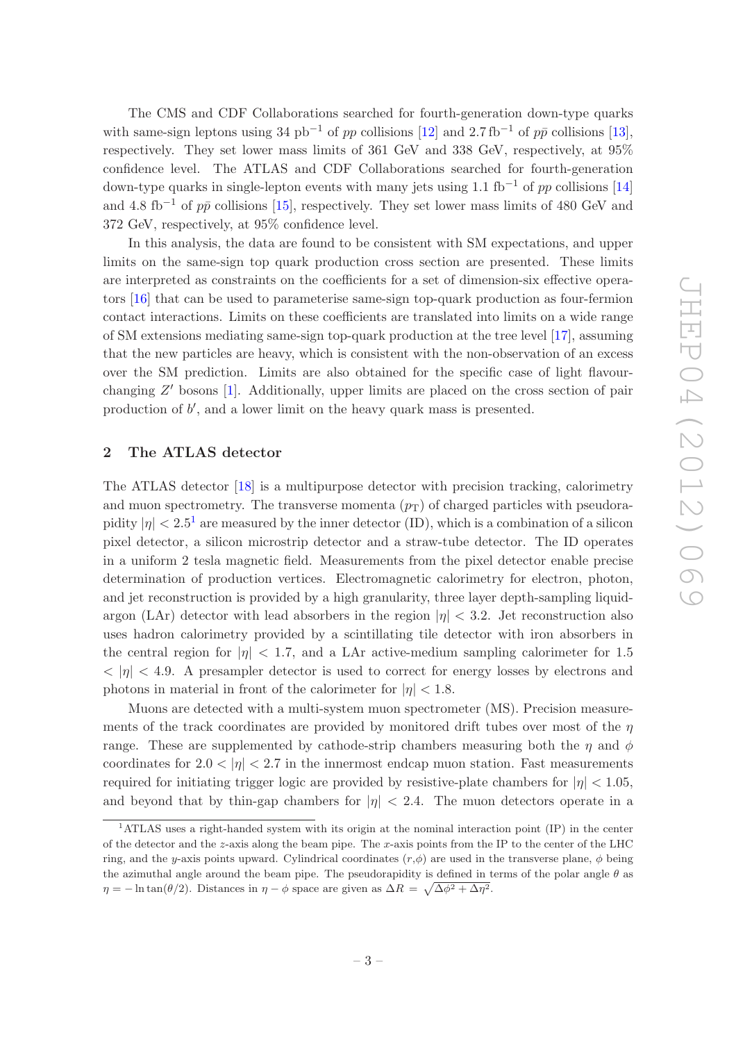The CMS and CDF Collaborations searched for fourth-generation down-type quarks with same-sign leptons using 34 $\text{pb}^{-1}$ of $pp$ collisions [12] and 2.7 $\text{fb}^{-1}$ of $p\bar{p}$ collisions [13], respectively. They set lower mass limits of 361 GeV and 338 GeV, respectively, at 95% confidence level. The ATLAS and CDF Collaborations searched for fourth-generation down-type quarks in single-lepton events with many jets using 1.1 $\text{fb}^{-1}$ of $pp$ collisions [14] and 4.8 $\text{fb}^{-1}$ of $p\bar{p}$ collisions [15], respectively. They set lower mass limits of 480 GeV and 372 GeV, respectively, at 95% confidence level.

In this analysis, the data are found to be consistent with SM expectations, and upper limits on the same-sign top quark production cross section are presented. These limits are interpreted as constraints on the coefficients for a set of dimension-six effective operators [16] that can be used to parameterise same-sign top-quark production as four-fermion contact interactions. Limits on these coefficients are translated into limits on a wide range of SM extensions mediating same-sign top-quark production at the tree level [17], assuming that the new particles are heavy, which is consistent with the non-observation of an excess over the SM prediction. Limits are also obtained for the specific case of light flavour-changing $Z'$ bosons [1]. Additionally, upper limits are placed on the cross section of pair production of $b'$, and a lower limit on the heavy quark mass is presented.

## 2 The ATLAS detector

The ATLAS detector [18] is a multipurpose detector with precision tracking, calorimetry and muon spectrometry. The transverse momenta ($p_{\mathrm{T}}$) of charged particles with pseudorapidity $|\eta| < 2.5$[1] are measured by the inner detector (ID), which is a combination of a silicon pixel detector, a silicon microstrip detector and a straw-tube detector. The ID operates in a uniform 2 tesla magnetic field. Measurements from the pixel detector enable precise determination of production vertices. Electromagnetic calorimetry for electron, photon, and jet reconstruction is provided by a high granularity, three layer depth-sampling liquid-argon (LAr) detector with lead absorbers in the region $|\eta| < 3.2$. Jet reconstruction also uses hadron calorimetry provided by a scintillating tile detector with iron absorbers in the central region for $|\eta| < 1.7$, and a LAr active-medium sampling calorimeter for $1.5 < |\eta| < 4.9$. A presampler detector is used to correct for energy losses by electrons and photons in material in front of the calorimeter for $|\eta| < 1.8$.

Muons are detected with a multi-system muon spectrometer (MS). Precision measurements of the track coordinates are provided by monitored drift tubes over most of the $\eta$ range. These are supplemented by cathode-strip chambers measuring both the $\eta$ and $\phi$ coordinates for $2.0 < |\eta| < 2.7$ in the innermost endcap muon station. Fast measurements required for initiating trigger logic are provided by resistive-plate chambers for $|\eta| < 1.05$, and beyond that by thin-gap chambers for $|\eta| < 2.4$. The muon detectors operate in a

[1] ATLAS uses a right-handed system with its origin at the nominal interaction point (IP) in the center of the detector and the $z$-axis along the beam pipe. The $x$-axis points from the IP to the center of the LHC ring, and the $y$-axis points upward. Cylindrical coordinates $(r,\phi)$ are used in the transverse plane, $\phi$ being the azimuthal angle around the beam pipe. The pseudorapidity is defined in terms of the polar angle $\theta$ as $\eta = -\ln\tan(\theta/2)$. Distances in $\eta - \phi$ space are given as $\Delta R = \sqrt{\Delta\phi^2 + \Delta\eta^2}$.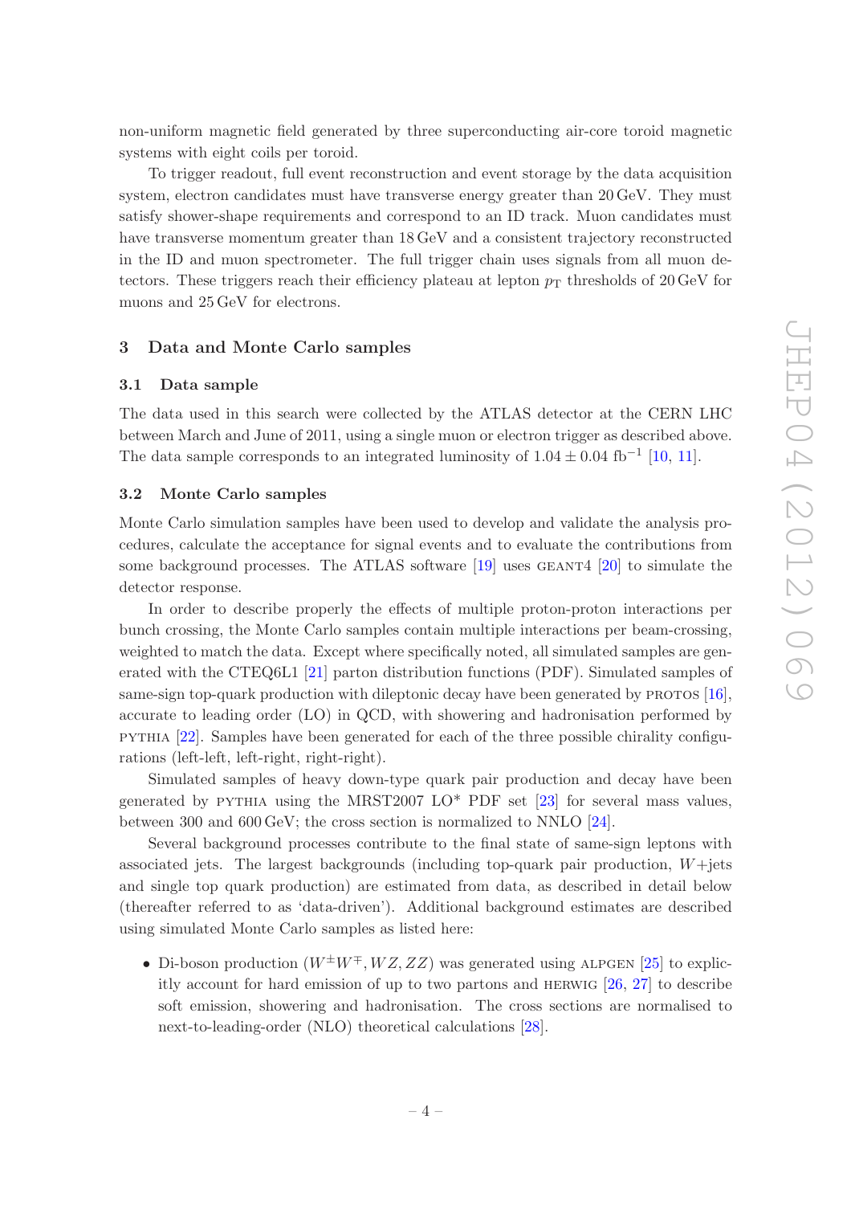non-uniform magnetic field generated by three superconducting air-core toroid magnetic systems with eight coils per toroid.

To trigger readout, full event reconstruction and event storage by the data acquisition system, electron candidates must have transverse energy greater than 20 GeV. They must satisfy shower-shape requirements and correspond to an ID track. Muon candidates must have transverse momentum greater than 18 GeV and a consistent trajectory reconstructed in the ID and muon spectrometer. The full trigger chain uses signals from all muon detectors. These triggers reach their efficiency plateau at lepton $p_{\mathrm{T}}$ thresholds of 20 GeV for muons and 25 GeV for electrons.

## 3 Data and Monte Carlo samples

### 3.1 Data sample

The data used in this search were collected by the ATLAS detector at the CERN LHC between March and June of 2011, using a single muon or electron trigger as described above. The data sample corresponds to an integrated luminosity of $1.04 \pm 0.04$ fb$^{-1}$ [10, 11].

### 3.2 Monte Carlo samples

Monte Carlo simulation samples have been used to develop and validate the analysis procedures, calculate the acceptance for signal events and to evaluate the contributions from some background processes. The ATLAS software [19] uses GEANT4 [20] to simulate the detector response.

In order to describe properly the effects of multiple proton-proton interactions per bunch crossing, the Monte Carlo samples contain multiple interactions per beam-crossing, weighted to match the data. Except where specifically noted, all simulated samples are generated with the CTEQ6L1 [21] parton distribution functions (PDF). Simulated samples of same-sign top-quark production with dileptonic decay have been generated by PROTOS [16], accurate to leading order (LO) in QCD, with showering and hadronisation performed by PYTHIA [22]. Samples have been generated for each of the three possible chirality configurations (left-left, left-right, right-right).

Simulated samples of heavy down-type quark pair production and decay have been generated by PYTHIA using the MRST2007 LO* PDF set [23] for several mass values, between 300 and 600 GeV; the cross section is normalized to NNLO [24].

Several background processes contribute to the final state of same-sign leptons with associated jets. The largest backgrounds (including top-quark pair production, $W$+jets and single top quark production) are estimated from data, as described in detail below (thereafter referred to as 'data-driven'). Additional background estimates are described using simulated Monte Carlo samples as listed here:

- Di-boson production ($W^{\pm}W^{\mp}, WZ, ZZ$) was generated using ALPGEN [25] to explicitly account for hard emission of up to two partons and HERWIG [26, 27] to describe soft emission, showering and hadronisation. The cross sections are normalised to next-to-leading-order (NLO) theoretical calculations [28].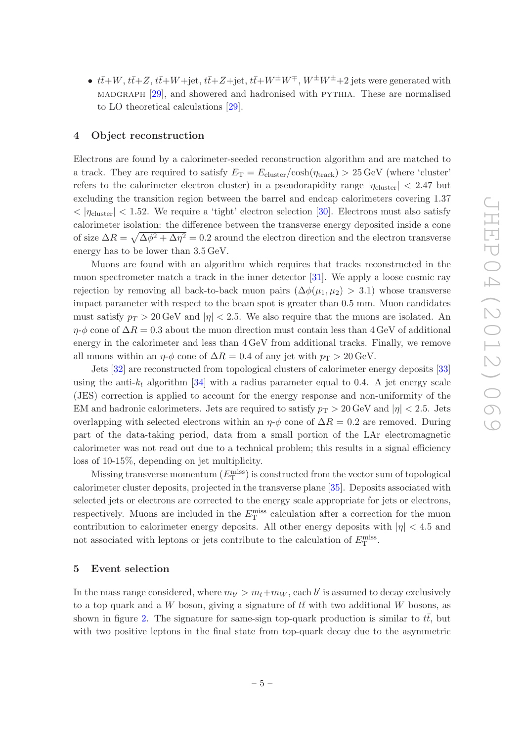- $t\bar{t}$+$W$, $t\bar{t}$+$Z$, $t\bar{t}$+$W$+jet, $t\bar{t}$+$Z$+jet, $t\bar{t}$+$W^{\pm}W^{\mp}$, $W^{\pm}W^{\pm}$+2 jets were generated with MADGRAPH [29], and showered and hadronised with PYTHIA. These are normalised to LO theoretical calculations [29].

## 4 Object reconstruction

Electrons are found by a calorimeter-seeded reconstruction algorithm and are matched to a track. They are required to satisfy $E_{\mathrm{T}} = E_{\mathrm{cluster}}/\cosh(\eta_{\mathrm{track}}) > 25\,\mathrm{GeV}$ (where 'cluster' refers to the calorimeter electron cluster) in a pseudorapidity range $|\eta_{\mathrm{cluster}}| < 2.47$ but excluding the transition region between the barrel and endcap calorimeters covering $1.37 < |\eta_{\mathrm{cluster}}| < 1.52$. We require a 'tight' electron selection [30]. Electrons must also satisfy calorimeter isolation: the difference between the transverse energy deposited inside a cone of size $\Delta R = \sqrt{\Delta\phi^2 + \Delta\eta^2} = 0.2$ around the electron direction and the electron transverse energy has to be lower than 3.5 GeV.

Muons are found with an algorithm which requires that tracks reconstructed in the muon spectrometer match a track in the inner detector [31]. We apply a loose cosmic ray rejection by removing all back-to-back muon pairs ($\Delta\phi(\mu_1, \mu_2) > 3.1$) whose transverse impact parameter with respect to the beam spot is greater than 0.5 mm. Muon candidates must satisfy $p_T > 20\,\mathrm{GeV}$ and $|\eta| < 2.5$. We also require that the muons are isolated. An $\eta$-$\phi$ cone of $\Delta R = 0.3$ about the muon direction must contain less than 4 GeV of additional energy in the calorimeter and less than 4 GeV from additional tracks. Finally, we remove all muons within an $\eta$-$\phi$ cone of $\Delta R = 0.4$ of any jet with $p_{\mathrm{T}} > 20\,\mathrm{GeV}$.

Jets [32] are reconstructed from topological clusters of calorimeter energy deposits [33] using the anti-$k_t$ algorithm [34] with a radius parameter equal to 0.4. A jet energy scale (JES) correction is applied to account for the energy response and non-uniformity of the EM and hadronic calorimeters. Jets are required to satisfy $p_{\mathrm{T}} > 20\,\mathrm{GeV}$ and $|\eta| < 2.5$. Jets overlapping with selected electrons within an $\eta$-$\phi$ cone of $\Delta R = 0.2$ are removed. During part of the data-taking period, data from a small portion of the LAr electromagnetic calorimeter was not read out due to a technical problem; this results in a signal efficiency loss of 10-15%, depending on jet multiplicity.

Missing transverse momentum ($E_{\mathrm{T}}^{\mathrm{miss}}$) is constructed from the vector sum of topological calorimeter cluster deposits, projected in the transverse plane [35]. Deposits associated with selected jets or electrons are corrected to the energy scale appropriate for jets or electrons, respectively. Muons are included in the $E_{\mathrm{T}}^{\mathrm{miss}}$ calculation after a correction for the muon contribution to calorimeter energy deposits. All other energy deposits with $|\eta| < 4.5$ and not associated with leptons or jets contribute to the calculation of $E_{\mathrm{T}}^{\mathrm{miss}}$.

## 5 Event selection

In the mass range considered, where $m_{b'} > m_t + m_W$, each $b'$ is assumed to decay exclusively to a top quark and a $W$ boson, giving a signature of $t\bar{t}$ with two additional $W$ bosons, as shown in figure 2. The signature for same-sign top-quark production is similar to $t\bar{t}$, but with two positive leptons in the final state from top-quark decay due to the asymmetric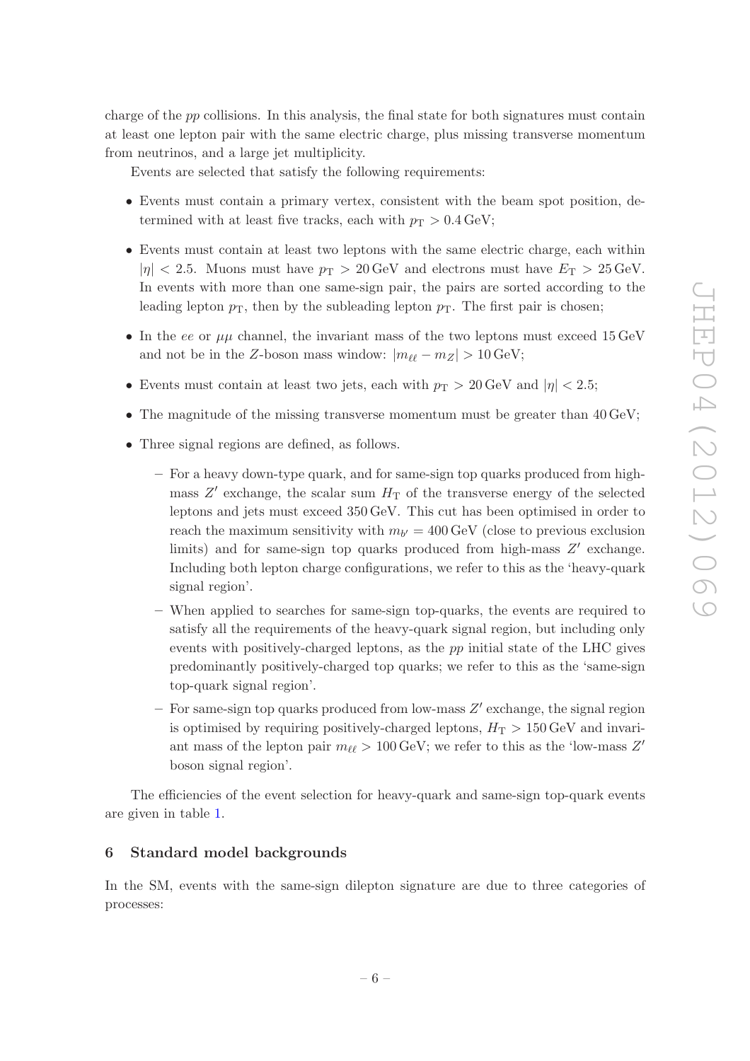charge of the $pp$ collisions. In this analysis, the final state for both signatures must contain at least one lepton pair with the same electric charge, plus missing transverse momentum from neutrinos, and a large jet multiplicity.

Events are selected that satisfy the following requirements:

- Events must contain a primary vertex, consistent with the beam spot position, determined with at least five tracks, each with $p_{\mathrm{T}} > 0.4\,\mathrm{GeV}$;
- Events must contain at least two leptons with the same electric charge, each within $|\eta| < 2.5$. Muons must have $p_{\mathrm{T}} > 20\,\mathrm{GeV}$ and electrons must have $E_{\mathrm{T}} > 25\,\mathrm{GeV}$. In events with more than one same-sign pair, the pairs are sorted according to the leading lepton $p_{\mathrm{T}}$, then by the subleading lepton $p_{\mathrm{T}}$. The first pair is chosen;
- In the $ee$ or $\mu\mu$ channel, the invariant mass of the two leptons must exceed 15 GeV and not be in the $Z$-boson mass window: $|m_{\ell\ell} - m_Z| > 10\,\mathrm{GeV}$;
- Events must contain at least two jets, each with $p_{\mathrm{T}} > 20\,\mathrm{GeV}$ and $|\eta| < 2.5$;
- The magnitude of the missing transverse momentum must be greater than 40 GeV;
- Three signal regions are defined, as follows.
  - For a heavy down-type quark, and for same-sign top quarks produced from high-mass $Z'$ exchange, the scalar sum $H_{\mathrm{T}}$ of the transverse energy of the selected leptons and jets must exceed 350 GeV. This cut has been optimised in order to reach the maximum sensitivity with $m_{b'} = 400\,\mathrm{GeV}$ (close to previous exclusion limits) and for same-sign top quarks produced from high-mass $Z'$ exchange. Including both lepton charge configurations, we refer to this as the 'heavy-quark signal region'.
  - When applied to searches for same-sign top-quarks, the events are required to satisfy all the requirements of the heavy-quark signal region, but including only events with positively-charged leptons, as the $pp$ initial state of the LHC gives predominantly positively-charged top quarks; we refer to this as the 'same-sign top-quark signal region'.
  - For same-sign top quarks produced from low-mass $Z'$ exchange, the signal region is optimised by requiring positively-charged leptons, $H_{\mathrm{T}} > 150\,\mathrm{GeV}$ and invariant mass of the lepton pair $m_{\ell\ell} > 100\,\mathrm{GeV}$; we refer to this as the 'low-mass $Z'$ boson signal region'.

The efficiencies of the event selection for heavy-quark and same-sign top-quark events are given in table 1.

## 6 Standard model backgrounds

In the SM, events with the same-sign dilepton signature are due to three categories of processes: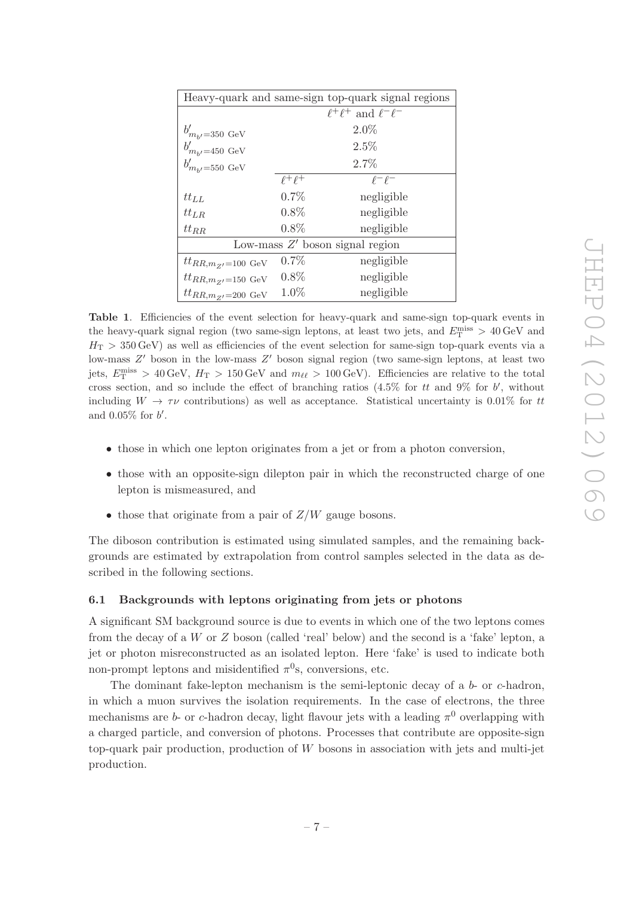| Heavy-quark and same-sign top-quark signal regions | | |
|---|---|---|
| | $\ell^+\ell^+$ and $\ell^-\ell^-$ | |
| $b'_{m_{b'}=350\text{ GeV}}$ | 2.0% | |
| $b'_{m_{b'}=450\text{ GeV}}$ | 2.5% | |
| $b'_{m_{b'}=550\text{ GeV}}$ | 2.7% | |
| | $\ell^+\ell^+$ | $\ell^-\ell^-$ |
| $tt_{LL}$ | 0.7% | negligible |
| $tt_{LR}$ | 0.8% | negligible |
| $tt_{RR}$ | 0.8% | negligible |
| Low-mass $Z'$ boson signal region | | |
| $tt_{RR,m_{Z'}=100\text{ GeV}}$ | 0.7% | negligible |
| $tt_{RR,m_{Z'}=150\text{ GeV}}$ | 0.8% | negligible |
| $tt_{RR,m_{Z'}=200\text{ GeV}}$ | 1.0% | negligible |

**Table 1**. Efficiencies of the event selection for heavy-quark and same-sign top-quark events in the heavy-quark signal region (two same-sign leptons, at least two jets, and $E_{\mathrm{T}}^{\mathrm{miss}} > 40\,\mathrm{GeV}$ and $H_{\mathrm{T}} > 350\,\mathrm{GeV}$) as well as efficiencies of the event selection for same-sign top-quark events via a low-mass $Z'$ boson in the low-mass $Z'$ boson signal region (two same-sign leptons, at least two jets, $E_{\mathrm{T}}^{\mathrm{miss}} > 40\,\mathrm{GeV}$, $H_{\mathrm{T}} > 150\,\mathrm{GeV}$ and $m_{\ell\ell} > 100\,\mathrm{GeV}$). Efficiencies are relative to the total cross section, and so include the effect of branching ratios (4.5% for $tt$ and 9% for $b'$, without including $W \to \tau\nu$ contributions) as well as acceptance. Statistical uncertainty is 0.01% for $tt$ and 0.05% for $b'$.

- those in which one lepton originates from a jet or from a photon conversion,
- those with an opposite-sign dilepton pair in which the reconstructed charge of one lepton is mismeasured, and
- those that originate from a pair of $Z/W$ gauge bosons.

The diboson contribution is estimated using simulated samples, and the remaining backgrounds are estimated by extrapolation from control samples selected in the data as described in the following sections.

### 6.1 Backgrounds with leptons originating from jets or photons

A significant SM background source is due to events in which one of the two leptons comes from the decay of a $W$ or $Z$ boson (called 'real' below) and the second is a 'fake' lepton, a jet or photon misreconstructed as an isolated lepton. Here 'fake' is used to indicate both non-prompt leptons and misidentified $\pi^0$s, conversions, etc.

The dominant fake-lepton mechanism is the semi-leptonic decay of a $b$- or $c$-hadron, in which a muon survives the isolation requirements. In the case of electrons, the three mechanisms are $b$- or $c$-hadron decay, light flavour jets with a leading $\pi^0$ overlapping with a charged particle, and conversion of photons. Processes that contribute are opposite-sign top-quark pair production, production of $W$ bosons in association with jets and multi-jet production.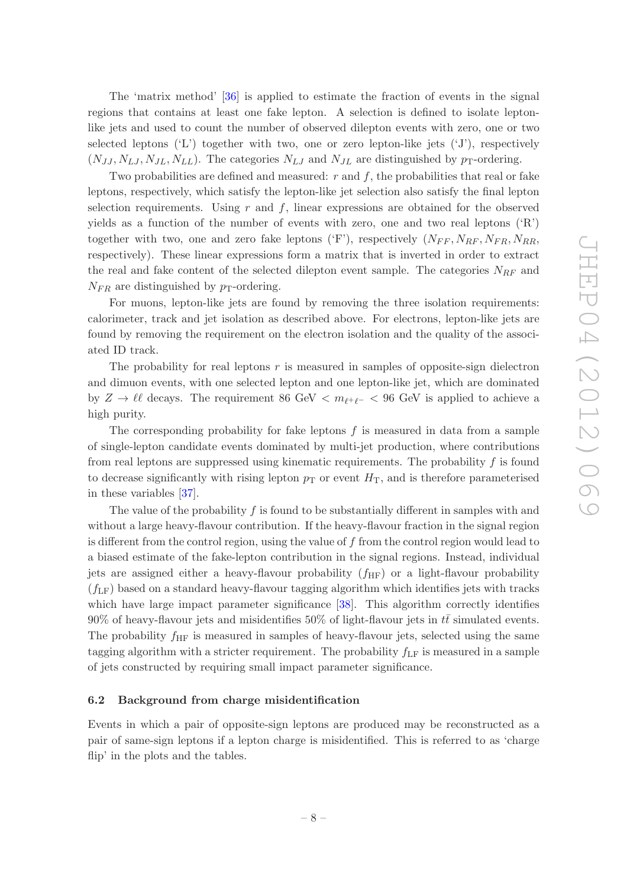The 'matrix method' [36] is applied to estimate the fraction of events in the signal regions that contains at least one fake lepton. A selection is defined to isolate lepton-like jets and used to count the number of observed dilepton events with zero, one or two selected leptons ('L') together with two, one or zero lepton-like jets ('J'), respectively ($N_{JJ}, N_{LJ}, N_{JL}, N_{LL}$). The categories $N_{LJ}$ and $N_{JL}$ are distinguished by $p_{\mathrm{T}}$-ordering.

Two probabilities are defined and measured: $r$ and $f$, the probabilities that real or fake leptons, respectively, which satisfy the lepton-like jet selection also satisfy the final lepton selection requirements. Using $r$ and $f$, linear expressions are obtained for the observed yields as a function of the number of events with zero, one and two real leptons ('R') together with two, one and zero fake leptons ('F'), respectively ($N_{FF}, N_{RF}, N_{FR}, N_{RR}$, respectively). These linear expressions form a matrix that is inverted in order to extract the real and fake content of the selected dilepton event sample. The categories $N_{RF}$ and $N_{FR}$ are distinguished by $p_{\mathrm{T}}$-ordering.

For muons, lepton-like jets are found by removing the three isolation requirements: calorimeter, track and jet isolation as described above. For electrons, lepton-like jets are found by removing the requirement on the electron isolation and the quality of the associated ID track.

The probability for real leptons $r$ is measured in samples of opposite-sign dielectron and dimuon events, with one selected lepton and one lepton-like jet, which are dominated by $Z \to \ell\ell$ decays. The requirement 86 GeV $< m_{\ell^+\ell^-} <$ 96 GeV is applied to achieve a high purity.

The corresponding probability for fake leptons $f$ is measured in data from a sample of single-lepton candidate events dominated by multi-jet production, where contributions from real leptons are suppressed using kinematic requirements. The probability $f$ is found to decrease significantly with rising lepton $p_{\mathrm{T}}$ or event $H_{\mathrm{T}}$, and is therefore parameterised in these variables [37].

The value of the probability $f$ is found to be substantially different in samples with and without a large heavy-flavour contribution. If the heavy-flavour fraction in the signal region is different from the control region, using the value of $f$ from the control region would lead to a biased estimate of the fake-lepton contribution in the signal regions. Instead, individual jets are assigned either a heavy-flavour probability ($f_{\mathrm{HF}}$) or a light-flavour probability ($f_{\mathrm{LF}}$) based on a standard heavy-flavour tagging algorithm which identifies jets with tracks which have large impact parameter significance [38]. This algorithm correctly identifies 90% of heavy-flavour jets and misidentifies 50% of light-flavour jets in $t\bar{t}$ simulated events. The probability $f_{\mathrm{HF}}$ is measured in samples of heavy-flavour jets, selected using the same tagging algorithm with a stricter requirement. The probability $f_{\mathrm{LF}}$ is measured in a sample of jets constructed by requiring small impact parameter significance.

### 6.2 Background from charge misidentification

Events in which a pair of opposite-sign leptons are produced may be reconstructed as a pair of same-sign leptons if a lepton charge is misidentified. This is referred to as 'charge flip' in the plots and the tables.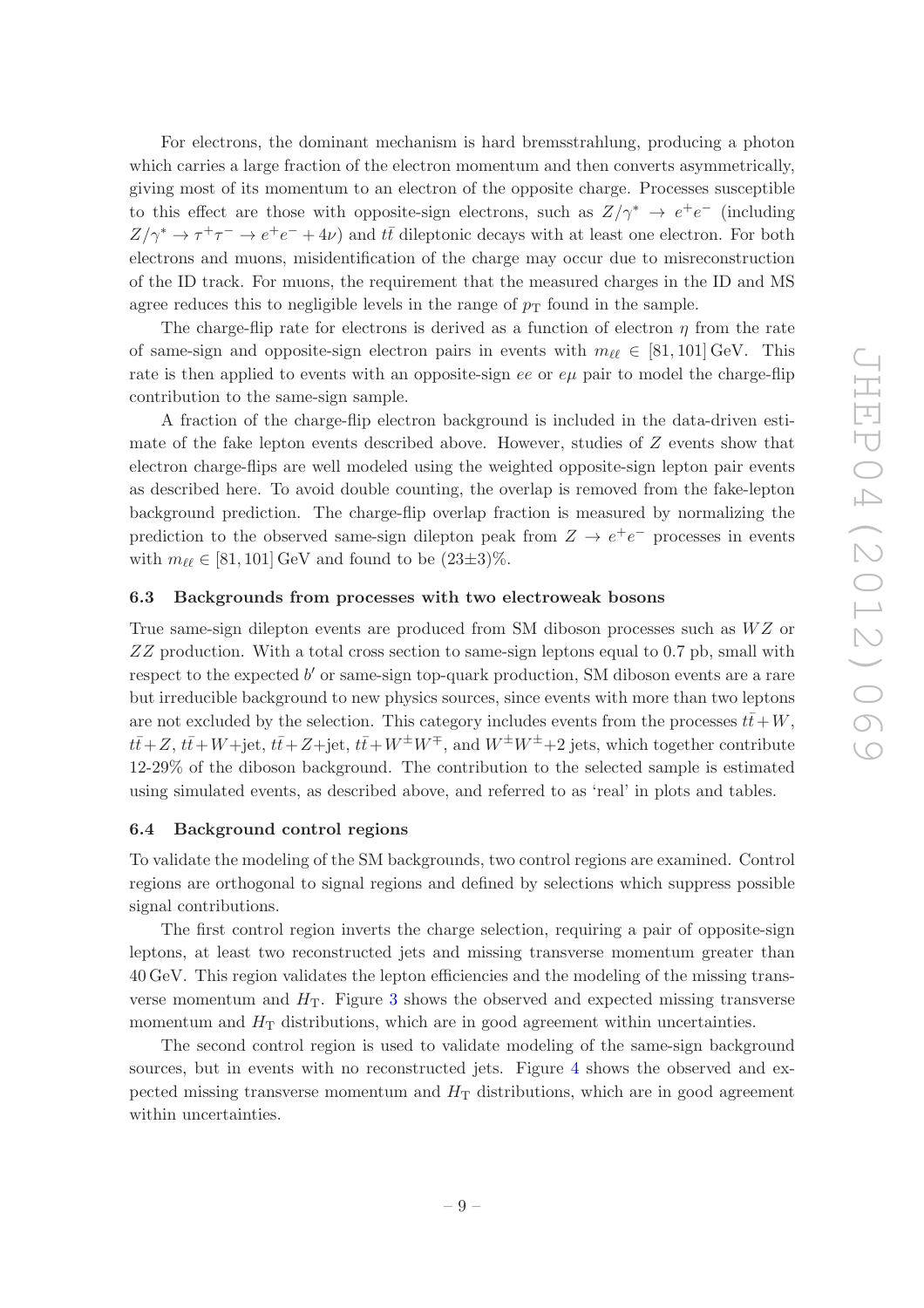For electrons, the dominant mechanism is hard bremsstrahlung, producing a photon which carries a large fraction of the electron momentum and then converts asymmetrically, giving most of its momentum to an electron of the opposite charge. Processes susceptible to this effect are those with opposite-sign electrons, such as $Z/\gamma^* \to e^+e^-$ (including $Z/\gamma^* \to \tau^+\tau^- \to e^+e^- + 4\nu$) and $t\bar{t}$ dileptonic decays with at least one electron. For both electrons and muons, misidentification of the charge may occur due to misreconstruction of the ID track. For muons, the requirement that the measured charges in the ID and MS agree reduces this to negligible levels in the range of $p_{\mathrm{T}}$ found in the sample.

The charge-flip rate for electrons is derived as a function of electron $\eta$ from the rate of same-sign and opposite-sign electron pairs in events with $m_{\ell\ell} \in [81, 101]$ GeV. This rate is then applied to events with an opposite-sign $ee$ or $e\mu$ pair to model the charge-flip contribution to the same-sign sample.

A fraction of the charge-flip electron background is included in the data-driven estimate of the fake lepton events described above. However, studies of $Z$ events show that electron charge-flips are well modeled using the weighted opposite-sign lepton pair events as described here. To avoid double counting, the overlap is removed from the fake-lepton background prediction. The charge-flip overlap fraction is measured by normalizing the prediction to the observed same-sign dilepton peak from $Z \to e^+e^-$ processes in events with $m_{\ell\ell} \in [81, 101]$ GeV and found to be $(23{\pm}3)$%.

### 6.3 Backgrounds from processes with two electroweak bosons

True same-sign dilepton events are produced from SM diboson processes such as $WZ$ or $ZZ$ production. With a total cross section to same-sign leptons equal to 0.7 pb, small with respect to the expected $b'$ or same-sign top-quark production, SM diboson events are a rare but irreducible background to new physics sources, since events with more than two leptons are not excluded by the selection. This category includes events from the processes $t\bar{t}+W$, $t\bar{t}+Z$, $t\bar{t}+W$+jet, $t\bar{t}+Z$+jet, $t\bar{t}+W^{\pm}W^{\mp}$, and $W^{\pm}W^{\pm}$+2 jets, which together contribute 12-29% of the diboson background. The contribution to the selected sample is estimated using simulated events, as described above, and referred to as 'real' in plots and tables.

### 6.4 Background control regions

To validate the modeling of the SM backgrounds, two control regions are examined. Control regions are orthogonal to signal regions and defined by selections which suppress possible signal contributions.

The first control region inverts the charge selection, requiring a pair of opposite-sign leptons, at least two reconstructed jets and missing transverse momentum greater than 40 GeV. This region validates the lepton efficiencies and the modeling of the missing transverse momentum and $H_{\mathrm{T}}$. Figure 3 shows the observed and expected missing transverse momentum and $H_{\mathrm{T}}$ distributions, which are in good agreement within uncertainties.

The second control region is used to validate modeling of the same-sign background sources, but in events with no reconstructed jets. Figure 4 shows the observed and expected missing transverse momentum and $H_{\mathrm{T}}$ distributions, which are in good agreement within uncertainties.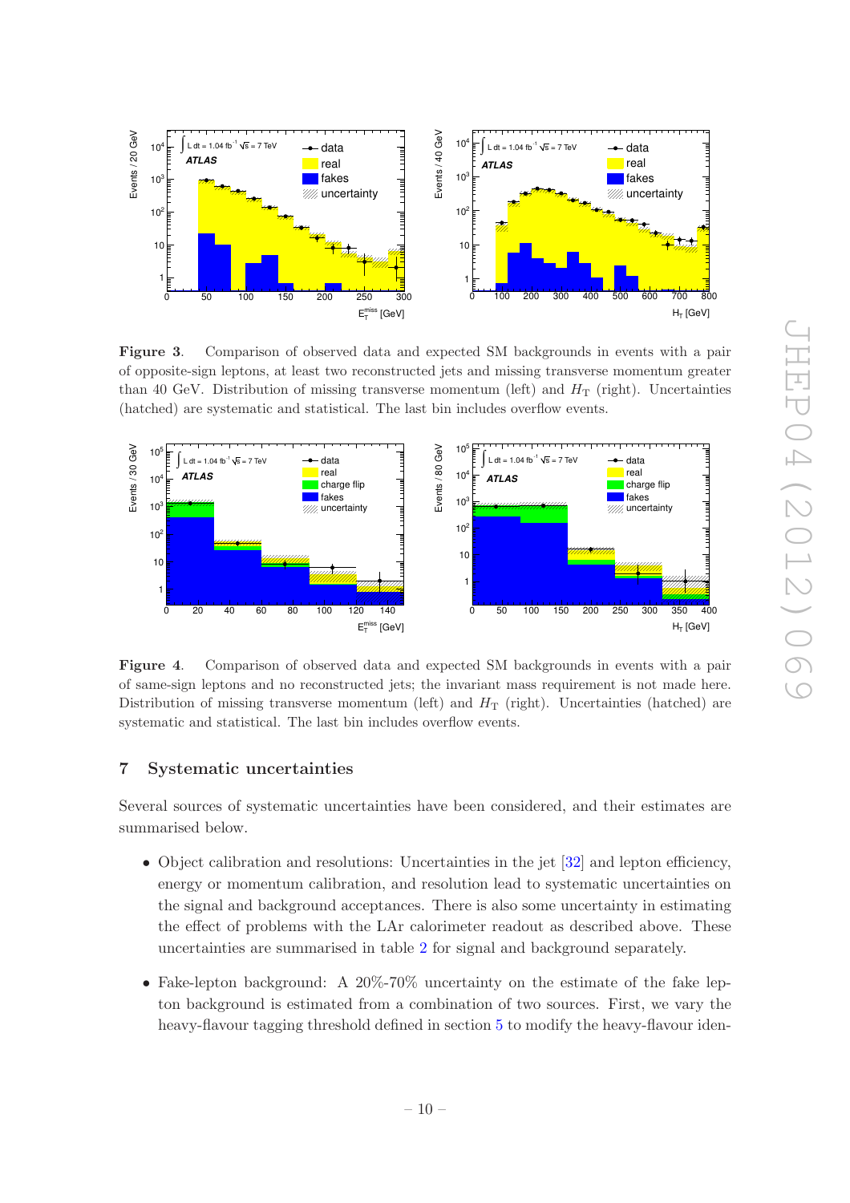**Figure 3**. Comparison of observed data and expected SM backgrounds in events with a pair of opposite-sign leptons, at least two reconstructed jets and missing transverse momentum greater than 40 GeV. Distribution of missing transverse momentum (left) and $H_T$ (right). Uncertainties (hatched) are systematic and statistical. The last bin includes overflow events.

**Figure 4**. Comparison of observed data and expected SM backgrounds in events with a pair of same-sign leptons and no reconstructed jets; the invariant mass requirement is not made here. Distribution of missing transverse momentum (left) and $H_T$ (right). Uncertainties (hatched) are systematic and statistical. The last bin includes overflow events.

## 7 Systematic uncertainties

Several sources of systematic uncertainties have been considered, and their estimates are summarised below.

- Object calibration and resolutions: Uncertainties in the jet [32] and lepton efficiency, energy or momentum calibration, and resolution lead to systematic uncertainties on the signal and background acceptances. There is also some uncertainty in estimating the effect of problems with the LAr calorimeter readout as described above. These uncertainties are summarised in table 2 for signal and background separately.

- Fake-lepton background: A 20%-70% uncertainty on the estimate of the fake lepton background is estimated from a combination of two sources. First, we vary the heavy-flavour tagging threshold defined in section 5 to modify the heavy-flavour iden-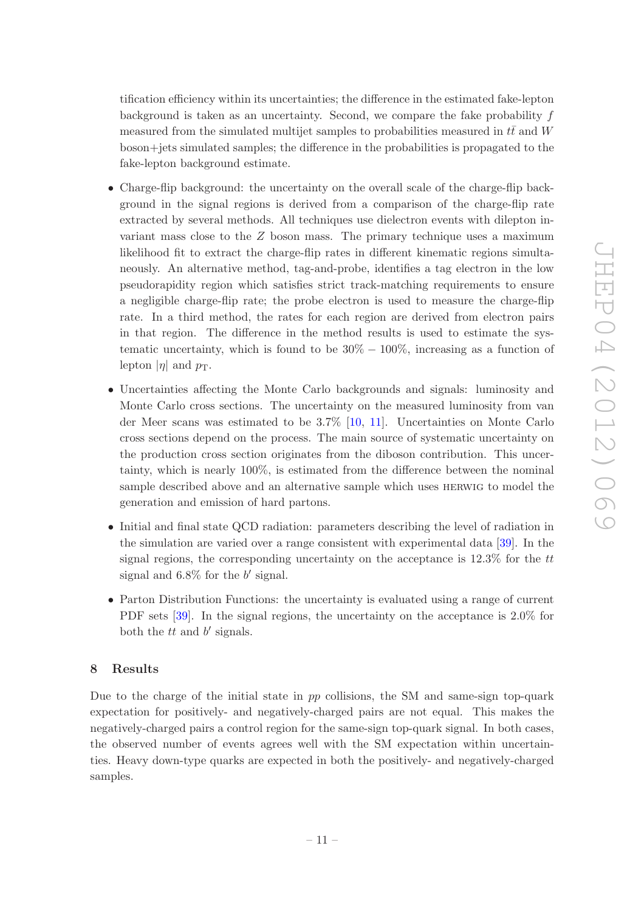tification efficiency within its uncertainties; the difference in the estimated fake-lepton background is taken as an uncertainty. Second, we compare the fake probability $f$ measured from the simulated multijet samples to probabilities measured in $t\bar{t}$ and $W$ boson+jets simulated samples; the difference in the probabilities is propagated to the fake-lepton background estimate.

- Charge-flip background: the uncertainty on the overall scale of the charge-flip background in the signal regions is derived from a comparison of the charge-flip rate extracted by several methods. All techniques use dielectron events with dilepton invariant mass close to the $Z$ boson mass. The primary technique uses a maximum likelihood fit to extract the charge-flip rates in different kinematic regions simultaneously. An alternative method, tag-and-probe, identifies a tag electron in the low pseudorapidity region which satisfies strict track-matching requirements to ensure a negligible charge-flip rate; the probe electron is used to measure the charge-flip rate. In a third method, the rates for each region are derived from electron pairs in that region. The difference in the method results is used to estimate the systematic uncertainty, which is found to be $30\% - 100\%$, increasing as a function of lepton $|\eta|$ and $p_{\mathrm{T}}$.
- Uncertainties affecting the Monte Carlo backgrounds and signals: luminosity and Monte Carlo cross sections. The uncertainty on the measured luminosity from van der Meer scans was estimated to be 3.7% [10, 11]. Uncertainties on Monte Carlo cross sections depend on the process. The main source of systematic uncertainty on the production cross section originates from the diboson contribution. This uncertainty, which is nearly 100%, is estimated from the difference between the nominal sample described above and an alternative sample which uses HERWIG to model the generation and emission of hard partons.
- Initial and final state QCD radiation: parameters describing the level of radiation in the simulation are varied over a range consistent with experimental data [39]. In the signal regions, the corresponding uncertainty on the acceptance is 12.3% for the $tt$ signal and 6.8% for the $b'$ signal.
- Parton Distribution Functions: the uncertainty is evaluated using a range of current PDF sets [39]. In the signal regions, the uncertainty on the acceptance is 2.0% for both the $tt$ and $b'$ signals.

## 8 Results

Due to the charge of the initial state in $pp$ collisions, the SM and same-sign top-quark expectation for positively- and negatively-charged pairs are not equal. This makes the negatively-charged pairs a control region for the same-sign top-quark signal. In both cases, the observed number of events agrees well with the SM expectation within uncertainties. Heavy down-type quarks are expected in both the positively- and negatively-charged samples.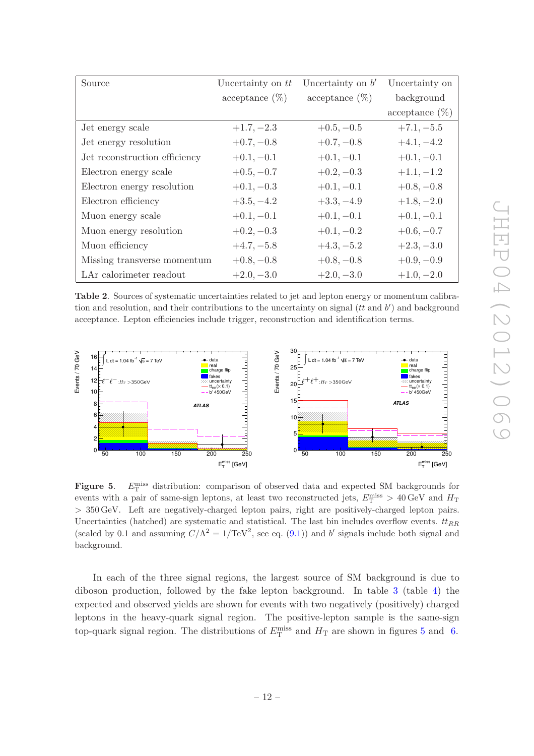| Source | Uncertainty on $tt$ acceptance (%) | Uncertainty on $b'$ acceptance (%) | Uncertainty on background acceptance (%) |
|---|---|---|---|
| Jet energy scale | $+1.7, -2.3$ | $+0.5, -0.5$ | $+7.1, -5.5$ |
| Jet energy resolution | $+0.7, -0.8$ | $+0.7, -0.8$ | $+4.1, -4.2$ |
| Jet reconstruction efficiency | $+0.1, -0.1$ | $+0.1, -0.1$ | $+0.1, -0.1$ |
| Electron energy scale | $+0.5, -0.7$ | $+0.2, -0.3$ | $+1.1, -1.2$ |
| Electron energy resolution | $+0.1, -0.3$ | $+0.1, -0.1$ | $+0.8, -0.8$ |
| Electron efficiency | $+3.5, -4.2$ | $+3.3, -4.9$ | $+1.8, -2.0$ |
| Muon energy scale | $+0.1, -0.1$ | $+0.1, -0.1$ | $+0.1, -0.1$ |
| Muon energy resolution | $+0.2, -0.3$ | $+0.1, -0.2$ | $+0.6, -0.7$ |
| Muon efficiency | $+4.7, -5.8$ | $+4.3, -5.2$ | $+2.3, -3.0$ |
| Missing transverse momentum | $+0.8, -0.8$ | $+0.8, -0.8$ | $+0.9, -0.9$ |
| LAr calorimeter readout | $+2.0, -3.0$ | $+2.0, -3.0$ | $+1.0, -2.0$ |

**Table 2**. Sources of systematic uncertainties related to jet and lepton energy or momentum calibration and resolution, and their contributions to the uncertainty on signal ($tt$ and $b'$) and background acceptance. Lepton efficiencies include trigger, reconstruction and identification terms.

**Figure 5**. $E_{\mathrm{T}}^{\mathrm{miss}}$ distribution: comparison of observed data and expected SM backgrounds for events with a pair of same-sign leptons, at least two reconstructed jets, $E_{\mathrm{T}}^{\mathrm{miss}} > 40\,\mathrm{GeV}$ and $H_{\mathrm{T}} > 350\,\mathrm{GeV}$. Left are negatively-charged lepton pairs, right are positively-charged lepton pairs. Uncertainties (hatched) are systematic and statistical. The last bin includes overflow events. $tt_{RR}$ (scaled by 0.1 and assuming $C/\Lambda^2 = 1/\mathrm{TeV}^2$, see eq. (9.1)) and $b'$ signals include both signal and background.

In each of the three signal regions, the largest source of SM background is due to diboson production, followed by the fake lepton background. In table 3 (table 4) the expected and observed yields are shown for events with two negatively (positively) charged leptons in the heavy-quark signal region. The positive-lepton sample is the same-sign top-quark signal region. The distributions of $E_{\mathrm{T}}^{\mathrm{miss}}$ and $H_{\mathrm{T}}$ are shown in figures 5 and 6.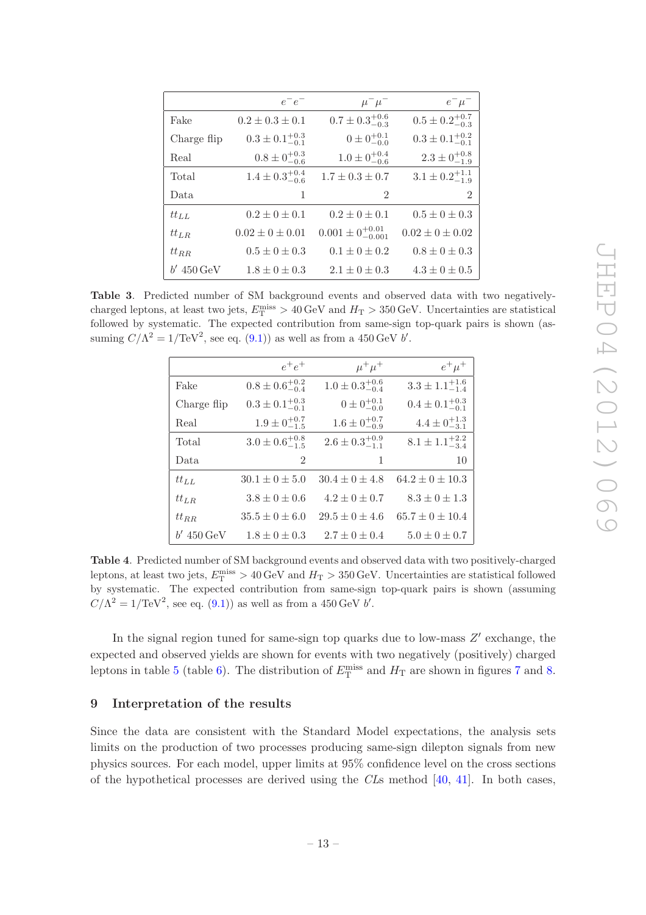| | $e^-e^-$ | $\mu^-\mu^-$ | $e^-\mu^-$ |
|---|---|---|---|
| Fake | $0.2 \pm 0.3 \pm 0.1$ | $0.7 \pm 0.3^{+0.6}_{-0.3}$ | $0.5 \pm 0.2^{+0.7}_{-0.3}$ |
| Charge flip | $0.3 \pm 0.1^{+0.3}_{-0.1}$ | $0 \pm 0^{+0.1}_{-0.0}$ | $0.3 \pm 0.1^{+0.2}_{-0.1}$ |
| Real | $0.8 \pm 0^{+0.3}_{-0.6}$ | $1.0 \pm 0^{+0.4}_{-0.6}$ | $2.3 \pm 0^{+0.8}_{-1.9}$ |
| Total | $1.4 \pm 0.3^{+0.4}_{-0.6}$ | $1.7 \pm 0.3 \pm 0.7$ | $3.1 \pm 0.2^{+1.1}_{-1.9}$ |
| Data | 1 | 2 | 2 |
| $tt_{LL}$ | $0.2 \pm 0 \pm 0.1$ | $0.2 \pm 0 \pm 0.1$ | $0.5 \pm 0 \pm 0.3$ |
| $tt_{LR}$ | $0.02 \pm 0 \pm 0.01$ | $0.001 \pm 0^{+0.01}_{-0.001}$ | $0.02 \pm 0 \pm 0.02$ |
| $tt_{RR}$ | $0.5 \pm 0 \pm 0.3$ | $0.1 \pm 0 \pm 0.2$ | $0.8 \pm 0 \pm 0.3$ |
| $b'$ 450 GeV | $1.8 \pm 0 \pm 0.3$ | $2.1 \pm 0 \pm 0.3$ | $4.3 \pm 0 \pm 0.5$ |

**Table 3**. Predicted number of SM background events and observed data with two negatively-charged leptons, at least two jets, $E_{\mathrm{T}}^{\mathrm{miss}} > 40\,\mathrm{GeV}$ and $H_{\mathrm{T}} > 350\,\mathrm{GeV}$. Uncertainties are statistical followed by systematic. The expected contribution from same-sign top-quark pairs is shown (assuming $C/\Lambda^2 = 1/\mathrm{TeV}^2$, see eq. (9.1)) as well as from a 450 GeV $b'$.

| | $e^+e^+$ | $\mu^+\mu^+$ | $e^+\mu^+$ |
|---|---|---|---|
| Fake | $0.8 \pm 0.6^{+0.2}_{-0.4}$ | $1.0 \pm 0.3^{+0.6}_{-0.4}$ | $3.3 \pm 1.1^{+1.6}_{-1.4}$ |
| Charge flip | $0.3 \pm 0.1^{+0.3}_{-0.1}$ | $0 \pm 0^{+0.1}_{-0.0}$ | $0.4 \pm 0.1^{+0.3}_{-0.1}$ |
| Real | $1.9 \pm 0^{+0.7}_{-1.5}$ | $1.6 \pm 0^{+0.7}_{-0.9}$ | $4.4 \pm 0^{+1.3}_{-3.1}$ |
| Total | $3.0 \pm 0.6^{+0.8}_{-1.5}$ | $2.6 \pm 0.3^{+0.9}_{-1.1}$ | $8.1 \pm 1.1^{+2.2}_{-3.4}$ |
| Data | 2 | 1 | 10 |
| $tt_{LL}$ | $30.1 \pm 0 \pm 5.0$ | $30.4 \pm 0 \pm 4.8$ | $64.2 \pm 0 \pm 10.3$ |
| $tt_{LR}$ | $3.8 \pm 0 \pm 0.6$ | $4.2 \pm 0 \pm 0.7$ | $8.3 \pm 0 \pm 1.3$ |
| $tt_{RR}$ | $35.5 \pm 0 \pm 6.0$ | $29.5 \pm 0 \pm 4.6$ | $65.7 \pm 0 \pm 10.4$ |
| $b'$ 450 GeV | $1.8 \pm 0 \pm 0.3$ | $2.7 \pm 0 \pm 0.4$ | $5.0 \pm 0 \pm 0.7$ |

**Table 4**. Predicted number of SM background events and observed data with two positively-charged leptons, at least two jets, $E_{\mathrm{T}}^{\mathrm{miss}} > 40\,\mathrm{GeV}$ and $H_{\mathrm{T}} > 350\,\mathrm{GeV}$. Uncertainties are statistical followed by systematic. The expected contribution from same-sign top-quark pairs is shown (assuming $C/\Lambda^2 = 1/\mathrm{TeV}^2$, see eq. (9.1)) as well as from a 450 GeV $b'$.

In the signal region tuned for same-sign top quarks due to low-mass $Z'$ exchange, the expected and observed yields are shown for events with two negatively (positively) charged leptons in table 5 (table 6). The distribution of $E_{\mathrm{T}}^{\mathrm{miss}}$ and $H_{\mathrm{T}}$ are shown in figures 7 and 8.

## 9 Interpretation of the results

Since the data are consistent with the Standard Model expectations, the analysis sets limits on the production of two processes producing same-sign dilepton signals from new physics sources. For each model, upper limits at 95% confidence level on the cross sections of the hypothetical processes are derived using the *CLs* method [40, 41]. In both cases,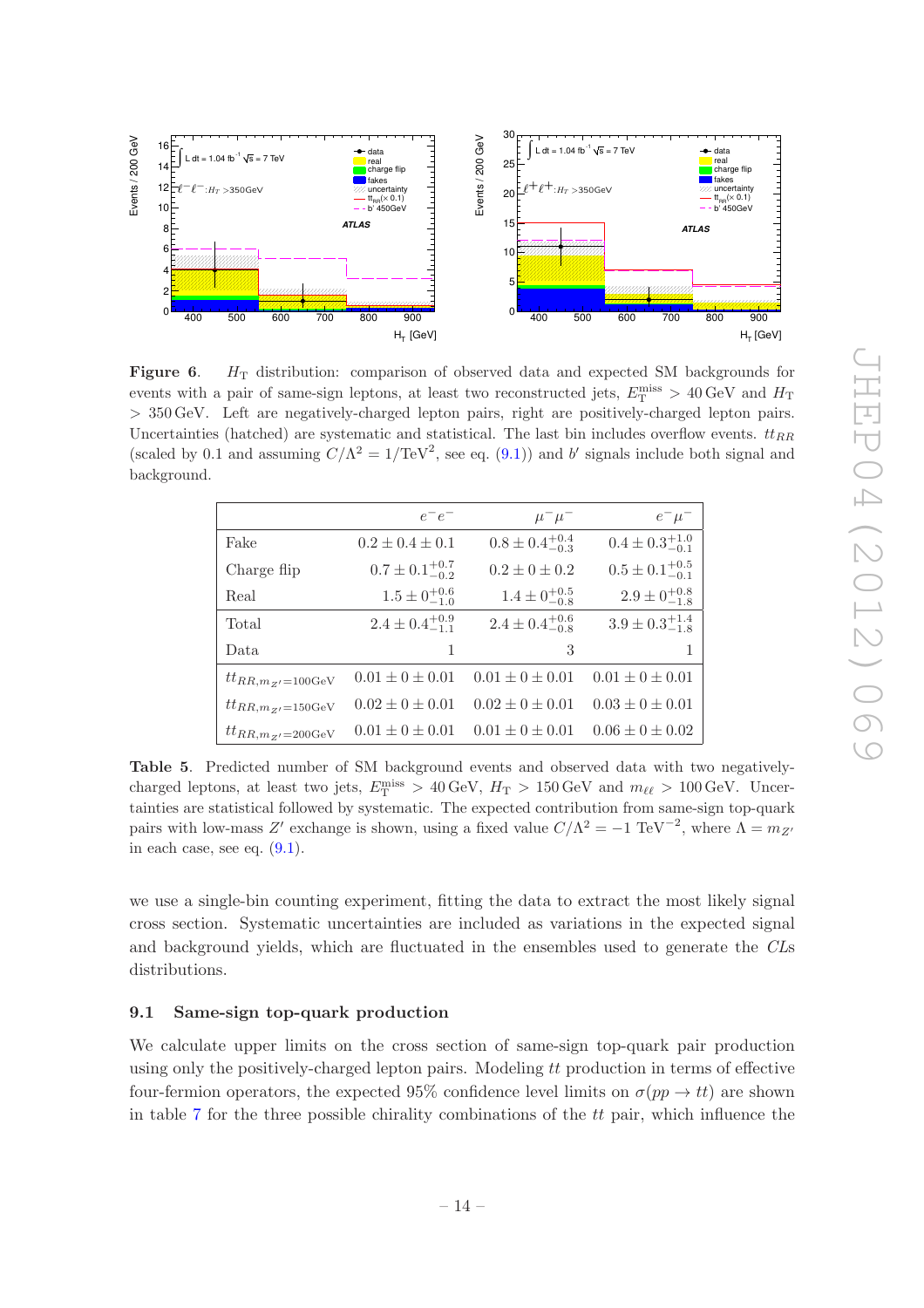**Figure 6**. $H_T$ distribution: comparison of observed data and expected SM backgrounds for events with a pair of same-sign leptons, at least two reconstructed jets, $E_T^{miss} > 40$ GeV and $H_T > 350$ GeV. Left are negatively-charged lepton pairs, right are positively-charged lepton pairs. Uncertainties (hatched) are systematic and statistical. The last bin includes overflow events. $tt_{RR}$ (scaled by 0.1 and assuming $C/\Lambda^2 = 1/\text{TeV}^2$, see eq. (9.1)) and $b'$ signals include both signal and background.

| | $e^-e^-$ | $\mu^-\mu^-$ | $e^-\mu^-$ |
|---|---|---|---|
| Fake | $0.2 \pm 0.4 \pm 0.1$ | $0.8 \pm 0.4^{+0.4}_{-0.3}$ | $0.4 \pm 0.3^{+1.0}_{-0.1}$ |
| Charge flip | $0.7 \pm 0.1^{+0.7}_{-0.2}$ | $0.2 \pm 0 \pm 0.2$ | $0.5 \pm 0.1^{+0.5}_{-0.1}$ |
| Real | $1.5 \pm 0^{+0.6}_{-1.0}$ | $1.4 \pm 0^{+0.5}_{-0.8}$ | $2.9 \pm 0^{+0.8}_{-1.8}$ |
| Total | $2.4 \pm 0.4^{+0.9}_{-1.1}$ | $2.4 \pm 0.4^{+0.6}_{-0.8}$ | $3.9 \pm 0.3^{+1.4}_{-1.8}$ |
| Data | 1 | 3 | 1 |
| $tt_{RR,m_{Z'}=100\text{GeV}}$ | $0.01 \pm 0 \pm 0.01$ | $0.01 \pm 0 \pm 0.01$ | $0.01 \pm 0 \pm 0.01$ |
| $tt_{RR,m_{Z'}=150\text{GeV}}$ | $0.02 \pm 0 \pm 0.01$ | $0.02 \pm 0 \pm 0.01$ | $0.03 \pm 0 \pm 0.01$ |
| $tt_{RR,m_{Z'}=200\text{GeV}}$ | $0.01 \pm 0 \pm 0.01$ | $0.01 \pm 0 \pm 0.01$ | $0.06 \pm 0 \pm 0.02$ |

**Table 5**. Predicted number of SM background events and observed data with two negatively-charged leptons, at least two jets, $E_T^{miss} > 40$ GeV, $H_T > 150$ GeV and $m_{\ell\ell} > 100$ GeV. Uncertainties are statistical followed by systematic. The expected contribution from same-sign top-quark pairs with low-mass $Z'$ exchange is shown, using a fixed value $C/\Lambda^2 = -1$ TeV$^{-2}$, where $\Lambda = m_{Z'}$ in each case, see eq. (9.1).

we use a single-bin counting experiment, fitting the data to extract the most likely signal cross section. Systematic uncertainties are included as variations in the expected signal and background yields, which are fluctuated in the ensembles used to generate the *CLs* distributions.

### 9.1 Same-sign top-quark production

We calculate upper limits on the cross section of same-sign top-quark pair production using only the positively-charged lepton pairs. Modeling $tt$ production in terms of effective four-fermion operators, the expected 95% confidence level limits on $\sigma(pp \to tt)$ are shown in table 7 for the three possible chirality combinations of the $tt$ pair, which influence the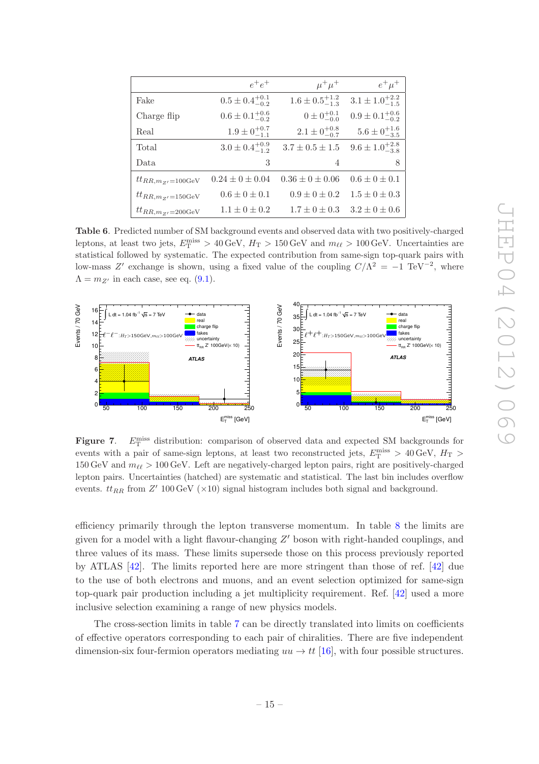|  | $e^+e^+$ | $\mu^+\mu^+$ | $e^+\mu^+$ |
|---|---|---|---|
| Fake | $0.5 \pm 0.4^{+0.1}_{-0.2}$ | $1.6 \pm 0.5^{+1.2}_{-1.3}$ | $3.1 \pm 1.0^{+2.2}_{-1.5}$ |
| Charge flip | $0.6 \pm 0.1^{+0.6}_{-0.2}$ | $0 \pm 0^{+0.1}_{-0.0}$ | $0.9 \pm 0.1^{+0.6}_{-0.2}$ |
| Real | $1.9 \pm 0^{+0.7}_{-1.1}$ | $2.1 \pm 0^{+0.8}_{-0.7}$ | $5.6 \pm 0^{+1.6}_{-3.5}$ |
| Total | $3.0 \pm 0.4^{+0.9}_{-1.2}$ | $3.7 \pm 0.5 \pm 1.5$ | $9.6 \pm 1.0^{+2.8}_{-3.8}$ |
| Data | 3 | 4 | 8 |
| $tt_{RR,m_{Z'}=100\text{GeV}}$ | $0.24 \pm 0 \pm 0.04$ | $0.36 \pm 0 \pm 0.06$ | $0.6 \pm 0 \pm 0.1$ |
| $tt_{RR,m_{Z'}=150\text{GeV}}$ | $0.6 \pm 0 \pm 0.1$ | $0.9 \pm 0 \pm 0.2$ | $1.5 \pm 0 \pm 0.3$ |
| $tt_{RR,m_{Z'}=200\text{GeV}}$ | $1.1 \pm 0 \pm 0.2$ | $1.7 \pm 0 \pm 0.3$ | $3.2 \pm 0 \pm 0.6$ |

**Table 6**. Predicted number of SM background events and observed data with two positively-charged leptons, at least two jets, $E_{\mathrm{T}}^{\mathrm{miss}} > 40\,\mathrm{GeV}$, $H_{\mathrm{T}} > 150\,\mathrm{GeV}$ and $m_{\ell\ell} > 100\,\mathrm{GeV}$. Uncertainties are statistical followed by systematic. The expected contribution from same-sign top-quark pairs with low-mass $Z'$ exchange is shown, using a fixed value of the coupling $C/\Lambda^2 = -1\ \mathrm{TeV}^{-2}$, where $\Lambda = m_{Z'}$ in each case, see eq. (9.1).

**Figure 7**. $E_{\mathrm{T}}^{\mathrm{miss}}$ distribution: comparison of observed data and expected SM backgrounds for events with a pair of same-sign leptons, at least two reconstructed jets, $E_{\mathrm{T}}^{\mathrm{miss}} > 40\,\mathrm{GeV}$, $H_{\mathrm{T}} > 150\,\mathrm{GeV}$ and $m_{\ell\ell} > 100\,\mathrm{GeV}$. Left are negatively-charged lepton pairs, right are positively-charged lepton pairs. Uncertainties (hatched) are systematic and statistical. The last bin includes overflow events. $tt_{RR}$ from $Z'$ 100 GeV ($\times 10$) signal histogram includes both signal and background.

efficiency primarily through the lepton transverse momentum. In table 8 the limits are given for a model with a light flavour-changing $Z'$ boson with right-handed couplings, and three values of its mass. These limits supersede those on this process previously reported by ATLAS [42]. The limits reported here are more stringent than those of ref. [42] due to the use of both electrons and muons, and an event selection optimized for same-sign top-quark pair production including a jet multiplicity requirement. Ref. [42] used a more inclusive selection examining a range of new physics models.

The cross-section limits in table 7 can be directly translated into limits on coefficients of effective operators corresponding to each pair of chiralities. There are five independent dimension-six four-fermion operators mediating $uu \to tt$ [16], with four possible structures.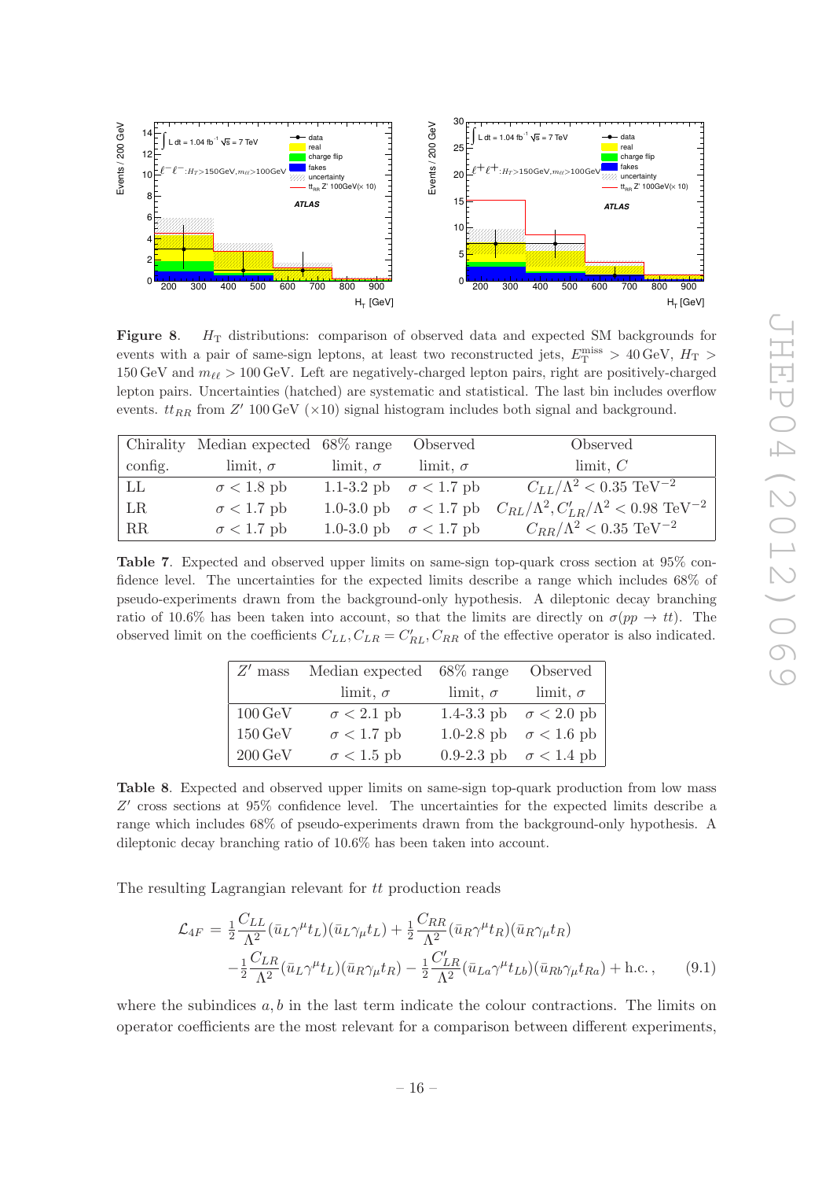**Figure 8.** $H_T$ distributions: comparison of observed data and expected SM backgrounds for events with a pair of same-sign leptons, at least two reconstructed jets, $E_T^{miss} > 40$ GeV, $H_T > 150$ GeV and $m_{\ell\ell} > 100$ GeV. Left are negatively-charged lepton pairs, right are positively-charged lepton pairs. Uncertainties (hatched) are systematic and statistical. The last bin includes overflow events. $tt_{RR}$ from $Z'$ 100 GeV ($\times 10$) signal histogram includes both signal and background.

| Chirality config. | Median expected limit, $\sigma$ | 68% range limit, $\sigma$ | Observed limit, $\sigma$ | Observed limit, $C$ |
|---|---|---|---|---|
| LL | $\sigma < 1.8$ pb | 1.1-3.2 pb | $\sigma < 1.7$ pb | $C_{LL}/\Lambda^2 < 0.35$ TeV$^{-2}$ |
| LR | $\sigma < 1.7$ pb | 1.0-3.0 pb | $\sigma < 1.7$ pb | $C_{RL}/\Lambda^2, C'_{LR}/\Lambda^2 < 0.98$ TeV$^{-2}$ |
| RR | $\sigma < 1.7$ pb | 1.0-3.0 pb | $\sigma < 1.7$ pb | $C_{RR}/\Lambda^2 < 0.35$ TeV$^{-2}$ |

**Table 7.** Expected and observed upper limits on same-sign top-quark cross section at 95% confidence level. The uncertainties for the expected limits describe a range which includes 68% of pseudo-experiments drawn from the background-only hypothesis. A dileptonic decay branching ratio of 10.6% has been taken into account, so that the limits are directly on $\sigma(pp \to tt)$. The observed limit on the coefficients $C_{LL}, C_{LR} = C'_{RL}, C_{RR}$ of the effective operator is also indicated.

| $Z'$ mass | Median expected limit, $\sigma$ | 68% range limit, $\sigma$ | Observed limit, $\sigma$ |
|---|---|---|---|
| 100 GeV | $\sigma < 2.1$ pb | 1.4-3.3 pb | $\sigma < 2.0$ pb |
| 150 GeV | $\sigma < 1.7$ pb | 1.0-2.8 pb | $\sigma < 1.6$ pb |
| 200 GeV | $\sigma < 1.5$ pb | 0.9-2.3 pb | $\sigma < 1.4$ pb |

**Table 8.** Expected and observed upper limits on same-sign top-quark production from low mass $Z'$ cross sections at 95% confidence level. The uncertainties for the expected limits describe a range which includes 68% of pseudo-experiments drawn from the background-only hypothesis. A dileptonic decay branching ratio of 10.6% has been taken into account.

The resulting Lagrangian relevant for $tt$ production reads

$$\begin{aligned}\mathcal{L}_{4F} = & \tfrac{1}{2}\frac{C_{LL}}{\Lambda^2}(\bar{u}_L\gamma^\mu t_L)(\bar{u}_L\gamma_\mu t_L) + \tfrac{1}{2}\frac{C_{RR}}{\Lambda^2}(\bar{u}_R\gamma^\mu t_R)(\bar{u}_R\gamma_\mu t_R) \\ & -\tfrac{1}{2}\frac{C_{LR}}{\Lambda^2}(\bar{u}_L\gamma^\mu t_L)(\bar{u}_R\gamma_\mu t_R) - \tfrac{1}{2}\frac{C'_{LR}}{\Lambda^2}(\bar{u}_{La}\gamma^\mu t_{Lb})(\bar{u}_{Rb}\gamma_\mu t_{Ra}) + \text{h.c.}\,, \end{aligned} \tag{9.1}$$

where the subindices $a, b$ in the last term indicate the colour contractions. The limits on operator coefficients are the most relevant for a comparison between different experiments,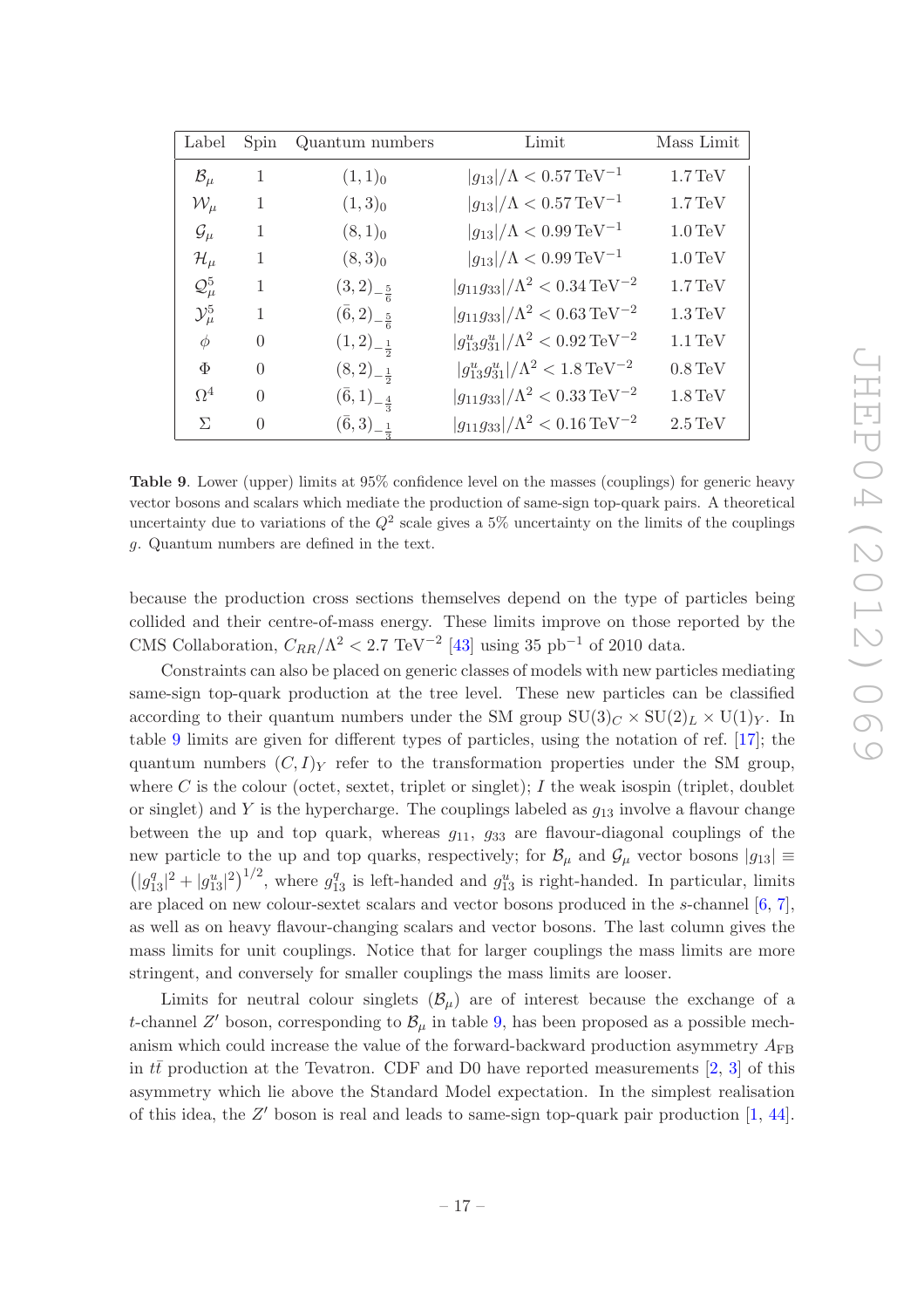| Label | Spin | Quantum numbers | Limit | Mass Limit |
|---|---|---|---|---|
| $\mathcal{B}_\mu$ | 1 | $(1,1)_0$ | $\lvert g_{13}\rvert/\Lambda < 0.57\,\mathrm{TeV}^{-1}$ | 1.7 TeV |
| $\mathcal{W}_\mu$ | 1 | $(1,3)_0$ | $\lvert g_{13}\rvert/\Lambda < 0.57\,\mathrm{TeV}^{-1}$ | 1.7 TeV |
| $\mathcal{G}_\mu$ | 1 | $(8,1)_0$ | $\lvert g_{13}\rvert/\Lambda < 0.99\,\mathrm{TeV}^{-1}$ | 1.0 TeV |
| $\mathcal{H}_\mu$ | 1 | $(8,3)_0$ | $\lvert g_{13}\rvert/\Lambda < 0.99\,\mathrm{TeV}^{-1}$ | 1.0 TeV |
| $\mathcal{Q}^5_\mu$ | 1 | $(3,2)_{-\frac{5}{6}}$ | $\lvert g_{11}g_{33}\rvert/\Lambda^2 < 0.34\,\mathrm{TeV}^{-2}$ | 1.7 TeV |
| $\mathcal{Y}^5_\mu$ | 1 | $(\bar{6},2)_{-\frac{5}{6}}$ | $\lvert g_{11}g_{33}\rvert/\Lambda^2 < 0.63\,\mathrm{TeV}^{-2}$ | 1.3 TeV |
| $\phi$ | 0 | $(1,2)_{-\frac{1}{2}}$ | $\lvert g^u_{13}g^u_{31}\rvert/\Lambda^2 < 0.92\,\mathrm{TeV}^{-2}$ | 1.1 TeV |
| $\Phi$ | 0 | $(8,2)_{-\frac{1}{2}}$ | $\lvert g^u_{13}g^u_{31}\rvert/\Lambda^2 < 1.8\,\mathrm{TeV}^{-2}$ | 0.8 TeV |
| $\Omega^4$ | 0 | $(\bar{6},1)_{-\frac{4}{3}}$ | $\lvert g_{11}g_{33}\rvert/\Lambda^2 < 0.33\,\mathrm{TeV}^{-2}$ | 1.8 TeV |
| $\Sigma$ | 0 | $(\bar{6},3)_{-\frac{1}{3}}$ | $\lvert g_{11}g_{33}\rvert/\Lambda^2 < 0.16\,\mathrm{TeV}^{-2}$ | 2.5 TeV |

**Table 9**. Lower (upper) limits at 95% confidence level on the masses (couplings) for generic heavy vector bosons and scalars which mediate the production of same-sign top-quark pairs. A theoretical uncertainty due to variations of the $Q^2$ scale gives a 5% uncertainty on the limits of the couplings $g$. Quantum numbers are defined in the text.

because the production cross sections themselves depend on the type of particles being collided and their centre-of-mass energy. These limits improve on those reported by the CMS Collaboration, $C_{RR}/\Lambda^2 < 2.7$ TeV$^{-2}$ [43] using 35 pb$^{-1}$ of 2010 data.

Constraints can also be placed on generic classes of models with new particles mediating same-sign top-quark production at the tree level. These new particles can be classified according to their quantum numbers under the SM group $\mathrm{SU}(3)_C \times \mathrm{SU}(2)_L \times \mathrm{U}(1)_Y$. In table 9 limits are given for different types of particles, using the notation of ref. [17]; the quantum numbers $(C, I)_Y$ refer to the transformation properties under the SM group, where $C$ is the colour (octet, sextet, triplet or singlet); $I$ the weak isospin (triplet, doublet or singlet) and $Y$ is the hypercharge. The couplings labeled as $g_{13}$ involve a flavour change between the up and top quark, whereas $g_{11}$, $g_{33}$ are flavour-diagonal couplings of the new particle to the up and top quarks, respectively; for $\mathcal{B}_\mu$ and $\mathcal{G}_\mu$ vector bosons $|g_{13}| \equiv \left(|g^q_{13}|^2 + |g^u_{13}|^2\right)^{1/2}$, where $g^q_{13}$ is left-handed and $g^u_{13}$ is right-handed. In particular, limits are placed on new colour-sextet scalars and vector bosons produced in the $s$-channel [6, 7], as well as on heavy flavour-changing scalars and vector bosons. The last column gives the mass limits for unit couplings. Notice that for larger couplings the mass limits are more stringent, and conversely for smaller couplings the mass limits are looser.

Limits for neutral colour singlets ($\mathcal{B}_\mu$) are of interest because the exchange of a $t$-channel $Z'$ boson, corresponding to $\mathcal{B}_\mu$ in table 9, has been proposed as a possible mechanism which could increase the value of the forward-backward production asymmetry $A_{\mathrm{FB}}$ in $t\bar{t}$ production at the Tevatron. CDF and D0 have reported measurements [2, 3] of this asymmetry which lie above the Standard Model expectation. In the simplest realisation of this idea, the $Z'$ boson is real and leads to same-sign top-quark pair production [1, 44].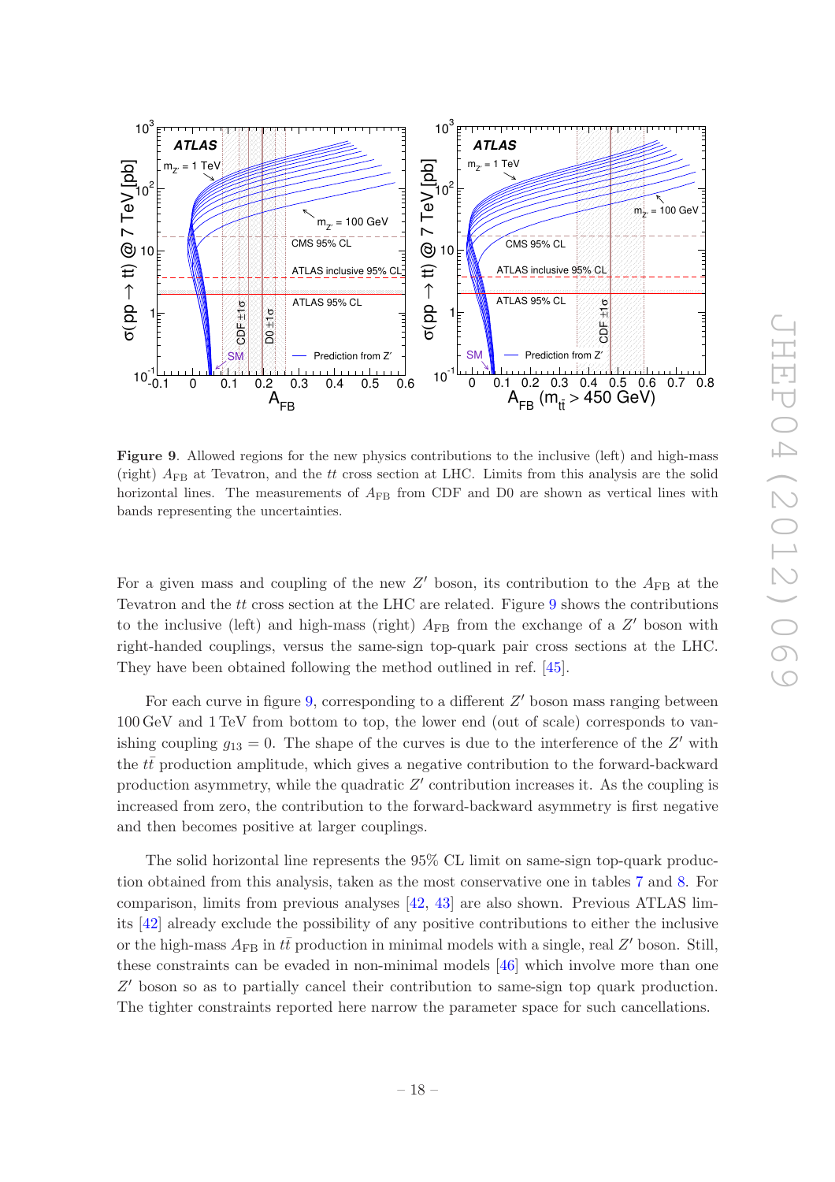**Figure 9**. Allowed regions for the new physics contributions to the inclusive (left) and high-mass (right) $A_{\rm FB}$ at Tevatron, and the $tt$ cross section at LHC. Limits from this analysis are the solid horizontal lines. The measurements of $A_{\rm FB}$ from CDF and D0 are shown as vertical lines with bands representing the uncertainties.

For a given mass and coupling of the new $Z'$ boson, its contribution to the $A_{\rm FB}$ at the Tevatron and the $tt$ cross section at the LHC are related. Figure 9 shows the contributions to the inclusive (left) and high-mass (right) $A_{\rm FB}$ from the exchange of a $Z'$ boson with right-handed couplings, versus the same-sign top-quark pair cross sections at the LHC. They have been obtained following the method outlined in ref. [45].

For each curve in figure 9, corresponding to a different $Z'$ boson mass ranging between 100 GeV and 1 TeV from bottom to top, the lower end (out of scale) corresponds to vanishing coupling $g_{13} = 0$. The shape of the curves is due to the interference of the $Z'$ with the $t\bar{t}$ production amplitude, which gives a negative contribution to the forward-backward production asymmetry, while the quadratic $Z'$ contribution increases it. As the coupling is increased from zero, the contribution to the forward-backward asymmetry is first negative and then becomes positive at larger couplings.

The solid horizontal line represents the 95% CL limit on same-sign top-quark production obtained from this analysis, taken as the most conservative one in tables 7 and 8. For comparison, limits from previous analyses [42, 43] are also shown. Previous ATLAS limits [42] already exclude the possibility of any positive contributions to either the inclusive or the high-mass $A_{\rm FB}$ in $t\bar{t}$ production in minimal models with a single, real $Z'$ boson. Still, these constraints can be evaded in non-minimal models [46] which involve more than one $Z'$ boson so as to partially cancel their contribution to same-sign top quark production. The tighter constraints reported here narrow the parameter space for such cancellations.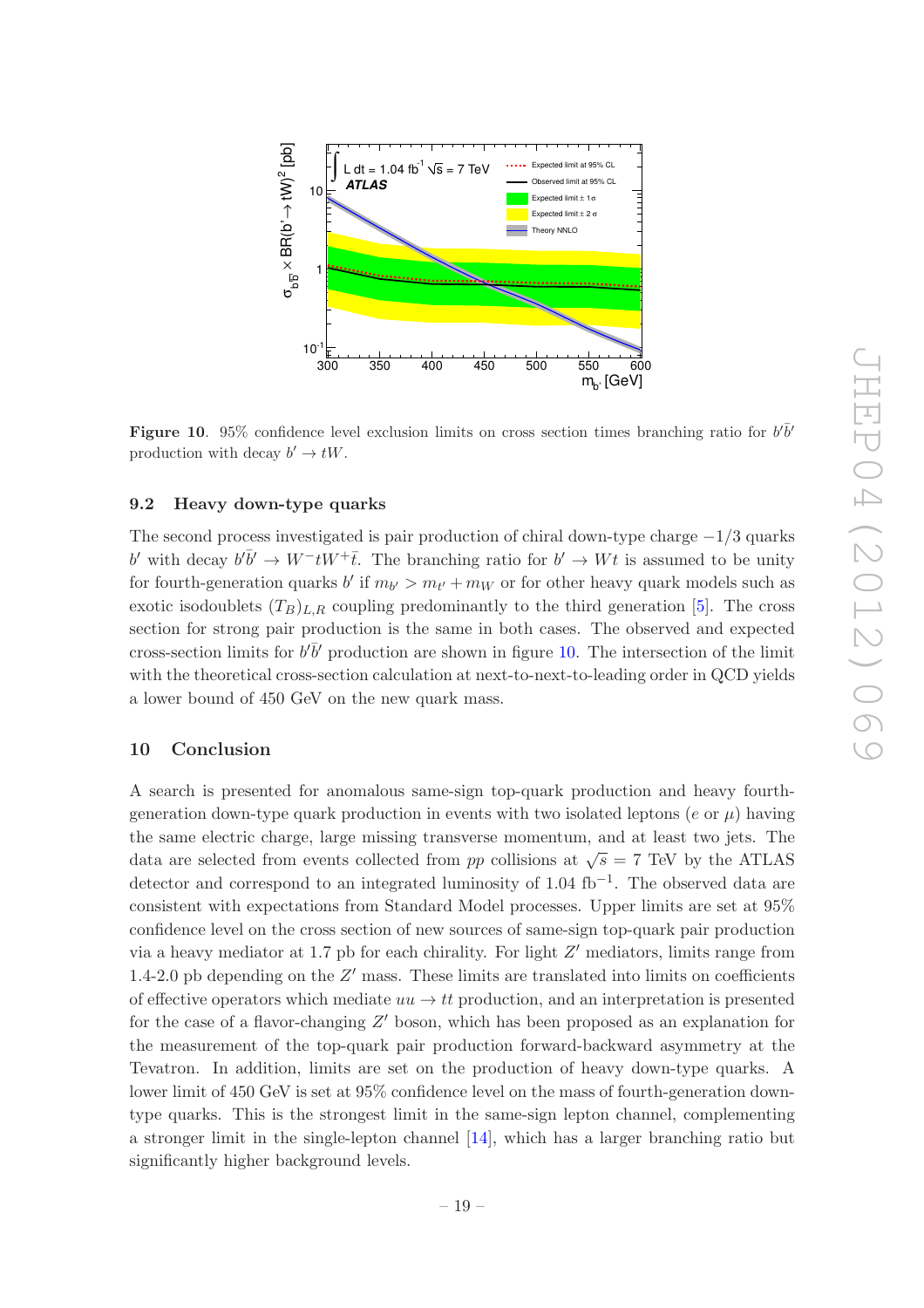**Figure 10**. 95% confidence level exclusion limits on cross section times branching ratio for $b'\bar{b}'$ production with decay $b' \to tW$.

### 9.2 Heavy down-type quarks

The second process investigated is pair production of chiral down-type charge $-1/3$ quarks $b'$ with decay $b'\bar{b}' \to W^- tW^+\bar{t}$. The branching ratio for $b' \to Wt$ is assumed to be unity for fourth-generation quarks $b'$ if $m_{b'} > m_{t'} + m_W$ or for other heavy quark models such as exotic isodoublets $(T_B)_{L,R}$ coupling predominantly to the third generation [5]. The cross section for strong pair production is the same in both cases. The observed and expected cross-section limits for $b'\bar{b}'$ production are shown in figure 10. The intersection of the limit with the theoretical cross-section calculation at next-to-next-to-leading order in QCD yields a lower bound of 450 GeV on the new quark mass.

## 10 Conclusion

A search is presented for anomalous same-sign top-quark production and heavy fourth-generation down-type quark production in events with two isolated leptons ($e$ or $\mu$) having the same electric charge, large missing transverse momentum, and at least two jets. The data are selected from events collected from $pp$ collisions at $\sqrt{s} = 7$ TeV by the ATLAS detector and correspond to an integrated luminosity of 1.04 fb$^{-1}$. The observed data are consistent with expectations from Standard Model processes. Upper limits are set at 95% confidence level on the cross section of new sources of same-sign top-quark pair production via a heavy mediator at 1.7 pb for each chirality. For light $Z'$ mediators, limits range from 1.4-2.0 pb depending on the $Z'$ mass. These limits are translated into limits on coefficients of effective operators which mediate $uu \to tt$ production, and an interpretation is presented for the case of a flavor-changing $Z'$ boson, which has been proposed as an explanation for the measurement of the top-quark pair production forward-backward asymmetry at the Tevatron. In addition, limits are set on the production of heavy down-type quarks. A lower limit of 450 GeV is set at 95% confidence level on the mass of fourth-generation down-type quarks. This is the strongest limit in the same-sign lepton channel, complementing a stronger limit in the single-lepton channel [14], which has a larger branching ratio but significantly higher background levels.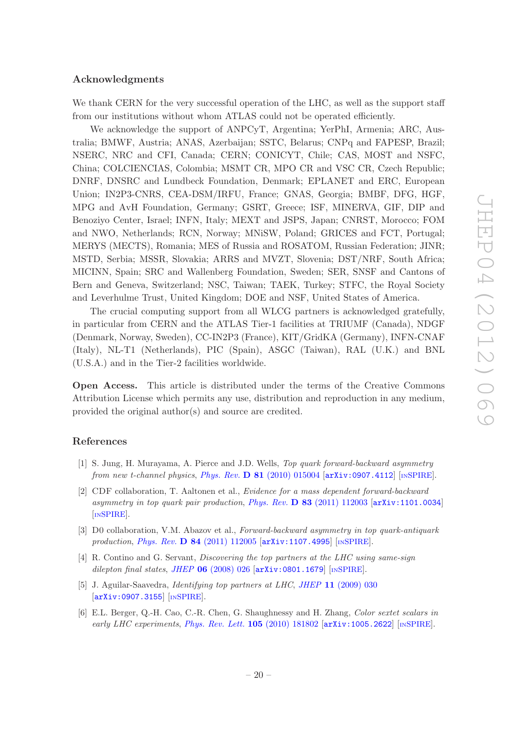## Acknowledgments

We thank CERN for the very successful operation of the LHC, as well as the support staff from our institutions without whom ATLAS could not be operated efficiently.

We acknowledge the support of ANPCyT, Argentina; YerPhI, Armenia; ARC, Australia; BMWF, Austria; ANAS, Azerbaijan; SSTC, Belarus; CNPq and FAPESP, Brazil; NSERC, NRC and CFI, Canada; CERN; CONICYT, Chile; CAS, MOST and NSFC, China; COLCIENCIAS, Colombia; MSMT CR, MPO CR and VSC CR, Czech Republic; DNRF, DNSRC and Lundbeck Foundation, Denmark; EPLANET and ERC, European Union; IN2P3-CNRS, CEA-DSM/IRFU, France; GNAS, Georgia; BMBF, DFG, HGF, MPG and AvH Foundation, Germany; GSRT, Greece; ISF, MINERVA, GIF, DIP and Benoziyo Center, Israel; INFN, Italy; MEXT and JSPS, Japan; CNRST, Morocco; FOM and NWO, Netherlands; RCN, Norway; MNiSW, Poland; GRICES and FCT, Portugal; MERYS (MECTS), Romania; MES of Russia and ROSATOM, Russian Federation; JINR; MSTD, Serbia; MSSR, Slovakia; ARRS and MVZT, Slovenia; DST/NRF, South Africa; MICINN, Spain; SRC and Wallenberg Foundation, Sweden; SER, SNSF and Cantons of Bern and Geneva, Switzerland; NSC, Taiwan; TAEK, Turkey; STFC, the Royal Society and Leverhulme Trust, United Kingdom; DOE and NSF, United States of America.

The crucial computing support from all WLCG partners is acknowledged gratefully, in particular from CERN and the ATLAS Tier-1 facilities at TRIUMF (Canada), NDGF (Denmark, Norway, Sweden), CC-IN2P3 (France), KIT/GridKA (Germany), INFN-CNAF (Italy), NL-T1 (Netherlands), PIC (Spain), ASGC (Taiwan), RAL (U.K.) and BNL (U.S.A.) and in the Tier-2 facilities worldwide.

**Open Access.** This article is distributed under the terms of the Creative Commons Attribution License which permits any use, distribution and reproduction in any medium, provided the original author(s) and source are credited.

## References

[1] S. Jung, H. Murayama, A. Pierce and J.D. Wells, *Top quark forward-backward asymmetry from new t-channel physics*, Phys. Rev. **D 81** (2010) 015004 [arXiv:0907.4112] [INSPIRE].

[2] CDF collaboration, T. Aaltonen et al., *Evidence for a mass dependent forward-backward asymmetry in top quark pair production*, Phys. Rev. **D 83** (2011) 112003 [arXiv:1101.0034] [INSPIRE].

[3] D0 collaboration, V.M. Abazov et al., *Forward-backward asymmetry in top quark-antiquark production*, Phys. Rev. **D 84** (2011) 112005 [arXiv:1107.4995] [INSPIRE].

[4] R. Contino and G. Servant, *Discovering the top partners at the LHC using same-sign dilepton final states*, JHEP **06** (2008) 026 [arXiv:0801.1679] [INSPIRE].

[5] J. Aguilar-Saavedra, *Identifying top partners at LHC*, JHEP **11** (2009) 030 [arXiv:0907.3155] [INSPIRE].

[6] E.L. Berger, Q.-H. Cao, C.-R. Chen, G. Shaughnessy and H. Zhang, *Color sextet scalars in early LHC experiments*, Phys. Rev. Lett. **105** (2010) 181802 [arXiv:1005.2622] [INSPIRE].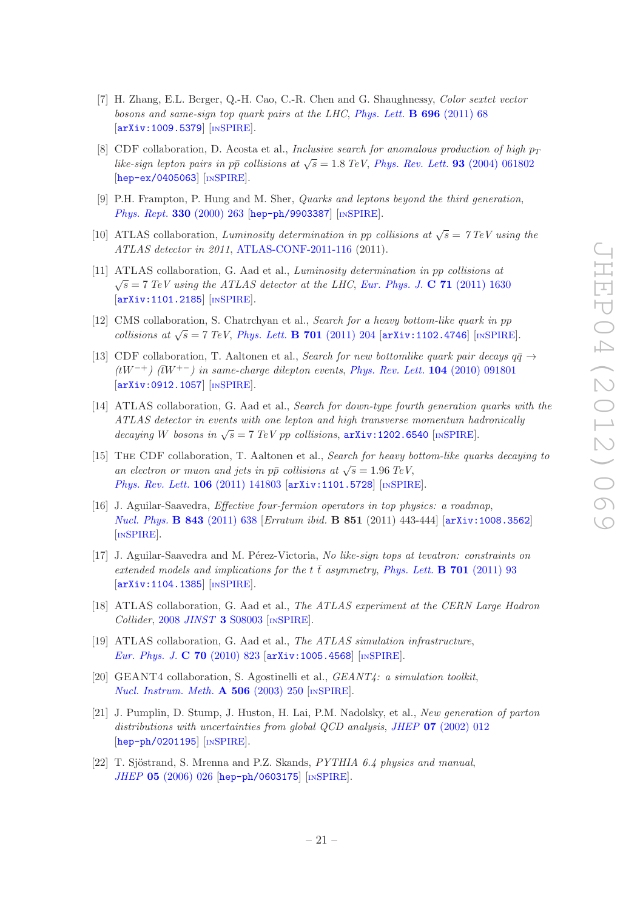[7] H. Zhang, E.L. Berger, Q.-H. Cao, C.-R. Chen and G. Shaughnessy, *Color sextet vector bosons and same-sign top quark pairs at the LHC*, *Phys. Lett.* **B 696** (2011) 68 [arXiv:1009.5379] [INSPIRE].

[8] CDF collaboration, D. Acosta et al., *Inclusive search for anomalous production of high $p_T$ like-sign lepton pairs in $p\bar{p}$ collisions at $\sqrt{s} = 1.8$ TeV*, *Phys. Rev. Lett.* **93** (2004) 061802 [hep-ex/0405063] [INSPIRE].

[9] P.H. Frampton, P. Hung and M. Sher, *Quarks and leptons beyond the third generation*, *Phys. Rept.* **330** (2000) 263 [hep-ph/9903387] [INSPIRE].

[10] ATLAS collaboration, *Luminosity determination in pp collisions at $\sqrt{s} = 7$ TeV using the ATLAS detector in 2011*, ATLAS-CONF-2011-116 (2011).

[11] ATLAS collaboration, G. Aad et al., *Luminosity determination in pp collisions at $\sqrt{s} = 7$ TeV using the ATLAS detector at the LHC*, *Eur. Phys. J.* **C 71** (2011) 1630 [arXiv:1101.2185] [INSPIRE].

[12] CMS collaboration, S. Chatrchyan et al., *Search for a heavy bottom-like quark in pp collisions at $\sqrt{s} = 7$ TeV*, *Phys. Lett.* **B 701** (2011) 204 [arXiv:1102.4746] [INSPIRE].

[13] CDF collaboration, T. Aaltonen et al., *Search for new bottomlike quark pair decays $q\bar{q} \to (tW^{-+})$ $(\bar{t}W^{+-})$ in same-charge dilepton events*, *Phys. Rev. Lett.* **104** (2010) 091801 [arXiv:0912.1057] [INSPIRE].

[14] ATLAS collaboration, G. Aad et al., *Search for down-type fourth generation quarks with the ATLAS detector in events with one lepton and high transverse momentum hadronically decaying W bosons in $\sqrt{s} = 7$ TeV pp collisions*, arXiv:1202.6540 [INSPIRE].

[15] The CDF collaboration, T. Aaltonen et al., *Search for heavy bottom-like quarks decaying to an electron or muon and jets in $p\bar{p}$ collisions at $\sqrt{s} = 1.96$ TeV*, *Phys. Rev. Lett.* **106** (2011) 141803 [arXiv:1101.5728] [INSPIRE].

[16] J. Aguilar-Saavedra, *Effective four-fermion operators in top physics: a roadmap*, *Nucl. Phys.* **B 843** (2011) 638 [*Erratum ibid.* **B 851** (2011) 443-444] [arXiv:1008.3562] [INSPIRE].

[17] J. Aguilar-Saavedra and M. Pérez-Victoria, *No like-sign tops at tevatron: constraints on extended models and implications for the $t\ \bar{t}$ asymmetry*, *Phys. Lett.* **B 701** (2011) 93 [arXiv:1104.1385] [INSPIRE].

[18] ATLAS collaboration, G. Aad et al., *The ATLAS experiment at the CERN Large Hadron Collider*, 2008 *JINST* **3** S08003 [INSPIRE].

[19] ATLAS collaboration, G. Aad et al., *The ATLAS simulation infrastructure*, *Eur. Phys. J.* **C 70** (2010) 823 [arXiv:1005.4568] [INSPIRE].

[20] GEANT4 collaboration, S. Agostinelli et al., *GEANT4: a simulation toolkit*, *Nucl. Instrum. Meth.* **A 506** (2003) 250 [INSPIRE].

[21] J. Pumplin, D. Stump, J. Huston, H. Lai, P.M. Nadolsky, et al., *New generation of parton distributions with uncertainties from global QCD analysis*, *JHEP* **07** (2002) 012 [hep-ph/0201195] [INSPIRE].

[22] T. Sjöstrand, S. Mrenna and P.Z. Skands, *PYTHIA 6.4 physics and manual*, *JHEP* **05** (2006) 026 [hep-ph/0603175] [INSPIRE].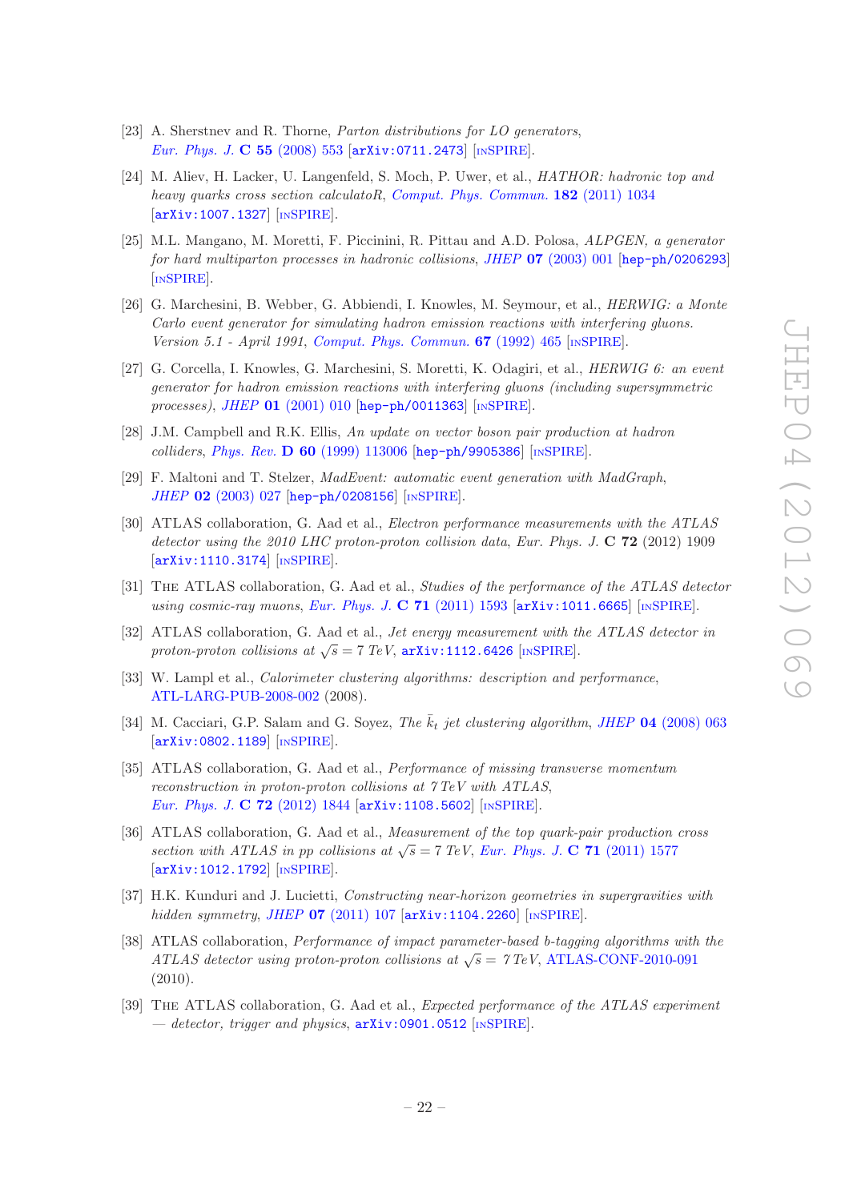[23] A. Sherstnev and R. Thorne, *Parton distributions for LO generators*, Eur. Phys. J. **C 55** (2008) 553 [arXiv:0711.2473] [INSPIRE].

[24] M. Aliev, H. Lacker, U. Langenfeld, S. Moch, P. Uwer, et al., *HATHOR: hadronic top and heavy quarks cross section calculatoR*, Comput. Phys. Commun. **182** (2011) 1034 [arXiv:1007.1327] [INSPIRE].

[25] M.L. Mangano, M. Moretti, F. Piccinini, R. Pittau and A.D. Polosa, *ALPGEN, a generator for hard multiparton processes in hadronic collisions*, JHEP **07** (2003) 001 [hep-ph/0206293] [INSPIRE].

[26] G. Marchesini, B. Webber, G. Abbiendi, I. Knowles, M. Seymour, et al., *HERWIG: a Monte Carlo event generator for simulating hadron emission reactions with interfering gluons. Version 5.1 - April 1991*, Comput. Phys. Commun. **67** (1992) 465 [INSPIRE].

[27] G. Corcella, I. Knowles, G. Marchesini, S. Moretti, K. Odagiri, et al., *HERWIG 6: an event generator for hadron emission reactions with interfering gluons (including supersymmetric processes)*, JHEP **01** (2001) 010 [hep-ph/0011363] [INSPIRE].

[28] J.M. Campbell and R.K. Ellis, *An update on vector boson pair production at hadron colliders*, Phys. Rev. **D 60** (1999) 113006 [hep-ph/9905386] [INSPIRE].

[29] F. Maltoni and T. Stelzer, *MadEvent: automatic event generation with MadGraph*, JHEP **02** (2003) 027 [hep-ph/0208156] [INSPIRE].

[30] ATLAS collaboration, G. Aad et al., *Electron performance measurements with the ATLAS detector using the 2010 LHC proton-proton collision data*, Eur. Phys. J. **C 72** (2012) 1909 [arXiv:1110.3174] [INSPIRE].

[31] The ATLAS collaboration, G. Aad et al., *Studies of the performance of the ATLAS detector using cosmic-ray muons*, Eur. Phys. J. **C 71** (2011) 1593 [arXiv:1011.6665] [INSPIRE].

[32] ATLAS collaboration, G. Aad et al., *Jet energy measurement with the ATLAS detector in proton-proton collisions at $\sqrt{s} = 7$ TeV*, arXiv:1112.6426 [INSPIRE].

[33] W. Lampl et al., *Calorimeter clustering algorithms: description and performance*, ATL-LARG-PUB-2008-002 (2008).

[34] M. Cacciari, G.P. Salam and G. Soyez, *The anti-$k_t$ jet clustering algorithm*, JHEP **04** (2008) 063 [arXiv:0802.1189] [INSPIRE].

[35] ATLAS collaboration, G. Aad et al., *Performance of missing transverse momentum reconstruction in proton-proton collisions at 7 TeV with ATLAS*, Eur. Phys. J. **C 72** (2012) 1844 [arXiv:1108.5602] [INSPIRE].

[36] ATLAS collaboration, G. Aad et al., *Measurement of the top quark-pair production cross section with ATLAS in pp collisions at $\sqrt{s} = 7$ TeV*, Eur. Phys. J. **C 71** (2011) 1577 [arXiv:1012.1792] [INSPIRE].

[37] H.K. Kunduri and J. Lucietti, *Constructing near-horizon geometries in supergravities with hidden symmetry*, JHEP **07** (2011) 107 [arXiv:1104.2260] [INSPIRE].

[38] ATLAS collaboration, *Performance of impact parameter-based b-tagging algorithms with the ATLAS detector using proton-proton collisions at $\sqrt{s} = 7$ TeV*, ATLAS-CONF-2010-091 (2010).

[39] The ATLAS collaboration, G. Aad et al., *Expected performance of the ATLAS experiment — detector, trigger and physics*, arXiv:0901.0512 [INSPIRE].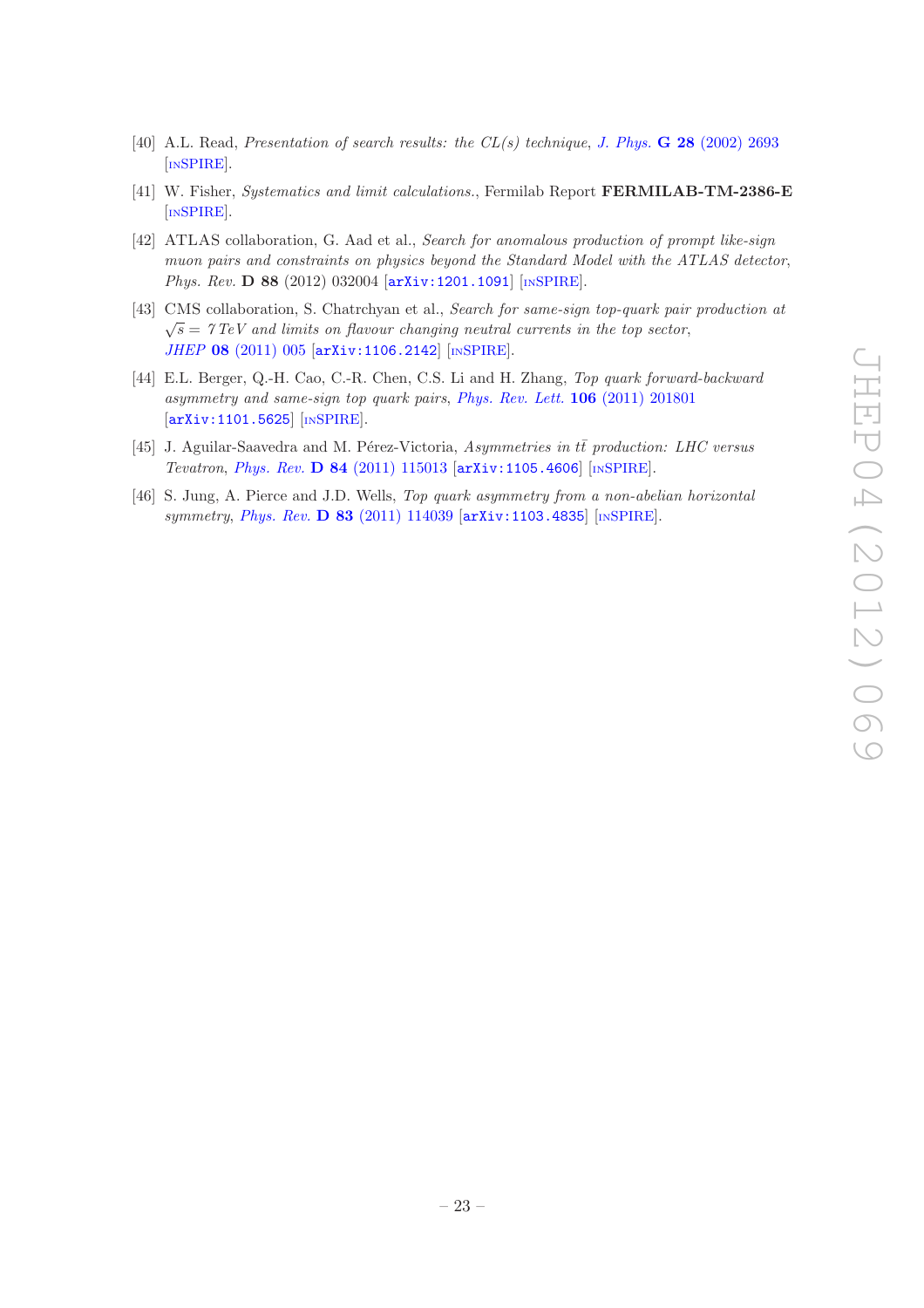[40] A.L. Read, *Presentation of search results: the CL(s) technique*, *J. Phys.* **G 28** (2002) 2693 [INSPIRE].

[41] W. Fisher, *Systematics and limit calculations.*, Fermilab Report **FERMILAB-TM-2386-E** [INSPIRE].

[42] ATLAS collaboration, G. Aad et al., *Search for anomalous production of prompt like-sign muon pairs and constraints on physics beyond the Standard Model with the ATLAS detector*, *Phys. Rev.* **D 88** (2012) 032004 [arXiv:1201.1091] [INSPIRE].

[43] CMS collaboration, S. Chatrchyan et al., *Search for same-sign top-quark pair production at* $\sqrt{s} = 7\,TeV$ *and limits on flavour changing neutral currents in the top sector*, *JHEP* **08** (2011) 005 [arXiv:1106.2142] [INSPIRE].

[44] E.L. Berger, Q.-H. Cao, C.-R. Chen, C.S. Li and H. Zhang, *Top quark forward-backward asymmetry and same-sign top quark pairs*, *Phys. Rev. Lett.* **106** (2011) 201801 [arXiv:1101.5625] [INSPIRE].

[45] J. Aguilar-Saavedra and M. Pérez-Victoria, *Asymmetries in* $t\bar{t}$ *production: LHC versus Tevatron*, *Phys. Rev.* **D 84** (2011) 115013 [arXiv:1105.4606] [INSPIRE].

[46] S. Jung, A. Pierce and J.D. Wells, *Top quark asymmetry from a non-abelian horizontal symmetry*, *Phys. Rev.* **D 83** (2011) 114039 [arXiv:1103.4835] [INSPIRE].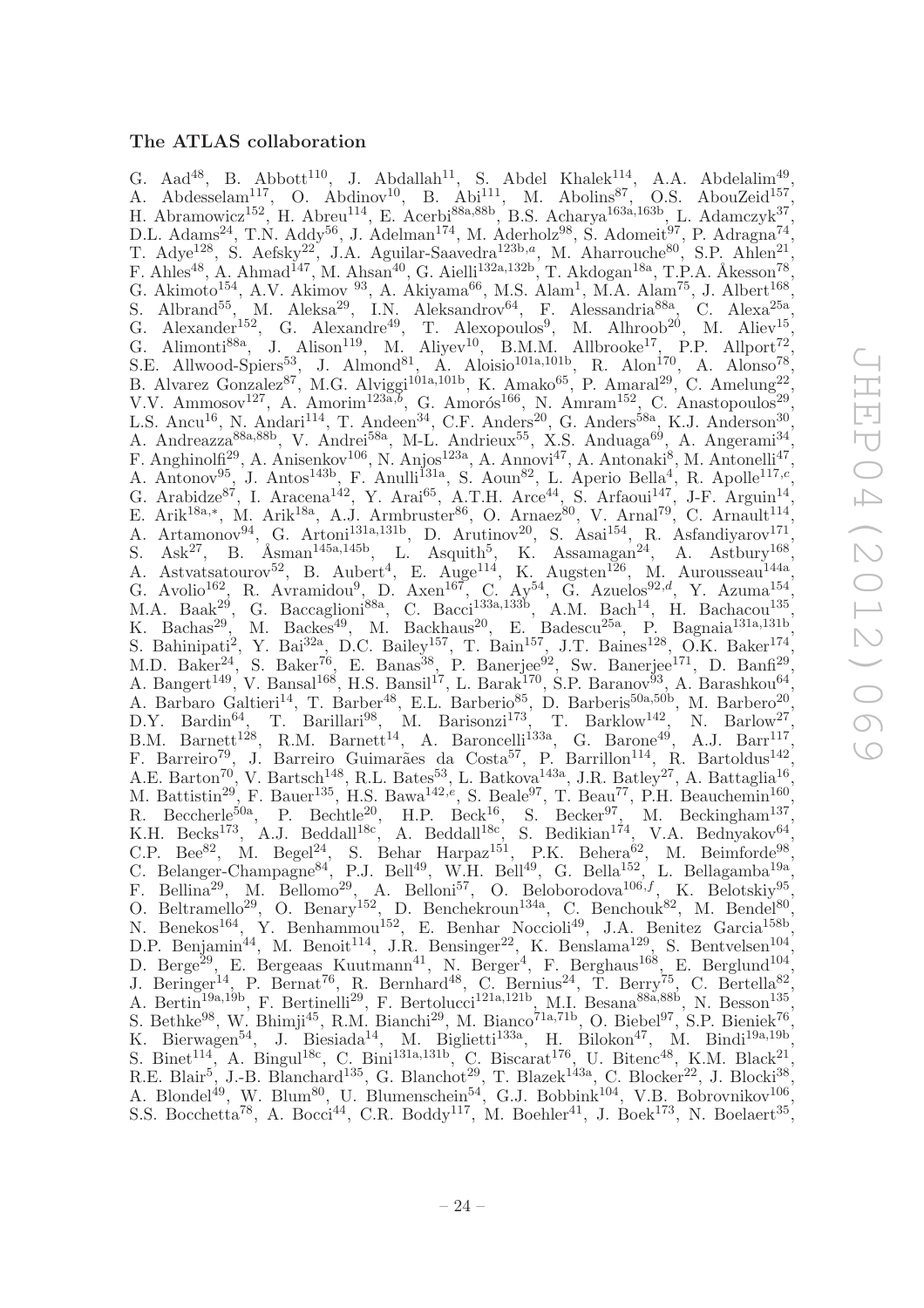### The ATLAS collaboration

G. Aad[48], B. Abbott[110], J. Abdallah[11], S. Abdel Khalek[114], A.A. Abdelalim[49], A. Abdesselam[117], O. Abdinov[10], B. Abi[111], M. Abolins[87], O.S. AbouZeid[157], H. Abramowicz[152], H. Abreu[114], E. Acerbi[88a,88b], B.S. Acharya[163a,163b], L. Adamczyk[37], D.L. Adams[24], T.N. Addy[56], J. Adelman[174], M. Aderholz[98], S. Adomeit[97], P. Adragna[74], T. Adye[128], S. Aefsky[22], J.A. Aguilar-Saavedra[123b,a], M. Aharrouche[80], S.P. Ahlen[21], F. Ahles[48], A. Ahmad[147], M. Ahsan[40], G. Aielli[132a,132b], T. Akdogan[18a], T.P.A. Åkesson[78], G. Akimoto[154], A.V. Akimov [93], A. Akiyama[66], M.S. Alam[1], M.A. Alam[75], J. Albert[168], S. Albrand[55], M. Aleksa[29], I.N. Aleksandrov[64], F. Alessandria[88a], C. Alexa[25a], G. Alexander[152], G. Alexandre[49], T. Alexopoulos[9], M. Alhroob[20], M. Aliev[15], G. Alimonti[88a], J. Alison[119], M. Aliyev[10], B.M.M. Allbrooke[17], P.P. Allport[72], S.E. Allwood-Spiers[53], J. Almond[81], A. Aloisio[101a,101b], R. Alon[170], A. Alonso[78], B. Alvarez Gonzalez[87], M.G. Alviggi[101a,101b], K. Amako[65], P. Amaral[29], C. Amelung[22], V.V. Ammosov[127], A. Amorim[123a,b], G. Amorós[166], N. Amram[152], C. Anastopoulos[29], L.S. Ancu[16], N. Andari[114], T. Andeen[34], C.F. Anders[20], G. Anders[58a], K.J. Anderson[30], A. Andreazza[88a,88b], V. Andrei[58a], M-L. Andrieux[55], X.S. Anduaga[69], A. Angerami[34], F. Anghinolfi[29], A. Anisenkov[106], N. Anjos[123a], A. Annovi[47], A. Antonaki[8], M. Antonelli[47], A. Antonov[95], J. Antos[143b], F. Anulli[131a], S. Aoun[82], L. Aperio Bella[4], R. Apolle[117,c], G. Arabidze[87], I. Aracena[142], Y. Arai[65], A.T.H. Arce[44], S. Arfaoui[147], J-F. Arguin[14], E. Arik[18a,*], M. Arik[18a], A.J. Armbruster[86], O. Arnaez[80], V. Arnal[79], C. Arnault[114], A. Artamonov[94], G. Artoni[131a,131b], D. Arutinov[20], S. Asai[154], R. Asfandiyarov[171], S. Ask[27], B. Åsman[145a,145b], L. Asquith[5], K. Assamagan[24], A. Astbury[168], A. Astvatsatourov[52], B. Aubert[4], E. Auge[114], K. Augsten[126], M. Aurousseau[144a], G. Avolio[162], R. Avramidou[9], D. Axen[167], C. Ay[54], G. Azuelos[92,d], Y. Azuma[154], M.A. Baak[29], G. Baccaglioni[88a], C. Bacci[133a,133b], A.M. Bach[14], H. Bachacou[135], K. Bachas[29], M. Backes[49], M. Backhaus[20], E. Badescu[25a], P. Bagnaia[131a,131b], S. Bahinipati[2], Y. Bai[32a], D.C. Bailey[157], T. Bain[157], J.T. Baines[128], O.K. Baker[174], M.D. Baker[24], S. Baker[76], E. Banas[38], P. Banerjee[92], Sw. Banerjee[171], D. Banfi[29], A. Bangert[149], V. Bansal[168], H.S. Bansil[17], L. Barak[170], S.P. Baranov[93], A. Barashkou[64], A. Barbaro Galtieri[14], T. Barber[48], E.L. Barberio[85], D. Barberis[50a,50b], M. Barbero[20], D.Y. Bardin[64], T. Barillari[98], M. Barisonzi[173], T. Barklow[142], N. Barlow[27], B.M. Barnett[128], R.M. Barnett[14], A. Baroncelli[133a], G. Barone[49], A.J. Barr[117], F. Barreiro[79], J. Barreiro Guimarães da Costa[57], P. Barrillon[114], R. Bartoldus[142], A.E. Barton[70], V. Bartsch[148], R.L. Bates[53], L. Batkova[143a], J.R. Batley[27], A. Battaglia[16], M. Battistin[29], F. Bauer[135], H.S. Bawa[142,e], S. Beale[97], T. Beau[77], P.H. Beauchemin[160], R. Beccherle[50a], P. Bechtle[20], H.P. Beck[16], S. Becker[97], M. Beckingham[137], K.H. Becks[173], A.J. Beddall[18c], A. Beddall[18c], S. Bedikian[174], V.A. Bednyakov[64], C.P. Bee[82], M. Begel[24], S. Behar Harpaz[151], P.K. Behera[62], M. Beimforde[98], C. Belanger-Champagne[84], P.J. Bell[49], W.H. Bell[49], G. Bella[152], L. Bellagamba[19a], F. Bellina[29], M. Bellomo[29], A. Belloni[57], O. Beloborodova[106,f], K. Belotskiy[95], O. Beltramello[29], O. Benary[152], D. Benchekroun[134a], C. Benchouk[82], M. Bendel[80], N. Benekos[164], Y. Benhammou[152], E. Benhar Noccioli[49], J.A. Benitez Garcia[158b], D.P. Benjamin[44], M. Benoit[114], J.R. Bensinger[22], K. Benslama[129], S. Bentvelsen[104], D. Berge[29], E. Bergeaas Kuutmann[41], N. Berger[4], F. Berghaus[168], E. Berglund[104], J. Beringer[14], P. Bernat[76], R. Bernhard[48], C. Bernius[24], T. Berry[75], C. Bertella[82], A. Bertin[19a,19b], F. Bertinelli[29], F. Bertolucci[121a,121b], M.I. Besana[88a,88b], N. Besson[135], S. Bethke[98], W. Bhimji[45], R.M. Bianchi[29], M. Bianco[71a,71b], O. Biebel[97], S.P. Bieniek[76], K. Bierwagen[54], J. Biesiada[14], M. Biglietti[133a], H. Bilokon[47], M. Bindi[19a,19b], S. Binet[114], A. Bingul[18c], C. Bini[131a,131b], C. Biscarat[176], U. Bitenc[48], K.M. Black[21], R.E. Blair[5], J.-B. Blanchard[135], G. Blanchot[29], T. Blazek[143a], C. Blocker[22], J. Blocki[38], A. Blondel[49], W. Blum[80], U. Blumenschein[54], G.J. Bobbink[104], V.B. Bobrovnikov[106], S.S. Bocchetta[78], A. Bocci[44], C.R. Boddy[117], M. Boehler[41], J. Boek[173], N. Boelaert[35],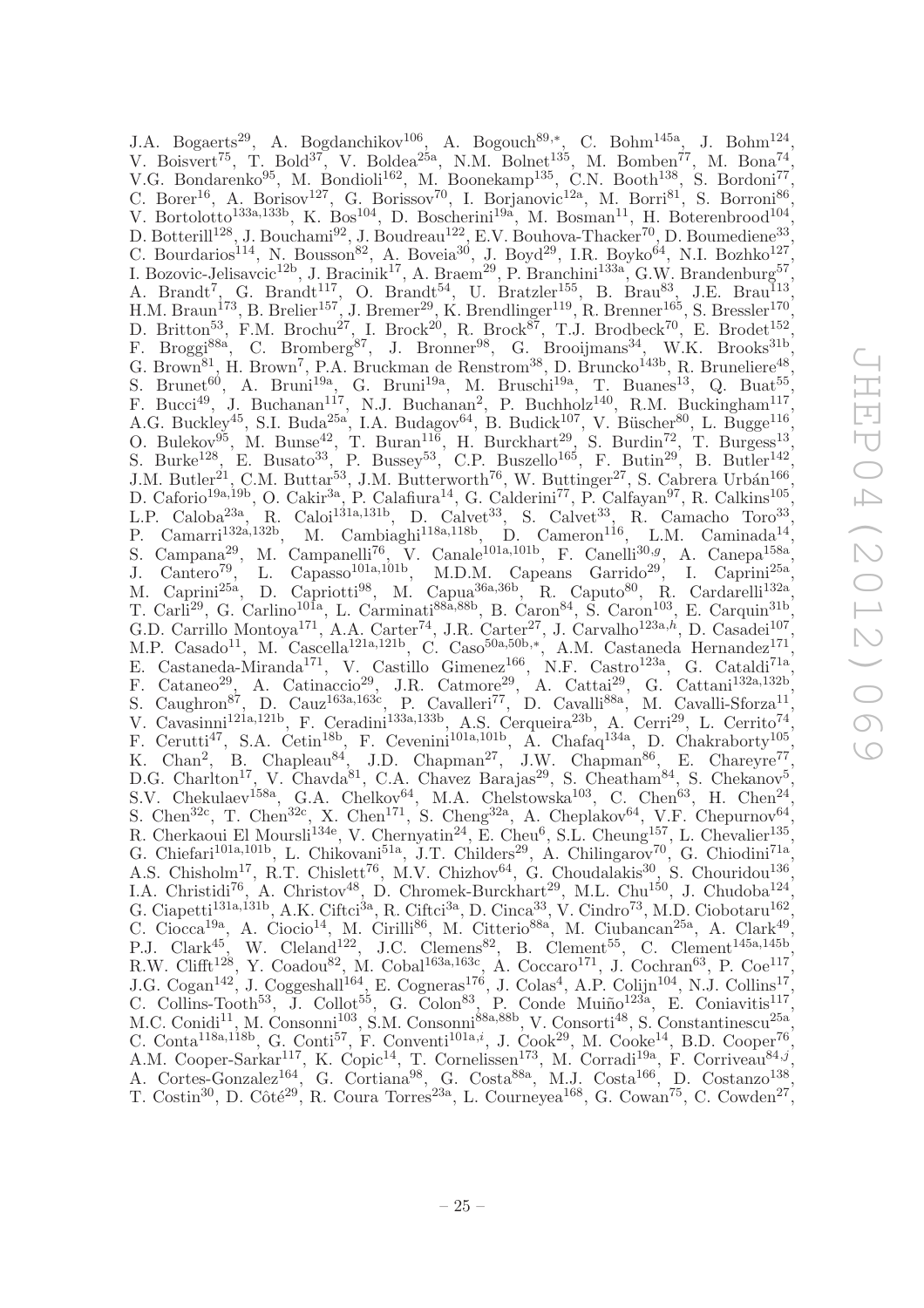J.A. Bogaerts[29], A. Bogdanchikov[106], A. Bogouch[89,*], C. Bohm[145a], J. Bohm[124], V. Boisvert[75], T. Bold[37], V. Boldea[25a], N.M. Bolnet[135], M. Bomben[77], M. Bona[74], V.G. Bondarenko[95], M. Bondioli[162], M. Boonekamp[135], C.N. Booth[138], S. Bordoni[77], C. Borer[16], A. Borisov[127], G. Borissov[70], I. Borjanovic[12a], M. Borri[81], S. Borroni[86], V. Bortolotto[133a,133b], K. Bos[104], D. Boscherini[19a], M. Bosman[11], H. Boterenbrood[104], D. Botterill[128], J. Bouchami[92], J. Boudreau[122], E.V. Bouhova-Thacker[70], D. Boumediene[33], C. Bourdarios[114], N. Bousson[82], A. Boveia[30], J. Boyd[29], I.R. Boyko[64], N.I. Bozhko[127], I. Bozovic-Jelisavcic[12b], J. Bracinik[17], A. Braem[29], P. Branchini[133a], G.W. Brandenburg[57], A. Brandt[7], G. Brandt[117], O. Brandt[54], U. Bratzler[155], B. Brau[83], J.E. Brau[113], H.M. Braun[173], B. Brelier[157], J. Bremer[29], K. Brendlinger[119], R. Brenner[165], S. Bressler[170], D. Britton[53], F.M. Brochu[27], I. Brock[20], R. Brock[87], T.J. Brodbeck[70], E. Brodet[152], F. Broggi[88a], C. Bromberg[87], J. Bronner[98], G. Brooijmans[34], W.K. Brooks[31b], G. Brown[81], H. Brown[7], P.A. Bruckman de Renstrom[38], D. Bruncko[143b], R. Bruneliere[48], S. Brunet[60], A. Bruni[19a], G. Bruni[19a], M. Bruschi[19a], T. Buanes[13], Q. Buat[55], F. Bucci[49], J. Buchanan[117], N.J. Buchanan[2], P. Buchholz[140], R.M. Buckingham[117], A.G. Buckley[45], S.I. Buda[25a], I.A. Budagov[64], B. Budick[107], V. Büscher[80], L. Bugge[116], O. Bulekov[95], M. Bunse[42], T. Buran[116], H. Burckhart[29], S. Burdin[72], T. Burgess[13], S. Burke[128], E. Busato[33], P. Bussey[53], C.P. Buszello[165], F. Butin[29], B. Butler[142], J.M. Butler[21], C.M. Buttar[53], J.M. Butterworth[76], W. Buttinger[27], S. Cabrera Urbán[166], D. Caforio[19a,19b], O. Cakir[3a], P. Calafiura[14], G. Calderini[77], P. Calfayan[97], R. Calkins[105], L.P. Caloba[23a], R. Caloi[131a,131b], D. Calvet[33], S. Calvet[33], R. Camacho Toro[33], P. Camarri[132a,132b], M. Cambiaghi[118a,118b], D. Cameron[116], L.M. Caminada[14], S. Campana[29], M. Campanelli[76], V. Canale[101a,101b], F. Canelli[30,g], A. Canepa[158a], J. Cantero[79], L. Capasso[101a,101b], M.D.M. Capeans Garrido[29], I. Caprini[25a], M. Caprini[25a], D. Capriotti[98], M. Capua[36a,36b], R. Caputo[80], R. Cardarelli[132a], T. Carli[29], G. Carlino[101a], L. Carminati[88a,88b], B. Caron[84], S. Caron[103], E. Carquin[31b], G.D. Carrillo Montoya[171], A.A. Carter[74], J.R. Carter[27], J. Carvalho[123a,h], D. Casadei[107], M.P. Casado[11], M. Cascella[121a,121b], C. Caso[50a,50b,*], A.M. Castaneda Hernandez[171], E. Castaneda-Miranda[171], V. Castillo Gimenez[166], N.F. Castro[123a], G. Cataldi[71a], F. Cataneo[29], A. Catinaccio[29], J.R. Catmore[29], A. Cattai[29], G. Cattani[132a,132b], S. Caughron[87], D. Cauz[163a,163c], P. Cavalleri[77], D. Cavalli[88a], M. Cavalli-Sforza[11], V. Cavasinni[121a,121b], F. Ceradini[133a,133b], A.S. Cerqueira[23b], A. Cerri[29], L. Cerrito[74], F. Cerutti[47], S.A. Cetin[18b], F. Cevenini[101a,101b], A. Chafaq[134a], D. Chakraborty[105], K. Chan[2], B. Chapleau[84], J.D. Chapman[27], J.W. Chapman[86], E. Chareyre[77], D.G. Charlton[17], V. Chavda[81], C.A. Chavez Barajas[29], S. Cheatham[84], S. Chekanov[5], S.V. Chekulaev[158a], G.A. Chelkov[64], M.A. Chelstowska[103], C. Chen[63], H. Chen[24], S. Chen[32c], T. Chen[32c], X. Chen[171], S. Cheng[32a], A. Cheplakov[64], V.F. Chepurnov[64], R. Cherkaoui El Moursli[134e], V. Chernyatin[24], E. Cheu[6], S.L. Cheung[157], L. Chevalier[135], G. Chiefari[101a,101b], L. Chikovani[51a], J.T. Childers[29], A. Chilingarov[70], G. Chiodini[71a], A.S. Chisholm[17], R.T. Chislett[76], M.V. Chizhov[64], G. Choudalakis[30], S. Chouridou[136], I.A. Christidi[76], A. Christov[48], D. Chromek-Burckhart[29], M.L. Chu[150], J. Chudoba[124], G. Ciapetti[131a,131b], A.K. Ciftci[3a], R. Ciftci[3a], D. Cinca[33], V. Cindro[73], M.D. Ciobotaru[162], C. Ciocca[19a], A. Ciocio[14], M. Cirilli[86], M. Citterio[88a], M. Ciubancan[25a], A. Clark[49], P.J. Clark[45], W. Cleland[122], J.C. Clemens[82], B. Clement[55], C. Clement[145a,145b], R.W. Clifft[128], Y. Coadou[82], M. Cobal[163a,163c], A. Coccaro[171], J. Cochran[63], P. Coe[117], J.G. Cogan[142], J. Coggeshall[164], E. Cogneras[176], J. Colas[4], A.P. Colijn[104], N.J. Collins[17], C. Collins-Tooth[53], J. Collot[55], G. Colon[83], P. Conde Muiño[123a], E. Coniavitis[117], M.C. Conidi[11], M. Consonni[103], S.M. Consonni[88a,88b], V. Consorti[48], S. Constantinescu[25a], C. Conta[118a,118b], G. Conti[57], F. Conventi[101a,i], J. Cook[29], M. Cooke[14], B.D. Cooper[76], A.M. Cooper-Sarkar[117], K. Copic[14], T. Cornelissen[173], M. Corradi[19a], F. Corriveau[84,j], A. Cortes-Gonzalez[164], G. Cortiana[98], G. Costa[88a], M.J. Costa[166], D. Costanzo[138], T. Costin[30], D. Côté[29], R. Coura Torres[23a], L. Courneyea[168], G. Cowan[75], C. Cowden[27],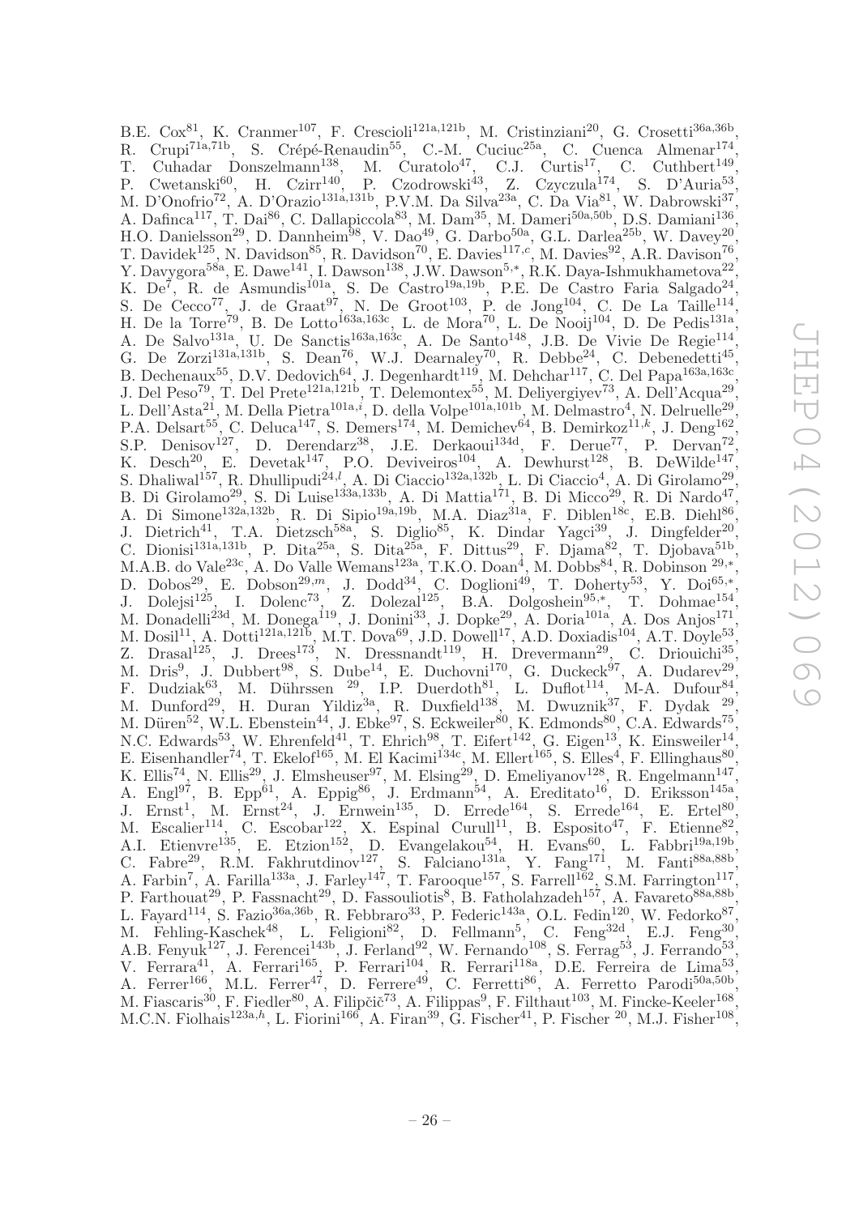B.E. Cox[81], K. Cranmer[107], F. Crescioli[121a,121b], M. Cristinziani[20], G. Crosetti[36a,36b], R. Crupi[71a,71b], S. Crépé-Renaudin[55], C.-M. Cuciuc[25a], C. Cuenca Almenar[174], T. Cuhadar Donszelmann[138], M. Curatolo[47], C.J. Curtis[17], C. Cuthbert[149], P. Cwetanski[60], H. Czirr[140], P. Czodrowski[43], Z. Czyczula[174], S. D'Auria[53], M. D'Onofrio[72], A. D'Orazio[131a,131b], P.V.M. Da Silva[23a], C. Da Via[81], W. Dabrowski[37], A. Dafinca[117], T. Dai[86], C. Dallapiccola[83], M. Dam[35], M. Dameri[50a,50b], D.S. Damiani[136], H.O. Danielsson[29], D. Dannheim[98], V. Dao[49], G. Darbo[50a], G.L. Darlea[25b], W. Davey[20], T. Davidek[125], N. Davidson[85], R. Davidson[70], E. Davies[117,c], M. Davies[92], A.R. Davison[76], Y. Davygora[58a], E. Dawe[141], I. Dawson[138], J.W. Dawson[5,*], R.K. Daya-Ishmukhametova[22], K. De[7], R. de Asmundis[101a], S. De Castro[19a,19b], P.E. De Castro Faria Salgado[24], S. De Cecco[77], J. de Graat[97], N. De Groot[103], P. de Jong[104], C. De La Taille[114], H. De la Torre[79], B. De Lotto[163a,163c], L. de Mora[70], L. De Nooij[104], D. De Pedis[131a], A. De Salvo[131a], U. De Sanctis[163a,163c], A. De Santo[148], J.B. De Vivie De Regie[114], G. De Zorzi[131a,131b], S. Dean[76], W.J. Dearnaley[70], R. Debbe[24], C. Debenedetti[45], B. Dechenaux[55], D.V. Dedovich[64], J. Degenhardt[119], M. Dehchar[117], C. Del Papa[163a,163c], J. Del Peso[79], T. Del Prete[121a,121b], T. Delemontex[55], M. Deliyergiyev[73], A. Dell'Acqua[29], L. Dell'Asta[21], M. Della Pietra[101a,i], D. della Volpe[101a,101b], M. Delmastro[4], N. Delruelle[29], P.A. Delsart[55], C. Deluca[147], S. Demers[174], M. Demichev[64], B. Demirkoz[11,k], J. Deng[162], S.P. Denisov[127], D. Derendarz[38], J.E. Derkaoui[134d], F. Derue[77], P. Dervan[72], K. Desch[20], E. Devetak[147], P.O. Deviveiros[104], A. Dewhurst[128], B. DeWilde[147], S. Dhaliwal[157], R. Dhullipudi[24,l], A. Di Ciaccio[132a,132b], L. Di Ciaccio[4], A. Di Girolamo[29], B. Di Girolamo[29], S. Di Luise[133a,133b], A. Di Mattia[171], B. Di Micco[29], R. Di Nardo[47], A. Di Simone[132a,132b], R. Di Sipio[19a,19b], M.A. Diaz[31a], F. Diblen[18c], E.B. Diehl[86], J. Dietrich[41], T.A. Dietzsch[58a], S. Diglio[85], K. Dindar Yagci[39], J. Dingfelder[20], C. Dionisi[131a,131b], P. Dita[25a], S. Dita[25a], F. Dittus[29], F. Djama[82], T. Djobava[51b], M.A.B. do Vale[23c], A. Do Valle Wemans[123a], T.K.O. Doan[4], M. Dobbs[84], R. Dobinson [29,*], D. Dobos[29], E. Dobson[29,m], J. Dodd[34], C. Doglioni[49], T. Doherty[53], Y. Doi[65,*], J. Dolejsi[125], I. Dolenc[73], Z. Dolezal[125], B.A. Dolgoshein[95,*], T. Dohmae[154], M. Donadelli[23d], M. Donega[119], J. Donini[33], J. Dopke[29], A. Doria[101a], A. Dos Anjos[171], M. Dosil[11], A. Dotti[121a,121b], M.T. Dova[69], J.D. Dowell[17], A.D. Doxiadis[104], A.T. Doyle[53], Z. Drasal[125], J. Drees[173], N. Dressnandt[119], H. Drevermann[29], C. Driouichi[35], M. Dris[9], J. Dubbert[98], S. Dube[14], E. Duchovni[170], G. Duckeck[97], A. Dudarev[29], F. Dudziak[63], M. Dührssen [29], I.P. Duerdoth[81], L. Duflot[114], M-A. Dufour[84], M. Dunford[29], H. Duran Yildiz[3a], R. Duxfield[138], M. Dwuznik[37], F. Dydak [29], M. Düren[52], W.L. Ebenstein[44], J. Ebke[97], S. Eckweiler[80], K. Edmonds[80], C.A. Edwards[75], N.C. Edwards[53], W. Ehrenfeld[41], T. Ehrich[98], T. Eifert[142], G. Eigen[13], K. Einsweiler[14], E. Eisenhandler[74], T. Ekelof[165], M. El Kacimi[134c], M. Ellert[165], S. Elles[4], F. Ellinghaus[80], K. Ellis[74], N. Ellis[29], J. Elmsheuser[97], M. Elsing[29], D. Emeliyanov[128], R. Engelmann[147], A. Engl[97], B. Epp[61], A. Eppig[86], J. Erdmann[54], A. Ereditato[16], D. Eriksson[145a], J. Ernst[1], M. Ernst[24], J. Ernwein[135], D. Errede[164], S. Errede[164], E. Ertel[80], M. Escalier[114], C. Escobar[122], X. Espinal Curull[11], B. Esposito[47], F. Etienne[82], A.I. Etienvre[135], E. Etzion[152], D. Evangelakou[54], H. Evans[60], L. Fabbri[19a,19b], C. Fabre[29], R.M. Fakhrutdinov[127], S. Falciano[131a], Y. Fang[171], M. Fanti[88a,88b], A. Farbin[7], A. Farilla[133a], J. Farley[147], T. Farooque[157], S. Farrell[162], S.M. Farrington[117], P. Farthouat[29], P. Fassnacht[29], D. Fassouliotis[8], B. Fatholahzadeh[157], A. Favareto[88a,88b], L. Fayard[114], S. Fazio[36a,36b], R. Febbraro[33], P. Federic[143a], O.L. Fedin[120], W. Fedorko[87], M. Fehling-Kaschek[48], L. Feligioni[82], D. Fellmann[5], C. Feng[32d], E.J. Feng[30], A.B. Fenyuk[127], J. Ferencei[143b], J. Ferland[92], W. Fernando[108], S. Ferrag[53], J. Ferrando[53], V. Ferrara[41], A. Ferrari[165], P. Ferrari[104], R. Ferrari[118a], D.E. Ferreira de Lima[53], A. Ferrer[166], M.L. Ferrer[47], D. Ferrere[49], C. Ferretti[86], A. Ferretto Parodi[50a,50b], M. Fiascaris[30], F. Fiedler[80], A. Filipčič[73], A. Filippas[9], F. Filthaut[103], M. Fincke-Keeler[168], M.C.N. Fiolhais[123a,h], L. Fiorini[166], A. Firan[39], G. Fischer[41], P. Fischer [20], M.J. Fisher[108],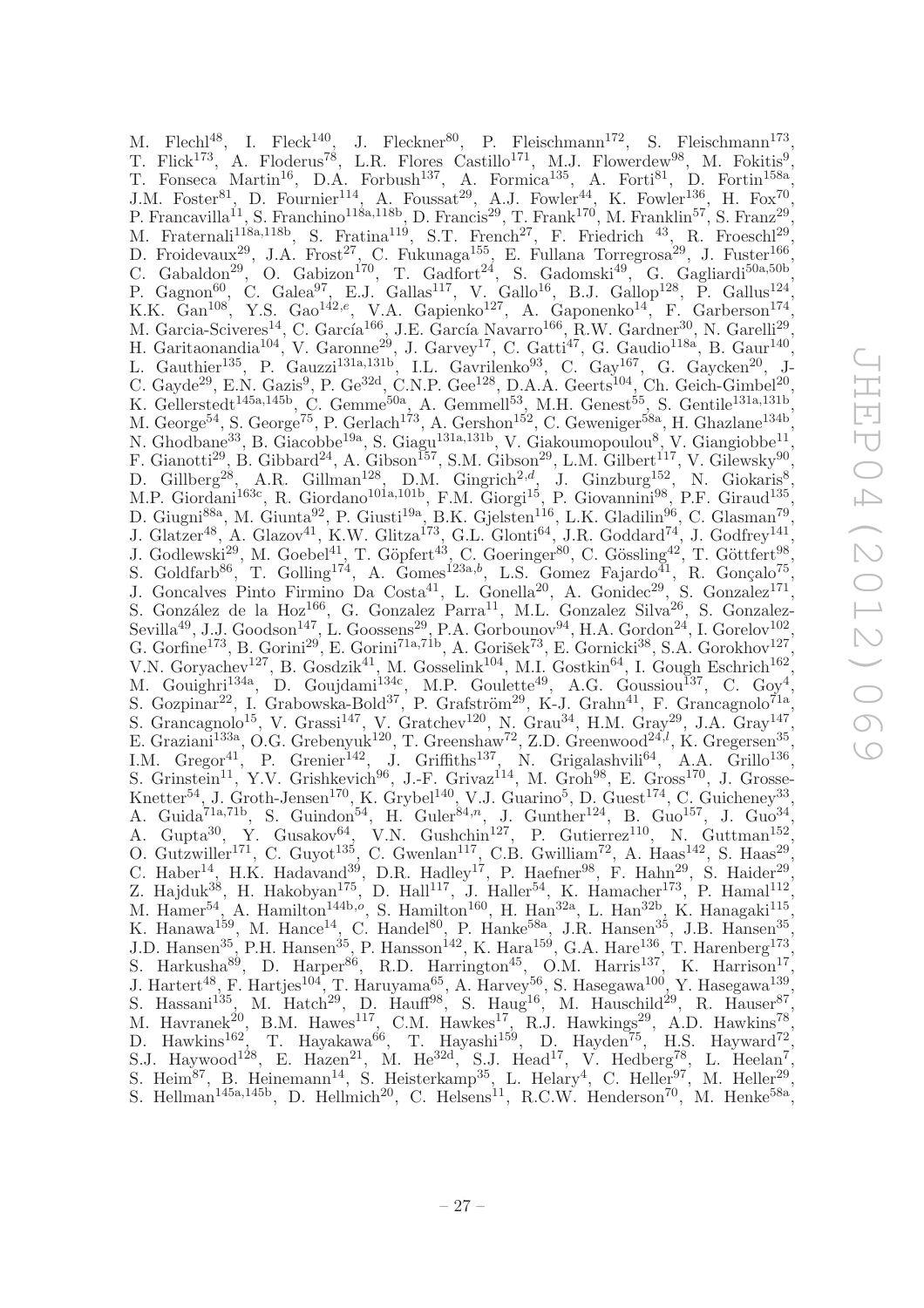M. Flechl[48], I. Fleck[140], J. Fleckner[80], P. Fleischmann[172], S. Fleischmann[173], T. Flick[173], A. Floderus[78], L.R. Flores Castillo[171], M.J. Flowerdew[98], M. Fokitis[9], T. Fonseca Martin[16], D.A. Forbush[137], A. Formica[135], A. Forti[81], D. Fortin[158a], J.M. Foster[81], D. Fournier[114], A. Foussat[29], A.J. Fowler[44], K. Fowler[136], H. Fox[70], P. Francavilla[11], S. Franchino[118a,118b], D. Francis[29], T. Frank[170], M. Franklin[57], S. Franz[29], M. Fraternali[118a,118b], S. Fratina[119], S.T. French[27], F. Friedrich [43], R. Froeschl[29], D. Froidevaux[29], J.A. Frost[27], C. Fukunaga[155], E. Fullana Torregrosa[29], J. Fuster[166], C. Gabaldon[29], O. Gabizon[170], T. Gadfort[24], S. Gadomski[49], G. Gagliardi[50a,50b], P. Gagnon[60], C. Galea[97], E.J. Gallas[117], V. Gallo[16], B.J. Gallop[128], P. Gallus[124], K.K. Gan[108], Y.S. Gao[142,e], V.A. Gapienko[127], A. Gaponenko[14], F. Garberson[174], M. Garcia-Sciveres[14], C. García[166], J.E. García Navarro[166], R.W. Gardner[30], N. Garelli[29], H. Garitaonandia[104], V. Garonne[29], J. Garvey[17], C. Gatti[47], G. Gaudio[118a], B. Gaur[140], L. Gauthier[135], P. Gauzzi[131a,131b], I.L. Gavrilenko[93], C. Gay[167], G. Gaycken[20], J-C. Gayde[29], E.N. Gazis[9], P. Ge[32d], C.N.P. Gee[128], D.A.A. Geerts[104], Ch. Geich-Gimbel[20], K. Gellerstedt[145a,145b], C. Gemme[50a], A. Gemmell[53], M.H. Genest[55], S. Gentile[131a,131b], M. George[54], S. George[75], P. Gerlach[173], A. Gershon[152], C. Geweniger[58a], H. Ghazlane[134b], N. Ghodbane[33], B. Giacobbe[19a], S. Giagu[131a,131b], V. Giakoumopoulou[8], V. Giangiobbe[11], F. Gianotti[29], B. Gibbard[24], A. Gibson[157], S.M. Gibson[29], L.M. Gilbert[117], V. Gilewsky[90], D. Gillberg[28], A.R. Gillman[128], D.M. Gingrich[2,d], J. Ginzburg[152], N. Giokaris[8], M.P. Giordani[163c], R. Giordano[101a,101b], F.M. Giorgi[15], P. Giovannini[98], P.F. Giraud[135], D. Giugni[88a], M. Giunta[92], P. Giusti[19a], B.K. Gjelsten[116], L.K. Gladilin[96], C. Glasman[79], J. Glatzer[48], A. Glazov[41], K.W. Glitza[173], G.L. Glonti[64], J.R. Goddard[74], J. Godfrey[141], J. Godlewski[29], M. Goebel[41], T. Göpfert[43], C. Goeringer[80], C. Gössling[42], T. Göttfert[98], S. Goldfarb[86], T. Golling[174], A. Gomes[123a,b], L.S. Gomez Fajardo[41], R. Gonçalo[75], J. Goncalves Pinto Firmino Da Costa[41], L. Gonella[20], A. Gonidec[29], S. Gonzalez[171], S. González de la Hoz[166], G. Gonzalez Parra[11], M.L. Gonzalez Silva[26], S. Gonzalez-Sevilla[49], J.J. Goodson[147], L. Goossens[29], P.A. Gorbounov[94], H.A. Gordon[24], I. Gorelov[102], G. Gorfine[173], B. Gorini[29], E. Gorini[71a,71b], A. Gorišek[73], E. Gornicki[38], S.A. Gorokhov[127], V.N. Goryachev[127], B. Gosdzik[41], M. Gosselink[104], M.I. Gostkin[64], I. Gough Eschrich[162], M. Gouighri[134a], D. Goujdami[134c], M.P. Goulette[49], A.G. Goussiou[137], C. Goy[4], S. Gozpinar[22], I. Grabowska-Bold[37], P. Grafström[29], K-J. Grahn[41], F. Grancagnolo[71a], S. Grancagnolo[15], V. Grassi[147], V. Gratchev[120], N. Grau[34], H.M. Gray[29], J.A. Gray[147], E. Graziani[133a], O.G. Grebenyuk[120], T. Greenshaw[72], Z.D. Greenwood[24,l], K. Gregersen[35], I.M. Gregor[41], P. Grenier[142], J. Griffiths[137], N. Grigalashvili[64], A.A. Grillo[136], S. Grinstein[11], Y.V. Grishkevich[96], J.-F. Grivaz[114], M. Groh[98], E. Gross[170], J. Grosse-Knetter[54], J. Groth-Jensen[170], K. Grybel[140], V.J. Guarino[5], D. Guest[174], C. Guicheney[33], A. Guida[71a,71b], S. Guindon[54], H. Guler[84,n], J. Gunther[124], B. Guo[157], J. Guo[34], A. Gupta[30], Y. Gusakov[64], V.N. Gushchin[127], P. Gutierrez[110], N. Guttman[152], O. Gutzwiller[171], C. Guyot[135], C. Gwenlan[117], C.B. Gwilliam[72], A. Haas[142], S. Haas[29], C. Haber[14], H.K. Hadavand[39], D.R. Hadley[17], P. Haefner[98], F. Hahn[29], S. Haider[29], Z. Hajduk[38], H. Hakobyan[175], D. Hall[117], J. Haller[54], K. Hamacher[173], P. Hamal[112], M. Hamer[54], A. Hamilton[144b,o], S. Hamilton[160], H. Han[32a], L. Han[32b], K. Hanagaki[115], K. Hanawa[159], M. Hance[14], C. Handel[80], P. Hanke[58a], J.R. Hansen[35], J.B. Hansen[35], J.D. Hansen[35], P.H. Hansen[35], P. Hansson[142], K. Hara[159], G.A. Hare[136], T. Harenberg[173], S. Harkusha[89], D. Harper[86], R.D. Harrington[45], O.M. Harris[137], K. Harrison[17], J. Hartert[48], F. Hartjes[104], T. Haruyama[65], A. Harvey[56], S. Hasegawa[100], Y. Hasegawa[139], S. Hassani[135], M. Hatch[29], D. Hauff[98], S. Haug[16], M. Hauschild[29], R. Hauser[87], M. Havranek[20], B.M. Hawes[117], C.M. Hawkes[17], R.J. Hawkings[29], A.D. Hawkins[78], D. Hawkins[162], T. Hayakawa[66], T. Hayashi[159], D. Hayden[75], H.S. Hayward[72], S.J. Haywood[128], E. Hazen[21], M. He[32d], S.J. Head[17], V. Hedberg[78], L. Heelan[7], S. Heim[87], B. Heinemann[14], S. Heisterkamp[35], L. Helary[4], C. Heller[97], M. Heller[29], S. Hellman[145a,145b], D. Hellmich[20], C. Helsens[11], R.C.W. Henderson[70], M. Henke[58a],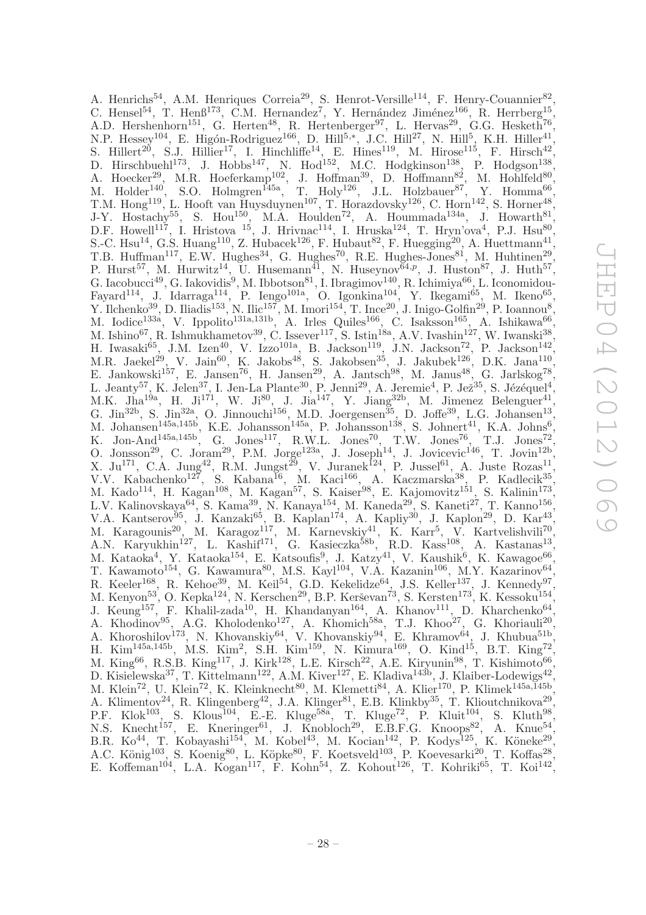A. Henrichs[54], A.M. Henriques Correia[29], S. Henrot-Versille[114], F. Henry-Couannier[82], C. Hensel[54], T. Henß[173], C.M. Hernandez[7], Y. Hernández Jiménez[166], R. Herrberg[15], A.D. Hershenhorn[151], G. Herten[48], R. Hertenberger[97], L. Hervas[29], G.G. Hesketh[76], N.P. Hessey[104], E. Higón-Rodriguez[166], D. Hill[5,*], J.C. Hill[27], N. Hill[5], K.H. Hiller[41], S. Hillert[20], S.J. Hillier[17], I. Hinchliffe[14], E. Hines[119], M. Hirose[115], F. Hirsch[42], D. Hirschbuehl[173], J. Hobbs[147], N. Hod[152], M.C. Hodgkinson[138], P. Hodgson[138], A. Hoecker[29], M.R. Hoeferkamp[102], J. Hoffman[39], D. Hoffmann[82], M. Hohlfeld[80], M. Holder[140], S.O. Holmgren[145a], T. Holy[126], J.L. Holzbauer[87], Y. Homma[66], T.M. Hong[119], L. Hooft van Huysduynen[107], T. Horazdovsky[126], C. Horn[142], S. Horner[48], J-Y. Hostachy[55], S. Hou[150], M.A. Houlden[72], A. Hoummada[134a], J. Howarth[81], D.F. Howell[117], I. Hristova [15], J. Hrivnac[114], I. Hruska[124], T. Hryn'ova[4], P.J. Hsu[80], S.-C. Hsu[14], G.S. Huang[110], Z. Hubacek[126], F. Hubaut[82], F. Huegging[20], A. Huettmann[41], T.B. Huffman[117], E.W. Hughes[34], G. Hughes[70], R.E. Hughes-Jones[81], M. Huhtinen[29], P. Hurst[57], M. Hurwitz[14], U. Husemann[41], N. Huseynov[64,p], J. Huston[87], J. Huth[57], G. Iacobucci[49], G. Iakovidis[9], M. Ibbotson[81], I. Ibragimov[140], R. Ichimiya[66], L. Iconomidou-Fayard[114], J. Idarraga[114], P. Iengo[101a], O. Igonkina[104], Y. Ikegami[65], M. Ikeno[65], Y. Ilchenko[39], D. Iliadis[153], N. Ilic[157], M. Imori[154], T. Ince[20], J. Inigo-Golfin[29], P. Ioannou[8], M. Iodice[133a], V. Ippolito[131a,131b], A. Irles Quiles[166], C. Isaksson[165], A. Ishikawa[66], M. Ishino[67], R. Ishmukhametov[39], C. Issever[117], S. Istin[18a], A.V. Ivashin[127], W. Iwanski[38], H. Iwasaki[65], J.M. Izen[40], V. Izzo[101a], B. Jackson[119], J.N. Jackson[72], P. Jackson[142], M.R. Jaekel[29], V. Jain[60], K. Jakobs[48], S. Jakobsen[35], J. Jakubek[126], D.K. Jana[110], E. Jankowski[157], E. Jansen[76], H. Jansen[29], A. Jantsch[98], M. Janus[48], G. Jarlskog[78], L. Jeanty[57], K. Jelen[37], I. Jen-La Plante[30], P. Jenni[29], A. Jeremie[4], P. Jež[35], S. Jézéquel[4], M.K. Jha[19a], H. Ji[171], W. Ji[80], J. Jia[147], Y. Jiang[32b], M. Jimenez Belenguer[41], G. Jin[32b], S. Jin[32a], O. Jinnouchi[156], M.D. Joergensen[35], D. Joffe[39], L.G. Johansen[13], M. Johansen[145a,145b], K.E. Johansson[145a], P. Johansson[138], S. Johnert[41], K.A. Johns[6], K. Jon-And[145a,145b], G. Jones[117], R.W.L. Jones[70], T.W. Jones[76], T.J. Jones[72], O. Jonsson[29], C. Joram[29], P.M. Jorge[123a], J. Joseph[14], J. Jovicevic[146], T. Jovin[12b], X. Ju[171], C.A. Jung[42], R.M. Jungst[29], V. Juranek[124], P. Jussel[61], A. Juste Rozas[11], V.V. Kabachenko[127], S. Kabana[16], M. Kaci[166], A. Kaczmarska[38], P. Kadlecik[35], M. Kado[114], H. Kagan[108], M. Kagan[57], S. Kaiser[98], E. Kajomovitz[151], S. Kalinin[173], L.V. Kalinovskaya[64], S. Kama[39], N. Kanaya[154], M. Kaneda[29], S. Kaneti[27], T. Kanno[156], V.A. Kantserov[95], J. Kanzaki[65], B. Kaplan[174], A. Kapliy[30], J. Kaplon[29], D. Kar[43], M. Karagounis[20], M. Karagoz[117], M. Karnevskiy[41], K. Karr[5], V. Kartvelishvili[70], A.N. Karyukhin[127], L. Kashif[171], G. Kasieczka[58b], R.D. Kass[108], A. Kastanas[13], M. Kataoka[4], Y. Kataoka[154], E. Katsoufis[9], J. Katzy[41], V. Kaushik[6], K. Kawagoe[66], T. Kawamoto[154], G. Kawamura[80], M.S. Kayl[104], V.A. Kazanin[106], M.Y. Kazarinov[64], R. Keeler[168], R. Kehoe[39], M. Keil[54], G.D. Kekelidze[64], J.S. Keller[137], J. Kennedy[97], M. Kenyon[53], O. Kepka[124], N. Kerschen[29], B.P. Kerševan[73], S. Kersten[173], K. Kessoku[154], J. Keung[157], F. Khalil-zada[10], H. Khandanyan[164], A. Khanov[111], D. Kharchenko[64], A. Khodinov[95], A.G. Kholodenko[127], A. Khomich[58a], T.J. Khoo[27], G. Khoriauli[20], A. Khoroshilov[173], N. Khovanskiy[64], V. Khovanskiy[94], E. Khramov[64], J. Khubua[51b], H. Kim[145a,145b], M.S. Kim[2], S.H. Kim[159], N. Kimura[169], O. Kind[15], B.T. King[72], M. King[66], R.S.B. King[117], J. Kirk[128], L.E. Kirsch[22], A.E. Kiryunin[98], T. Kishimoto[66], D. Kisielewska[37], T. Kittelmann[122], A.M. Kiver[127], E. Kladiva[143b], J. Klaiber-Lodewigs[42], M. Klein[72], U. Klein[72], K. Kleinknecht[80], M. Klemetti[84], A. Klier[170], P. Klimek[145a,145b], A. Klimentov[24], R. Klingenberg[42], J.A. Klinger[81], E.B. Klinkby[35], T. Klioutchnikova[29], P.F. Klok[103], S. Klous[104], E.-E. Kluge[58a], T. Kluge[72], P. Kluit[104], S. Kluth[98], N.S. Knecht[157], E. Kneringer[61], J. Knobloch[29], E.B.F.G. Knoops[82], A. Knue[54], B.R. Ko[44], T. Kobayashi[154], M. Kobel[43], M. Kocian[142], P. Kodys[125], K. Köneke[29], A.C. König[103], S. Koenig[80], L. Köpke[80], F. Koetsveld[103], P. Koevesarki[20], T. Koffas[28], E. Koffeman[104], L.A. Kogan[117], F. Kohn[54], Z. Kohout[126], T. Kohriki[65], T. Koi[142],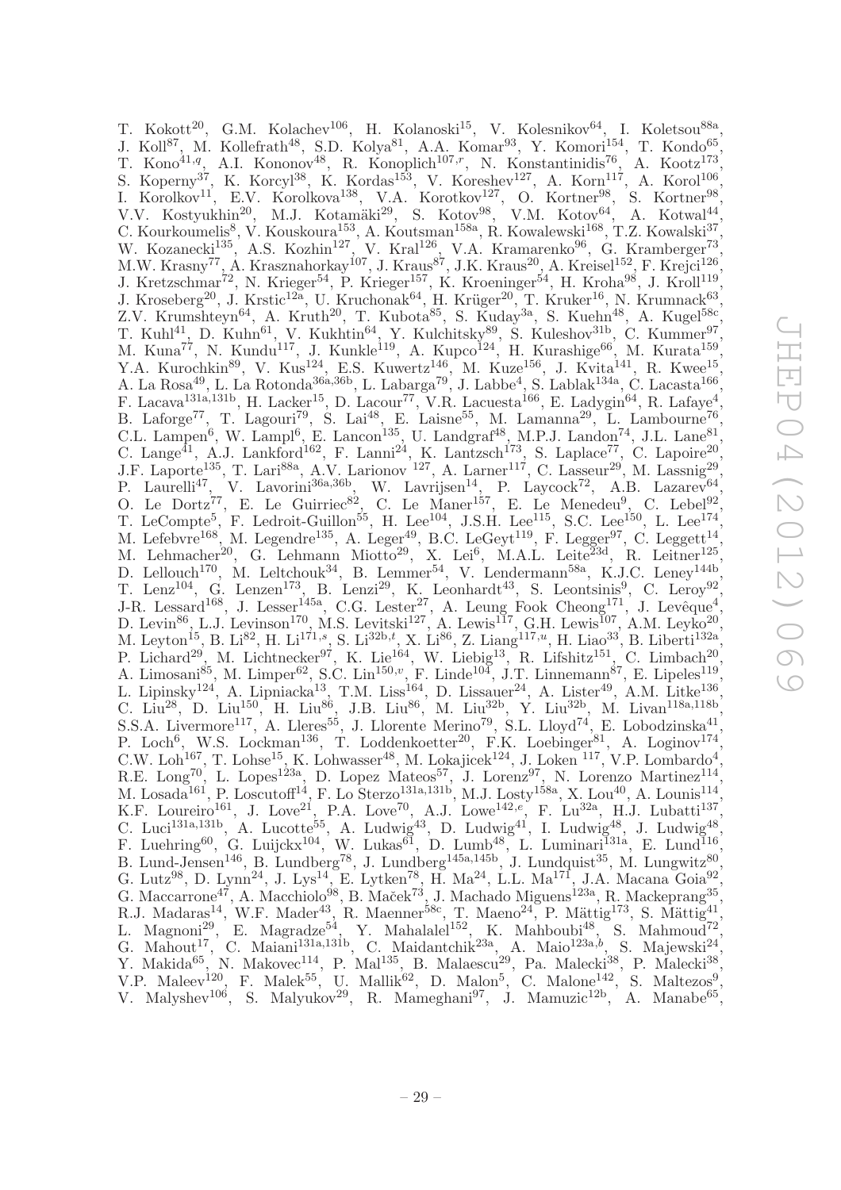T. Kokott[20], G.M. Kolachev[106], H. Kolanoski[15], V. Kolesnikov[64], I. Koletsou[88a], J. Koll[87], M. Kollefrath[48], S.D. Kolya[81], A.A. Komar[93], Y. Komori[154], T. Kondo[65], T. Kono[41,q], A.I. Kononov[48], R. Konoplich[107,r], N. Konstantinidis[76], A. Kootz[173], S. Koperny[37], K. Korcyl[38], K. Kordas[153], V. Koreshev[127], A. Korn[117], A. Korol[106], I. Korolkov[11], E.V. Korolkova[138], V.A. Korotkov[127], O. Kortner[98], S. Kortner[98], V.V. Kostyukhin[20], M.J. Kotamäki[29], S. Kotov[98], V.M. Kotov[64], A. Kotwal[44], C. Kourkoumelis[8], V. Kouskoura[153], A. Koutsman[158a], R. Kowalewski[168], T.Z. Kowalski[37], W. Kozanecki[135], A.S. Kozhin[127], V. Kral[126], V.A. Kramarenko[96], G. Kramberger[73], M.W. Krasny[77], A. Krasznahorkay[107], J. Kraus[87], J.K. Kraus[20], A. Kreisel[152], F. Krejci[126], J. Kretzschmar[72], N. Krieger[54], P. Krieger[157], K. Kroeninger[54], H. Kroha[98], J. Kroll[119], J. Kroseberg[20], J. Krstic[12a], U. Kruchonak[64], H. Krüger[20], T. Kruker[16], N. Krumnack[63], Z.V. Krumshteyn[64], A. Kruth[20], T. Kubota[85], S. Kuday[3a], S. Kuehn[48], A. Kugel[58c], T. Kuhl[41], D. Kuhn[61], V. Kukhtin[64], Y. Kulchitsky[89], S. Kuleshov[31b], C. Kummer[97], M. Kuna[77], N. Kundu[117], J. Kunkle[119], A. Kupco[124], H. Kurashige[66], M. Kurata[159], Y.A. Kurochkin[89], V. Kus[124], E.S. Kuwertz[146], M. Kuze[156], J. Kvita[141], R. Kwee[15], A. La Rosa[49], L. La Rotonda[36a,36b], L. Labarga[79], J. Labbe[4], S. Lablak[134a], C. Lacasta[166], F. Lacava[131a,131b], H. Lacker[15], D. Lacour[77], V.R. Lacuesta[166], E. Ladygin[64], R. Lafaye[4], B. Laforge[77], T. Lagouri[79], S. Lai[48], E. Laisne[55], M. Lamanna[29], L. Lambourne[76], C.L. Lampen[6], W. Lampl[6], E. Lancon[135], U. Landgraf[48], M.P.J. Landon[74], J.L. Lane[81], C. Lange[41], A.J. Lankford[162], F. Lanni[24], K. Lantzsch[173], S. Laplace[77], C. Lapoire[20], J.F. Laporte[135], T. Lari[88a], A.V. Larionov [127], A. Larner[117], C. Lasseur[29], M. Lassnig[29], P. Laurelli[47], V. Lavorini[36a,36b], W. Lavrijsen[14], P. Laycock[72], A.B. Lazarev[64], O. Le Dortz[77], E. Le Guirriec[82], C. Le Maner[157], E. Le Menedeu[9], C. Lebel[92], T. LeCompte[5], F. Ledroit-Guillon[55], H. Lee[104], J.S.H. Lee[115], S.C. Lee[150], L. Lee[174], M. Lefebvre[168], M. Legendre[135], A. Leger[49], B.C. LeGeyt[119], F. Legger[97], C. Leggett[14], M. Lehmacher[20], G. Lehmann Miotto[29], X. Lei[6], M.A.L. Leite[23d], R. Leitner[125], D. Lellouch[170], M. Leltchouk[34], B. Lemmer[54], V. Lendermann[58a], K.J.C. Leney[144b], T. Lenz[104], G. Lenzen[173], B. Lenzi[29], K. Leonhardt[43], S. Leontsinis[9], C. Leroy[92], J-R. Lessard[168], J. Lesser[145a], C.G. Lester[27], A. Leung Fook Cheong[171], J. Levêque[4], D. Levin[86], L.J. Levinson[170], M.S. Levitski[127], A. Lewis[117], G.H. Lewis[107], A.M. Leyko[20], M. Leyton[15], B. Li[82], H. Li[171,s], S. Li[32b,t], X. Li[86], Z. Liang[117,u], H. Liao[33], B. Liberti[132a], P. Lichard[29], M. Lichtnecker[97], K. Lie[164], W. Liebig[13], R. Lifshitz[151], C. Limbach[20], A. Limosani[85], M. Limper[62], S.C. Lin[150,v], F. Linde[104], J.T. Linnemann[87], E. Lipeles[119], L. Lipinsky[124], A. Lipniacka[13], T.M. Liss[164], D. Lissauer[24], A. Lister[49], A.M. Litke[136], C. Liu[28], D. Liu[150], H. Liu[86], J.B. Liu[86], M. Liu[32b], Y. Liu[32b], M. Livan[118a,118b], S.S.A. Livermore[117], A. Lleres[55], J. Llorente Merino[79], S.L. Lloyd[74], E. Lobodzinska[41], P. Loch[6], W.S. Lockman[136], T. Loddenkoetter[20], F.K. Loebinger[81], A. Loginov[174], C.W. Loh[167], T. Lohse[15], K. Lohwasser[48], M. Lokajicek[124], J. Loken [117], V.P. Lombardo[4], R.E. Long[70], L. Lopes[123a], D. Lopez Mateos[57], J. Lorenz[97], N. Lorenzo Martinez[114], M. Losada[161], P. Loscutoff[14], F. Lo Sterzo[131a,131b], M.J. Losty[158a], X. Lou[40], A. Lounis[114], K.F. Loureiro[161], J. Love[21], P.A. Love[70], A.J. Lowe[142,e], F. Lu[32a], H.J. Lubatti[137], C. Luci[131a,131b], A. Lucotte[55], A. Ludwig[43], D. Ludwig[41], I. Ludwig[48], J. Ludwig[48], F. Luehring[60], G. Luijckx[104], W. Lukas[61], D. Lumb[48], L. Luminari[131a], E. Lund[116], B. Lund-Jensen[146], B. Lundberg[78], J. Lundberg[145a,145b], J. Lundquist[35], M. Lungwitz[80], G. Lutz[98], D. Lynn[24], J. Lys[14], E. Lytken[78], H. Ma[24], L.L. Ma[171], J.A. Macana Goia[92], G. Maccarrone[47], A. Macchiolo[98], B. Maček[73], J. Machado Miguens[123a], R. Mackeprang[35], R.J. Madaras[14], W.F. Mader[43], R. Maenner[58c], T. Maeno[24], P. Mättig[173], S. Mättig[41], L. Magnoni[29], E. Magradze[54], Y. Mahalalel[152], K. Mahboubi[48], S. Mahmoud[72], G. Mahout[17], C. Maiani[131a,131b], C. Maidantchik[23a], A. Maio[123a,b], S. Majewski[24], Y. Makida[65], N. Makovec[114], P. Mal[135], B. Malaescu[29], Pa. Malecki[38], P. Malecki[38], V.P. Maleev[120], F. Malek[55], U. Mallik[62], D. Malon[5], C. Malone[142], S. Maltezos[9], V. Malyshev[106], S. Malyukov[29], R. Mameghani[97], J. Mamuzic[12b], A. Manabe[65],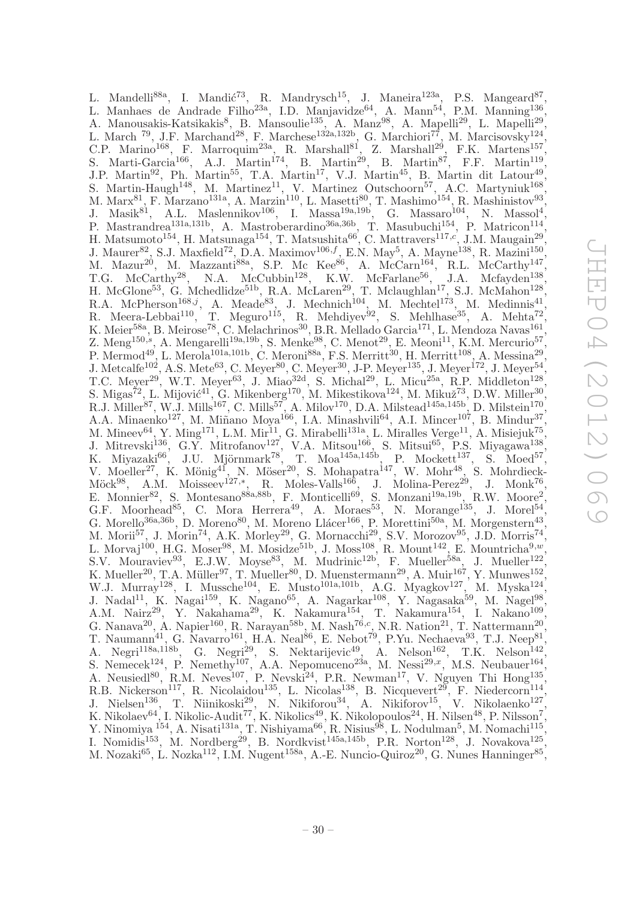L. Mandelli[88a], I. Mandić[73], R. Mandrysch[15], J. Maneira[123a], P.S. Mangeard[87], L. Manhaes de Andrade Filho[23a], I.D. Manjavidze[64], A. Mann[54], P.M. Manning[136], A. Manousakis-Katsikakis[8], B. Mansoulie[135], A. Manz[98], A. Mapelli[29], L. Mapelli[29], L. March [79], J.F. Marchand[28], F. Marchese[132a,132b], G. Marchiori[77], M. Marcisovsky[124], C.P. Marino[168], F. Marroquim[23a], R. Marshall[81], Z. Marshall[29], F.K. Martens[157], S. Marti-Garcia[166], A.J. Martin[174], B. Martin[29], B. Martin[87], F.F. Martin[119], J.P. Martin[92], Ph. Martin[55], T.A. Martin[17], V.J. Martin[45], B. Martin dit Latour[49], S. Martin-Haugh[148], M. Martinez[11], V. Martinez Outschoorn[57], A.C. Martyniuk[168], M. Marx[81], F. Marzano[131a], A. Marzin[110], L. Masetti[80], T. Mashimo[154], R. Mashinistov[93], J. Masik[81], A.L. Maslennikov[106], I. Massa[19a,19b], G. Massaro[104], N. Massol[4], P. Mastrandrea[131a,131b], A. Mastroberardino[36a,36b], T. Masubuchi[154], P. Matricon[114], H. Matsumoto[154], H. Matsunaga[154], T. Matsushita[66], C. Mattravers[117,c], J.M. Maugain[29], J. Maurer[82], S.J. Maxfield[72], D.A. Maximov[106,f], E.N. May[5], A. Mayne[138], R. Mazini[150], M. Mazur[20], M. Mazzanti[88a], S.P. Mc Kee[86], A. McCarn[164], R.L. McCarthy[147], T.G. McCarthy[28], N.A. McCubbin[128], K.W. McFarlane[56], J.A. Mcfayden[138], H. McGlone[53], G. Mchedlidze[51b], R.A. McLaren[29], T. Mclaughlan[17], S.J. McMahon[128], R.A. McPherson[168,j], A. Meade[83], J. Mechnich[104], M. Mechtel[173], M. Medinnis[41], R. Meera-Lebbai[110], T. Meguro[115], R. Mehdiyev[92], S. Mehlhase[35], A. Mehta[72], K. Meier[58a], B. Meirose[78], C. Melachrinos[30], B.R. Mellado Garcia[171], L. Mendoza Navas[161], Z. Meng[150,s], A. Mengarelli[19a,19b], S. Menke[98], C. Menot[29], E. Meoni[11], K.M. Mercurio[57], P. Mermod[49], L. Merola[101a,101b], C. Meroni[88a], F.S. Merritt[30], H. Merritt[108], A. Messina[29], J. Metcalfe[102], A.S. Mete[63], C. Meyer[80], C. Meyer[30], J-P. Meyer[135], J. Meyer[172], J. Meyer[54], T.C. Meyer[29], W.T. Meyer[63], J. Miao[32d], S. Michal[29], L. Micu[25a], R.P. Middleton[128], S. Migas[72], L. Mijović[41], G. Mikenberg[170], M. Mikestikova[124], M. Mikuž[73], D.W. Miller[30], R.J. Miller[87], W.J. Mills[167], C. Mills[57], A. Milov[170], D.A. Milstead[145a,145b], D. Milstein[170], A.A. Minaenko[127], M. Miñano Moya[166], I.A. Minashvili[64], A.I. Mincer[107], B. Mindur[37], M. Mineev[64], Y. Ming[171], L.M. Mir[11], G. Mirabelli[131a], L. Miralles Verge[11], A. Misiejuk[75], J. Mitrevski[136], G.Y. Mitrofanov[127], V.A. Mitsou[166], S. Mitsui[65], P.S. Miyagawa[138], K. Miyazaki[66], J.U. Mjörnmark[78], T. Moa[145a,145b], P. Mockett[137], S. Moed[57], V. Moeller[27], K. Mönig[41], N. Möser[20], S. Mohapatra[147], W. Mohr[48], S. Mohrdieck-Möck[98], A.M. Moisseev[127,*], R. Moles-Valls[166], J. Molina-Perez[29], J. Monk[76], E. Monnier[82], S. Montesano[88a,88b], F. Monticelli[69], S. Monzani[19a,19b], R.W. Moore[2], G.F. Moorhead[85], C. Mora Herrera[49], A. Moraes[53], N. Morange[135], J. Morel[54], G. Morello[36a,36b], D. Moreno[80], M. Moreno Llácer[166], P. Morettini[50a], M. Morgenstern[43], M. Morii[57], J. Morin[74], A.K. Morley[29], G. Mornacchi[29], S.V. Morozov[95], J.D. Morris[74], L. Morvaj[100], H.G. Moser[98], M. Mosidze[51b], J. Moss[108], R. Mount[142], E. Mountricha[9,w], S.V. Mouraviev[93], E.J.W. Moyse[83], M. Mudrinic[12b], F. Mueller[58a], J. Mueller[122], K. Mueller[20], T.A. Müller[97], T. Mueller[80], D. Muenstermann[29], A. Muir[167], Y. Munwes[152], W.J. Murray[128], I. Mussche[104], E. Musto[101a,101b], A.G. Myagkov[127], M. Myska[124], J. Nadal[11], K. Nagai[159], K. Nagano[65], A. Nagarkar[108], Y. Nagasaka[59], M. Nagel[98], A.M. Nairz[29], Y. Nakahama[29], K. Nakamura[154], T. Nakamura[154], I. Nakano[109], G. Nanava[20], A. Napier[160], R. Narayan[58b], M. Nash[76,c], N.R. Nation[21], T. Nattermann[20], T. Naumann[41], G. Navarro[161], H.A. Neal[86], E. Nebot[79], P.Yu. Nechaeva[93], T.J. Neep[81], A. Negri[118a,118b], G. Negri[29], S. Nektarijevic[49], A. Nelson[162], T.K. Nelson[142], S. Nemecek[124], P. Nemethy[107], A.A. Nepomuceno[23a], M. Nessi[29,x], M.S. Neubauer[164], A. Neusiedl[80], R.M. Neves[107], P. Nevski[24], P.R. Newman[17], V. Nguyen Thi Hong[135], R.B. Nickerson[117], R. Nicolaidou[135], L. Nicolas[138], B. Nicquevert[29], F. Niedercorn[114], J. Nielsen[136], T. Niinikoski[29], N. Nikiforou[34], A. Nikiforov[15], V. Nikolaenko[127], K. Nikolaev[64], I. Nikolic-Audit[77], K. Nikolics[49], K. Nikolopoulos[24], H. Nilsen[48], P. Nilsson[7], Y. Ninomiya [154], A. Nisati[131a], T. Nishiyama[66], R. Nisius[98], L. Nodulman[5], M. Nomachi[115], I. Nomidis[153], M. Nordberg[29], B. Nordkvist[145a,145b], P.R. Norton[128], J. Novakova[125], M. Nozaki[65], L. Nozka[112], I.M. Nugent[158a], A.-E. Nuncio-Quiroz[20], G. Nunes Hanninger[85],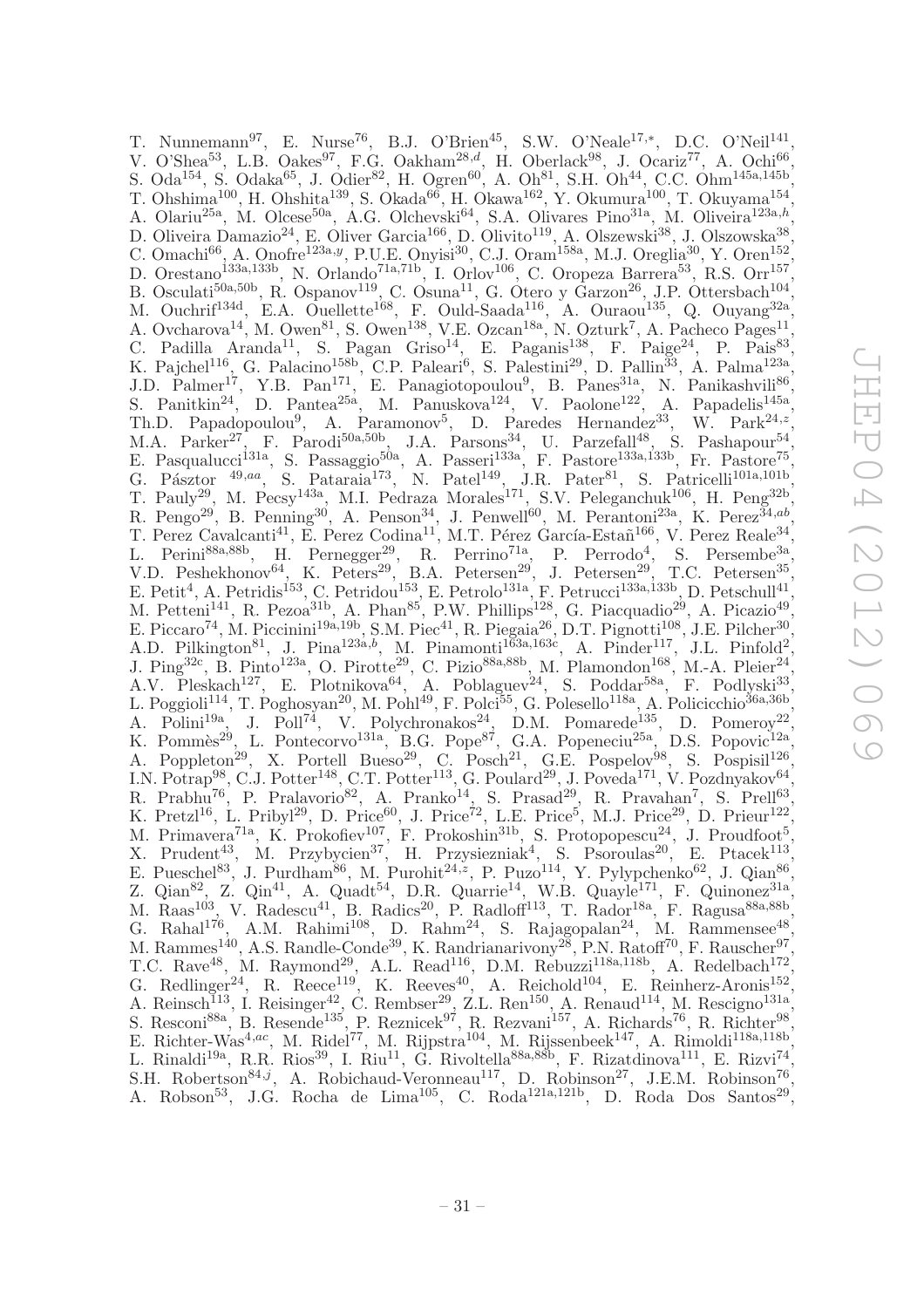T. Nunnemann[97], E. Nurse[76], B.J. O'Brien[45], S.W. O'Neale[17,∗], D.C. O'Neil[141], V. O'Shea[53], L.B. Oakes[97], F.G. Oakham[28,d], H. Oberlack[98], J. Ocariz[77], A. Ochi[66], S. Oda[154], S. Odaka[65], J. Odier[82], H. Ogren[60], A. Oh[81], S.H. Oh[44], C.C. Ohm[145a,145b], T. Ohshima[100], H. Ohshita[139], S. Okada[66], H. Okawa[162], Y. Okumura[100], T. Okuyama[154], A. Olariu[25a], M. Olcese[50a], A.G. Olchevski[64], S.A. Olivares Pino[31a], M. Oliveira[123a,h], D. Oliveira Damazio[24], E. Oliver Garcia[166], D. Olivito[119], A. Olszewski[38], J. Olszowska[38], C. Omachi[66], A. Onofre[123a,y], P.U.E. Onyisi[30], C.J. Oram[158a], M.J. Oreglia[30], Y. Oren[152], D. Orestano[133a,133b], N. Orlando[71a,71b], I. Orlov[106], C. Oropeza Barrera[53], R.S. Orr[157], B. Osculati[50a,50b], R. Ospanov[119], C. Osuna[11], G. Otero y Garzon[26], J.P. Ottersbach[104], M. Ouchrif[134d], E.A. Ouellette[168], F. Ould-Saada[116], A. Ouraou[135], Q. Ouyang[32a], A. Ovcharova[14], M. Owen[81], S. Owen[138], V.E. Ozcan[18a], N. Ozturk[7], A. Pacheco Pages[11], C. Padilla Aranda[11], S. Pagan Griso[14], E. Paganis[138], F. Paige[24], P. Pais[83], K. Pajchel[116], G. Palacino[158b], C.P. Paleari[6], S. Palestini[29], D. Pallin[33], A. Palma[123a], J.D. Palmer[17], Y.B. Pan[171], E. Panagiotopoulou[9], B. Panes[31a], N. Panikashvili[86], S. Panitkin[24], D. Pantea[25a], M. Panuskova[124], V. Paolone[122], A. Papadelis[145a], Th.D. Papadopoulou[9], A. Paramonov[5], D. Paredes Hernandez[33], W. Park[24,z], M.A. Parker[27], F. Parodi[50a,50b], J.A. Parsons[34], U. Parzefall[48], S. Pashapour[54], E. Pasqualucci[131a], S. Passaggio[50a], A. Passeri[133a], F. Pastore[133a,133b], Fr. Pastore[75], G. Pásztor[49,aa], S. Pataraia[173], N. Patel[149], J.R. Pater[81], S. Patricelli[101a,101b], T. Pauly[29], M. Pecsy[143a], M.I. Pedraza Morales[171], S.V. Peleganchuk[106], H. Peng[32b], R. Pengo[29], B. Penning[30], A. Penson[34], J. Penwell[60], M. Perantoni[23a], K. Perez[34,ab], T. Perez Cavalcanti[41], E. Perez Codina[11], M.T. Pérez García-Estañ[166], V. Perez Reale[34], L. Perini[88a,88b], H. Pernegger[29], R. Perrino[71a], P. Perrodo[4], S. Persembe[3a], V.D. Peshekhonov[64], K. Peters[29], B.A. Petersen[29], J. Petersen[29], T.C. Petersen[35], E. Petit[4], A. Petridis[153], C. Petridou[153], E. Petrolo[131a], F. Petrucci[133a,133b], D. Petschull[41], M. Petteni[141], R. Pezoa[31b], A. Phan[85], P.W. Phillips[128], G. Piacquadio[29], A. Picazio[49], E. Piccaro[74], M. Piccinini[19a,19b], S.M. Piec[41], R. Piegaia[26], D.T. Pignotti[108], J.E. Pilcher[30], A.D. Pilkington[81], J. Pina[123a,b], M. Pinamonti[163a,163c], A. Pinder[117], J.L. Pinfold[2], J. Ping[32c], B. Pinto[123a], O. Pirotte[29], C. Pizio[88a,88b], M. Plamondon[168], M.-A. Pleier[24], A.V. Pleskach[127], E. Plotnikova[64], A. Poblaguev[24], S. Poddar[58a], F. Podlyski[33], L. Poggioli[114], T. Poghosyan[20], M. Pohl[49], F. Polci[55], G. Polesello[118a], A. Policicchio[36a,36b], A. Polini[19a], J. Poll[74], V. Polychronakos[24], D.M. Pomarede[135], D. Pomeroy[22], K. Pommès[29], L. Pontecorvo[131a], B.G. Pope[87], G.A. Popeneciu[25a], D.S. Popovic[12a], A. Poppleton[29], X. Portell Bueso[29], C. Posch[21], G.E. Pospelov[98], S. Pospisil[126], I.N. Potrap[98], C.J. Potter[148], C.T. Potter[113], G. Poulard[29], J. Poveda[171], V. Pozdnyakov[64], R. Prabhu[76], P. Pralavorio[82], A. Pranko[14], S. Prasad[29], R. Pravahan[7], S. Prell[63], K. Pretzl[16], L. Pribyl[29], D. Price[60], J. Price[72], L.E. Price[5], M.J. Price[29], D. Prieur[122], M. Primavera[71a], K. Prokofiev[107], F. Prokoshin[31b], S. Protopopescu[24], J. Proudfoot[5], X. Prudent[43], M. Przybycien[37], H. Przysiezniak[4], S. Psoroulas[20], E. Ptacek[113], E. Pueschel[83], J. Purdham[86], M. Purohit[24,z], P. Puzo[114], Y. Pylypchenko[62], J. Qian[86], Z. Qian[82], Z. Qin[41], A. Quadt[54], D.R. Quarrie[14], W.B. Quayle[171], F. Quinonez[31a], M. Raas[103], V. Radescu[41], B. Radics[20], P. Radloff[113], T. Rador[18a], F. Ragusa[88a,88b], G. Rahal[176], A.M. Rahimi[108], D. Rahm[24], S. Rajagopalan[24], M. Rammensee[48], M. Rammes[140], A.S. Randle-Conde[39], K. Randrianarivony[28], P.N. Ratoff[70], F. Rauscher[97], T.C. Rave[48], M. Raymond[29], A.L. Read[116], D.M. Rebuzzi[118a,118b], A. Redelbach[172], G. Redlinger[24], R. Reece[119], K. Reeves[40], A. Reichold[104], E. Reinherz-Aronis[152], A. Reinsch[113], I. Reisinger[42], C. Rembser[29], Z.L. Ren[150], A. Renaud[114], M. Rescigno[131a], S. Resconi[88a], B. Resende[135], P. Reznicek[97], R. Rezvani[157], A. Richards[76], R. Richter[98], E. Richter-Was[4,ac], M. Ridel[77], M. Rijpstra[104], M. Rijssenbeek[147], A. Rimoldi[118a,118b], L. Rinaldi[19a], R.R. Rios[39], I. Riu[11], G. Rivoltella[88a,88b], F. Rizatdinova[111], E. Rizvi[74], S.H. Robertson[84,j], A. Robichaud-Veronneau[117], D. Robinson[27], J.E.M. Robinson[76], A. Robson[53], J.G. Rocha de Lima[105], C. Roda[121a,121b], D. Roda Dos Santos[29],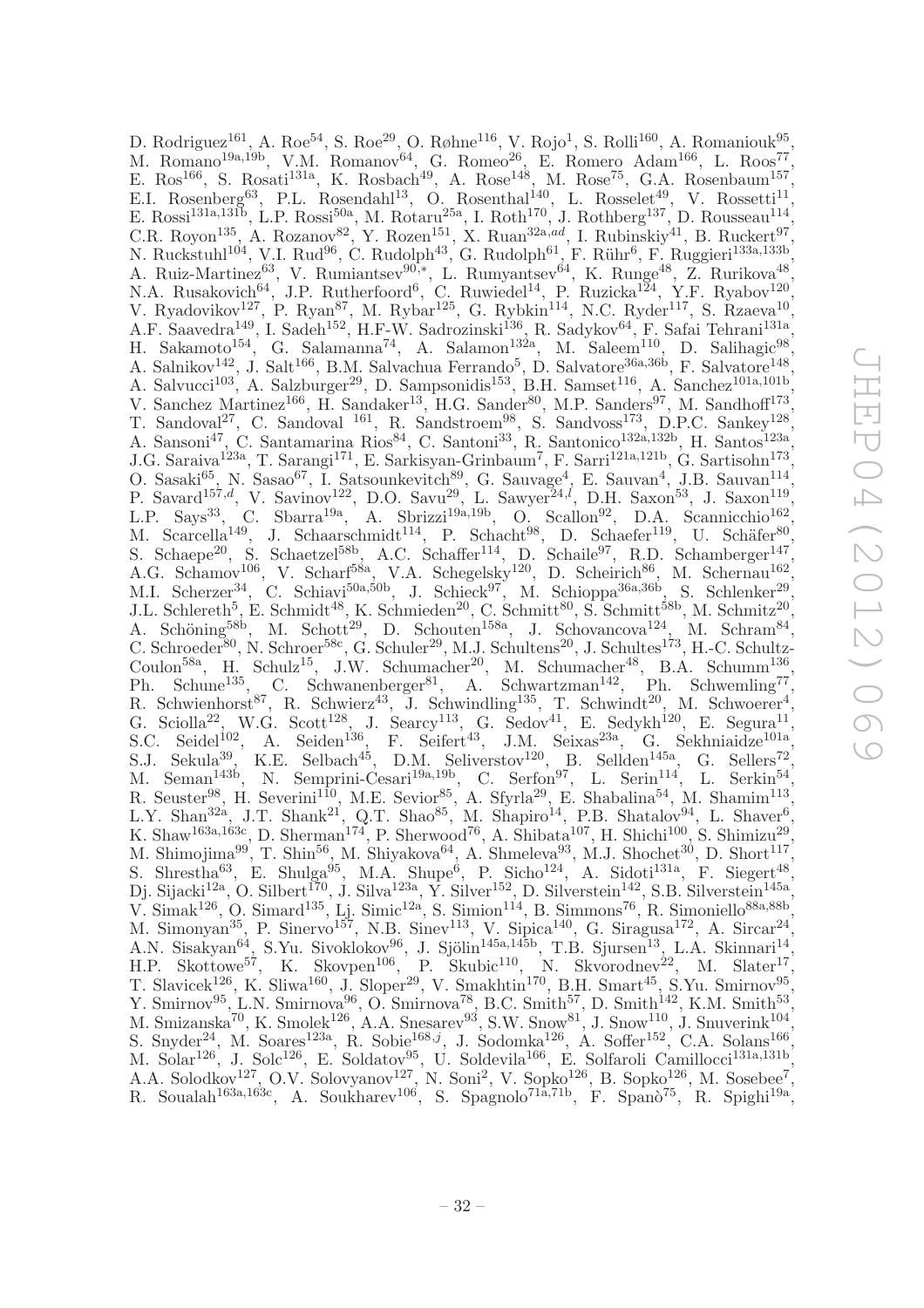D. Rodriguez[161], A. Roe[54], S. Roe[29], O. Røhne[116], V. Rojo[1], S. Rolli[160], A. Romaniouk[95], M. Romano[19a,19b], V.M. Romanov[64], G. Romeo[26], E. Romero Adam[166], L. Roos[77], E. Ros[166], S. Rosati[131a], K. Rosbach[49], A. Rose[148], M. Rose[75], G.A. Rosenbaum[157], E.I. Rosenberg[63], P.L. Rosendahl[13], O. Rosenthal[140], L. Rosselet[49], V. Rossetti[11], E. Rossi[131a,131b], L.P. Rossi[50a], M. Rotaru[25a], I. Roth[170], J. Rothberg[137], D. Rousseau[114], C.R. Royon[135], A. Rozanov[82], Y. Rozen[151], X. Ruan[32a,ad], I. Rubinskiy[41], B. Ruckert[97], N. Ruckstuhl[104], V.I. Rud[96], C. Rudolph[43], G. Rudolph[61], F. Rühr[6], F. Ruggieri[133a,133b], A. Ruiz-Martinez[63], V. Rumiantsev[90,*], L. Rumyantsev[64], K. Runge[48], Z. Rurikova[48], N.A. Rusakovich[64], J.P. Rutherfoord[6], C. Ruwiedel[14], P. Ruzicka[124], Y.F. Ryabov[120], V. Ryadovikov[127], P. Ryan[87], M. Rybar[125], G. Rybkin[114], N.C. Ryder[117], S. Rzaeva[10], A.F. Saavedra[149], I. Sadeh[152], H-F-W. Sadrozinski[136], R. Sadykov[64], F. Safai Tehrani[131a], H. Sakamoto[154], G. Salamanna[74], A. Salamon[132a], M. Saleem[110], D. Salihagic[98], A. Salnikov[142], J. Salt[166], B.M. Salvachua Ferrando[5], D. Salvatore[36a,36b], F. Salvatore[148], A. Salvucci[103], A. Salzburger[29], D. Sampsonidis[153], B.H. Samset[116], A. Sanchez[101a,101b], V. Sanchez Martinez[166], H. Sandaker[13], H.G. Sander[80], M.P. Sanders[97], M. Sandhoff[173], T. Sandoval[27], C. Sandoval [161], R. Sandstroem[98], S. Sandvoss[173], D.P.C. Sankey[128], A. Sansoni[47], C. Santamarina Rios[84], C. Santoni[33], R. Santonico[132a,132b], H. Santos[123a], J.G. Saraiva[123a], T. Sarangi[171], E. Sarkisyan-Grinbaum[7], F. Sarri[121a,121b], G. Sartisohn[173], O. Sasaki[65], N. Sasao[67], I. Satsounkevitch[89], G. Sauvage[4], E. Sauvan[4], J.B. Sauvan[114], P. Savard[157,d], V. Savinov[122], D.O. Savu[29], L. Sawyer[24,l], D.H. Saxon[53], J. Saxon[119], L.P. Says[33], C. Sbarra[19a], A. Sbrizzi[19a,19b], O. Scallon[92], D.A. Scannicchio[162], M. Scarcella[149], J. Schaarschmidt[114], P. Schacht[98], D. Schaefer[119], U. Schäfer[80], S. Schaepe[20], S. Schaetzel[58b], A.C. Schaffer[114], D. Schaile[97], R.D. Schamberger[147], A.G. Schamov[106], V. Scharf[58a], V.A. Schegelsky[120], D. Scheirich[86], M. Schernau[162], M.I. Scherzer[34], C. Schiavi[50a,50b], J. Schieck[97], M. Schioppa[36a,36b], S. Schlenker[29], J.L. Schlereth[5], E. Schmidt[48], K. Schmieden[20], C. Schmitt[80], S. Schmitt[58b], M. Schmitz[20], A. Schöning[58b], M. Schott[29], D. Schouten[158a], J. Schovancova[124], M. Schram[84], C. Schroeder[80], N. Schroer[58c], G. Schuler[29], M.J. Schultens[20], J. Schultes[173], H.-C. Schultz-Coulon[58a], H. Schulz[15], J.W. Schumacher[20], M. Schumacher[48], B.A. Schumm[136], Ph. Schune[135], C. Schwanenberger[81], A. Schwartzman[142], Ph. Schwemling[77], R. Schwienhorst[87], R. Schwierz[43], J. Schwindling[135], T. Schwindt[20], M. Schwoerer[4], G. Sciolla[22], W.G. Scott[128], J. Searcy[113], G. Sedov[41], E. Sedykh[120], E. Segura[11], S.C. Seidel[102], A. Seiden[136], F. Seifert[43], J.M. Seixas[23a], G. Sekhniaidze[101a], S.J. Sekula[39], K.E. Selbach[45], D.M. Seliverstov[120], B. Sellden[145a], G. Sellers[72], M. Seman[143b], N. Semprini-Cesari[19a,19b], C. Serfon[97], L. Serin[114], L. Serkin[54], R. Seuster[98], H. Severini[110], M.E. Sevior[85], A. Sfyrla[29], E. Shabalina[54], M. Shamim[113], L.Y. Shan[32a], J.T. Shank[21], Q.T. Shao[85], M. Shapiro[14], P.B. Shatalov[94], L. Shaver[6], K. Shaw[163a,163c], D. Sherman[174], P. Sherwood[76], A. Shibata[107], H. Shichi[100], S. Shimizu[29], M. Shimojima[99], T. Shin[56], M. Shiyakova[64], A. Shmeleva[93], M.J. Shochet[30], D. Short[117], S. Shrestha[63], E. Shulga[95], M.A. Shupe[6], P. Sicho[124], A. Sidoti[131a], F. Siegert[48], Dj. Sijacki[12a], O. Silbert[170], J. Silva[123a], Y. Silver[152], D. Silverstein[142], S.B. Silverstein[145a], V. Simak[126], O. Simard[135], Lj. Simic[12a], S. Simion[114], B. Simmons[76], R. Simoniello[88a,88b], M. Simonyan[35], P. Sinervo[157], N.B. Sinev[113], V. Sipica[140], G. Siragusa[172], A. Sircar[24], A.N. Sisakyan[64], S.Yu. Sivoklokov[96], J. Sjölin[145a,145b], T.B. Sjursen[13], L.A. Skinnari[14], H.P. Skottowe[57], K. Skovpen[106], P. Skubic[110], N. Skvorodnev[22], M. Slater[17], T. Slavicek[126], K. Sliwa[160], J. Sloper[29], V. Smakhtin[170], B.H. Smart[45], S.Yu. Smirnov[95], Y. Smirnov[95], L.N. Smirnova[96], O. Smirnova[78], B.C. Smith[57], D. Smith[142], K.M. Smith[53], M. Smizanska[70], K. Smolek[126], A.A. Snesarev[93], S.W. Snow[81], J. Snow[110], J. Snuverink[104], S. Snyder[24], M. Soares[123a], R. Sobie[168,j], J. Sodomka[126], A. Soffer[152], C.A. Solans[166], M. Solar[126], J. Solc[126], E. Soldatov[95], U. Soldevila[166], E. Solfaroli Camillocci[131a,131b], A.A. Solodkov[127], O.V. Solovyanov[127], N. Soni[2], V. Sopko[126], B. Sopko[126], M. Sosebee[7], R. Soualah[163a,163c], A. Soukharev[106], S. Spagnolo[71a,71b], F. Spanò[75], R. Spighi[19a],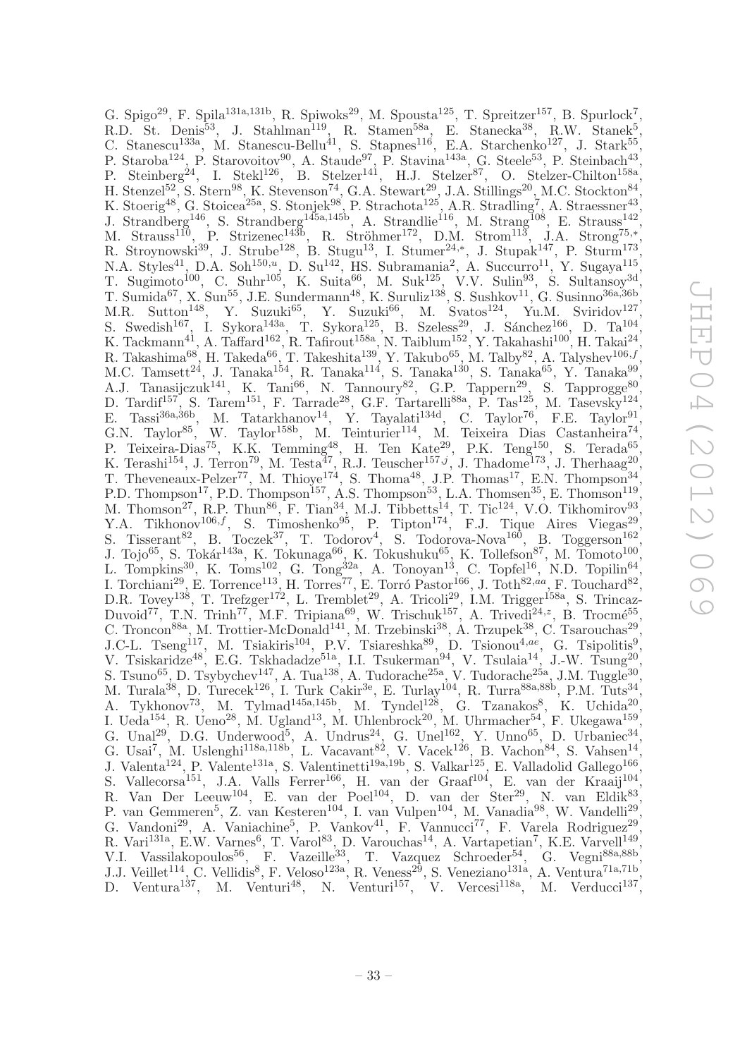G. Spigo[29], F. Spila[131a,131b], R. Spiwoks[29], M. Spousta[125], T. Spreitzer[157], B. Spurlock[7], R.D. St. Denis[53], J. Stahlman[119], R. Stamen[58a], E. Stanecka[38], R.W. Stanek[5], C. Stanescu[133a], M. Stanescu-Bellu[41], S. Stapnes[116], E.A. Starchenko[127], J. Stark[55], P. Staroba[124], P. Starovoitov[90], A. Staude[97], P. Stavina[143a], G. Steele[53], P. Steinbach[43], P. Steinberg[24], I. Stekl[126], B. Stelzer[141], H.J. Stelzer[87], O. Stelzer-Chilton[158a], H. Stenzel[52], S. Stern[98], K. Stevenson[74], G.A. Stewart[29], J.A. Stillings[20], M.C. Stockton[84], K. Stoerig[48], G. Stoicea[25a], S. Stonjek[98], P. Strachota[125], A.R. Stradling[7], A. Straessner[43], J. Strandberg[146], S. Strandberg[145a,145b], A. Strandlie[116], M. Strang[108], E. Strauss[142], M. Strauss[110], P. Strizenec[143b], R. Ströhmer[172], D.M. Strom[113], J.A. Strong[75,*], R. Stroynowski[39], J. Strube[128], B. Stugu[13], I. Stumer[24,*], J. Stupak[147], P. Sturm[173], N.A. Styles[41], D.A. Soh[150,u], D. Su[142], HS. Subramania[2], A. Succurro[11], Y. Sugaya[115], T. Sugimoto[100], C. Suhr[105], K. Suita[66], M. Suk[125], V.V. Sulin[93], S. Sultansoy[3d], T. Sumida[67], X. Sun[55], J.E. Sundermann[48], K. Suruliz[138], S. Sushkov[11], G. Susinno[36a,36b], M.R. Sutton[148], Y. Suzuki[65], Y. Suzuki[66], M. Svatos[124], Yu.M. Sviridov[127], S. Swedish[167], I. Sykora[143a], T. Sykora[125], B. Szeless[29], J. Sánchez[166], D. Ta[104], K. Tackmann[41], A. Taffard[162], R. Tafirout[158a], N. Taiblum[152], Y. Takahashi[100], H. Takai[24], R. Takashima[68], H. Takeda[66], T. Takeshita[139], Y. Takubo[65], M. Talby[82], A. Talyshev[106,f], M.C. Tamsett[24], J. Tanaka[154], R. Tanaka[114], S. Tanaka[130], S. Tanaka[65], Y. Tanaka[99], A.J. Tanasijczuk[141], K. Tani[66], N. Tannoury[82], G.P. Tappern[29], S. Tapprogge[80], D. Tardif[157], S. Tarem[151], F. Tarrade[28], G.F. Tartarelli[88a], P. Tas[125], M. Tasevsky[124], E. Tassi[36a,36b], M. Tatarkhanov[14], Y. Tayalati[134d], C. Taylor[76], F.E. Taylor[91], G.N. Taylor[85], W. Taylor[158b], M. Teinturier[114], M. Teixeira Dias Castanheira[74], P. Teixeira-Dias[75], K.K. Temming[48], H. Ten Kate[29], P.K. Teng[150], S. Terada[65], K. Terashi[154], J. Terron[79], M. Testa[47], R.J. Teuscher[157,j], J. Thadome[173], J. Therhaag[20], T. Theveneaux-Pelzer[77], M. Thioye[174], S. Thoma[48], J.P. Thomas[17], E.N. Thompson[34], P.D. Thompson[17], P.D. Thompson[157], A.S. Thompson[53], L.A. Thomsen[35], E. Thomson[119], M. Thomson[27], R.P. Thun[86], F. Tian[34], M.J. Tibbetts[14], T. Tic[124], V.O. Tikhomirov[93], Y.A. Tikhonov[106,f], S. Timoshenko[95], P. Tipton[174], F.J. Tique Aires Viegas[29], S. Tisserant[82], B. Toczek[37], T. Todorov[4], S. Todorova-Nova[160], B. Toggerson[162], J. Tojo[65], S. Tokár[143a], K. Tokunaga[66], K. Tokushuku[65], K. Tollefson[87], M. Tomoto[100], L. Tompkins[30], K. Toms[102], G. Tong[32a], A. Tonoyan[13], C. Topfel[16], N.D. Topilin[64], I. Torchiani[29], E. Torrence[113], H. Torres[77], E. Torró Pastor[166], J. Toth[82,aa], F. Touchard[82], D.R. Tovey[138], T. Trefzger[172], L. Tremblet[29], A. Tricoli[29], I.M. Trigger[158a], S. Trincaz-Duvoid[77], T.N. Trinh[77], M.F. Tripiana[69], W. Trischuk[157], A. Trivedi[24,z], B. Trocmé[55], C. Troncon[88a], M. Trottier-McDonald[141], M. Trzebinski[38], A. Trzupek[38], C. Tsarouchas[29], J.C-L. Tseng[117], M. Tsiakiris[104], P.V. Tsiareshka[89], D. Tsionou[4,ae], G. Tsipolitis[9], V. Tsiskaridze[48], E.G. Tskhadadze[51a], I.I. Tsukerman[94], V. Tsulaia[14], J.-W. Tsung[20], S. Tsuno[65], D. Tsybychev[147], A. Tua[138], A. Tudorache[25a], V. Tudorache[25a], J.M. Tuggle[30], M. Turala[38], D. Turecek[126], I. Turk Cakir[3e], E. Turlay[104], R. Turra[88a,88b], P.M. Tuts[34], A. Tykhonov[73], M. Tylmad[145a,145b], M. Tyndel[128], G. Tzanakos[8], K. Uchida[20], I. Ueda[154], R. Ueno[28], M. Ugland[13], M. Uhlenbrock[20], M. Uhrmacher[54], F. Ukegawa[159], G. Unal[29], D.G. Underwood[5], A. Undrus[24], G. Unel[162], Y. Unno[65], D. Urbaniec[34], G. Usai[7], M. Uslenghi[118a,118b], L. Vacavant[82], V. Vacek[126], B. Vachon[84], S. Vahsen[14], J. Valenta[124], P. Valente[131a], S. Valentinetti[19a,19b], S. Valkar[125], E. Valladolid Gallego[166], S. Vallecorsa[151], J.A. Valls Ferrer[166], H. van der Graaf[104], E. van der Kraaij[104], R. Van Der Leeuw[104], E. van der Poel[104], D. van der Ster[29], N. van Eldik[83], P. van Gemmeren[5], Z. van Kesteren[104], I. van Vulpen[104], M. Vanadia[98], W. Vandelli[29], G. Vandoni[29], A. Vaniachine[5], P. Vankov[41], F. Vannucci[77], F. Varela Rodriguez[29], R. Vari[131a], E.W. Varnes[6], T. Varol[83], D. Varouchas[14], A. Vartapetian[7], K.E. Varvell[149], V.I. Vassilakopoulos[56], F. Vazeille[33], T. Vazquez Schroeder[54], G. Vegni[88a,88b], J.J. Veillet[114], C. Vellidis[8], F. Veloso[123a], R. Veness[29], S. Veneziano[131a], A. Ventura[71a,71b], D. Ventura[137], M. Venturi[48], N. Venturi[157], V. Vercesi[118a], M. Verducci[137],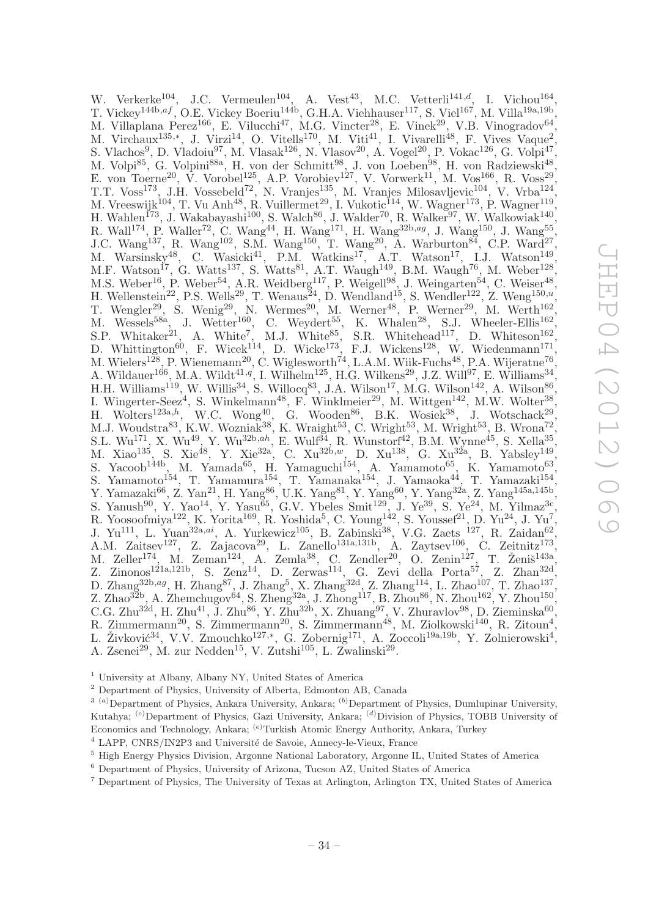W. Verkerke[104], J.C. Vermeulen[104], A. Vest[43], M.C. Vetterli[141,d], I. Vichou[164], T. Vickey[144b,af], O.E. Vickey Boeriu[144b], G.H.A. Viehhauser[117], S. Viel[167], M. Villa[19a,19b], M. Villaplana Perez[166], E. Vilucchi[47], M.G. Vincter[28], E. Vinek[29], V.B. Vinogradov[64], M. Virchaux[135,*], J. Virzi[14], O. Vitells[170], M. Viti[41], I. Vivarelli[48], F. Vives Vaque[2], S. Vlachos[9], D. Vladoiu[97], M. Vlasak[126], N. Vlasov[20], A. Vogel[20], P. Vokac[126], G. Volpi[47], M. Volpi[85], G. Volpini[88a], H. von der Schmitt[98], J. von Loeben[98], H. von Radziewski[48], E. von Toerne[20], V. Vorobel[125], A.P. Vorobiev[127], V. Vorwerk[11], M. Vos[166], R. Voss[29], T.T. Voss[173], J.H. Vossebeld[72], N. Vranjes[135], M. Vranjes Milosavljevic[104], V. Vrba[124], M. Vreeswijk[104], T. Vu Anh[48], R. Vuillermet[29], I. Vukotic[114], W. Wagner[173], P. Wagner[119], H. Wahlen[173], J. Wakabayashi[100], S. Walch[86], J. Walder[70], R. Walker[97], W. Walkowiak[140], R. Wall[174], P. Waller[72], C. Wang[44], H. Wang[171], H. Wang[32b,ag], J. Wang[150], J. Wang[55], J.C. Wang[137], R. Wang[102], S.M. Wang[150], T. Wang[20], A. Warburton[84], C.P. Ward[27], M. Warsinsky[48], C. Wasicki[41], P.M. Watkins[17], A.T. Watson[17], I.J. Watson[149], M.F. Watson[17], G. Watts[137], S. Watts[81], A.T. Waugh[149], B.M. Waugh[76], M. Weber[128], M.S. Weber[16], P. Weber[54], A.R. Weidberg[117], P. Weigell[98], J. Weingarten[54], C. Weiser[48], H. Wellenstein[22], P.S. Wells[29], T. Wenaus[24], D. Wendland[15], S. Wendler[122], Z. Weng[150,u], T. Wengler[29], S. Wenig[29], N. Wermes[20], M. Werner[48], P. Werner[29], M. Werth[162], M. Wessels[58a], J. Wetter[160], C. Weydert[55], K. Whalen[28], S.J. Wheeler-Ellis[162], S.P. Whitaker[21], A. White[7], M.J. White[85], S.R. Whitehead[117], D. Whiteson[162], D. Whittington[60], F. Wicek[114], D. Wicke[173], F.J. Wickens[128], W. Wiedenmann[171], M. Wielers[128], P. Wienemann[20], C. Wiglesworth[74], L.A.M. Wiik-Fuchs[48], P.A. Wijeratne[76], A. Wildauer[166], M.A. Wildt[41,q], I. Wilhelm[125], H.G. Wilkens[29], J.Z. Will[97], E. Williams[34], H.H. Williams[119], W. Willis[34], S. Willocq[83], J.A. Wilson[17], M.G. Wilson[142], A. Wilson[86], I. Wingerter-Seez[4], S. Winkelmann[48], F. Winklmeier[29], M. Wittgen[142], M.W. Wolter[38], H. Wolters[123a,h], W.C. Wong[40], G. Wooden[86], B.K. Wosiek[38], J. Wotschack[29], M.J. Woudstra[83], K.W. Wozniak[38], K. Wraight[53], C. Wright[53], M. Wright[53], B. Wrona[72], S.L. Wu[171], X. Wu[49], Y. Wu[32b,ah], E. Wulf[34], R. Wunstorf[42], B.M. Wynne[45], S. Xella[35], M. Xiao[135], S. Xie[48], Y. Xie[32a], C. Xu[32b,w], D. Xu[138], G. Xu[32a], B. Yabsley[149], S. Yacoob[144b], M. Yamada[65], H. Yamaguchi[154], A. Yamamoto[65], K. Yamamoto[63], S. Yamamoto[154], T. Yamamura[154], T. Yamanaka[154], J. Yamaoka[44], T. Yamazaki[154], Y. Yamazaki[66], Z. Yan[21], H. Yang[86], U.K. Yang[81], Y. Yang[60], Y. Yang[32a], Z. Yang[145a,145b], S. Yanush[90], Y. Yao[14], Y. Yasu[65], G.V. Ybeles Smit[129], J. Ye[39], S. Ye[24], M. Yilmaz[3c], R. Yoosoofmiya[122], K. Yorita[169], R. Yoshida[5], C. Young[142], S. Youssef[21], D. Yu[24], J. Yu[7], J. Yu[111], L. Yuan[32a,ai], A. Yurkewicz[105], B. Zabinski[38], V.G. Zaets [127], R. Zaidan[62], A.M. Zaitsev[127], Z. Zajacova[29], L. Zanello[131a,131b], A. Zaytsev[106], C. Zeitnitz[173], M. Zeller[174], M. Zeman[124], A. Zemla[38], C. Zendler[20], O. Zenin[127], T. Ženiš[143a], Z. Zinonos[121a,121b], S. Zenz[14], D. Zerwas[114], G. Zevi della Porta[57], Z. Zhan[32d], D. Zhang[32b,ag], H. Zhang[87], J. Zhang[5], X. Zhang[32d], Z. Zhang[114], L. Zhao[107], T. Zhao[137], Z. Zhao[32b], A. Zhemchugov[64], S. Zheng[32a], J. Zhong[117], B. Zhou[86], N. Zhou[162], Y. Zhou[150], C.G. Zhu[32d], H. Zhu[41], J. Zhu[86], Y. Zhu[32b], X. Zhuang[97], V. Zhuravlov[98], D. Zieminska[60], R. Zimmermann[20], S. Zimmermann[20], S. Zimmermann[48], M. Ziolkowski[140], R. Zitoun[4], L. Živković[34], V.V. Zmouchko[127,*], G. Zobernig[171], A. Zoccoli[19a,19b], Y. Zolnierowski[4], A. Zsenei[29], M. zur Nedden[15], V. Zutshi[105], L. Zwalinski[29].

[1] University at Albany, Albany NY, United States of America

[2] Department of Physics, University of Alberta, Edmonton AB, Canada

[3] [(a)]Department of Physics, Ankara University, Ankara; [(b)]Department of Physics, Dumlupinar University, Kutahya; [(c)]Department of Physics, Gazi University, Ankara; [(d)]Division of Physics, TOBB University of Economics and Technology, Ankara; [(e)]Turkish Atomic Energy Authority, Ankara, Turkey

[4] LAPP, CNRS/IN2P3 and Université de Savoie, Annecy-le-Vieux, France

[5] High Energy Physics Division, Argonne National Laboratory, Argonne IL, United States of America

[6] Department of Physics, University of Arizona, Tucson AZ, United States of America

[7] Department of Physics, The University of Texas at Arlington, Arlington TX, United States of America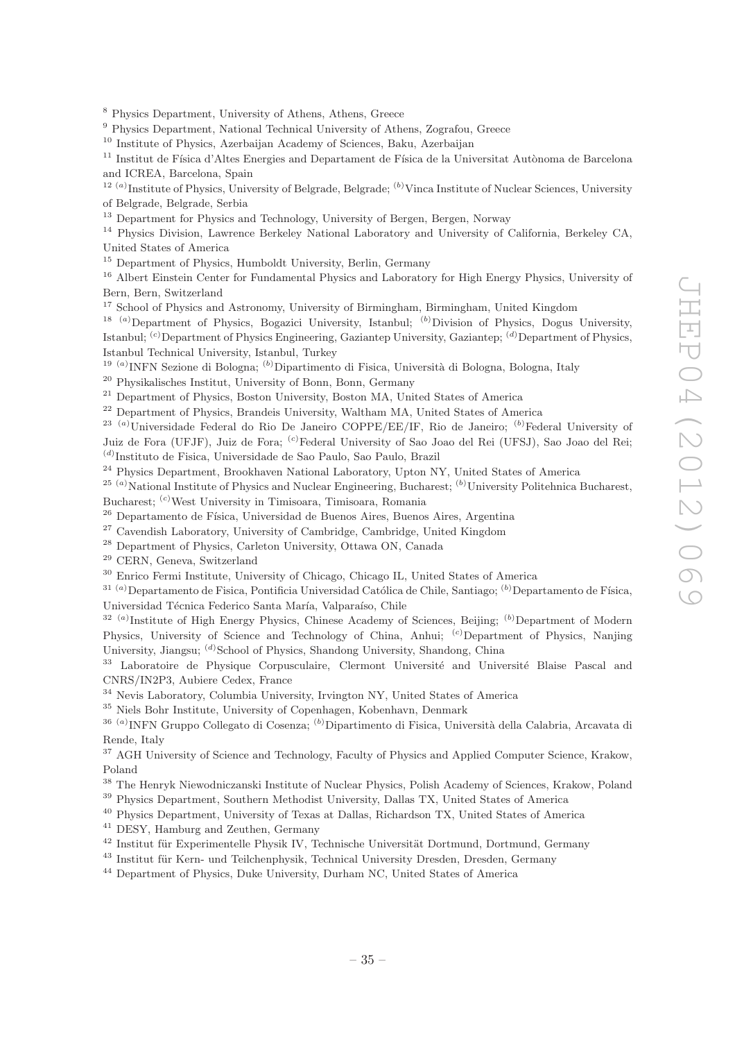[8] Physics Department, University of Athens, Athens, Greece
[9] Physics Department, National Technical University of Athens, Zografou, Greece
[10] Institute of Physics, Azerbaijan Academy of Sciences, Baku, Azerbaijan
[11] Institut de Física d'Altes Energies and Departament de Física de la Universitat Autònoma de Barcelona and ICREA, Barcelona, Spain
[12] [(a)]Institute of Physics, University of Belgrade, Belgrade; [(b)]Vinca Institute of Nuclear Sciences, University of Belgrade, Belgrade, Serbia
[13] Department for Physics and Technology, University of Bergen, Bergen, Norway
[14] Physics Division, Lawrence Berkeley National Laboratory and University of California, Berkeley CA, United States of America
[15] Department of Physics, Humboldt University, Berlin, Germany
[16] Albert Einstein Center for Fundamental Physics and Laboratory for High Energy Physics, University of Bern, Bern, Switzerland
[17] School of Physics and Astronomy, University of Birmingham, Birmingham, United Kingdom
[18] [(a)]Department of Physics, Bogazici University, Istanbul; [(b)]Division of Physics, Dogus University, Istanbul; [(c)]Department of Physics Engineering, Gaziantep University, Gaziantep; [(d)]Department of Physics, Istanbul Technical University, Istanbul, Turkey
[19] [(a)]INFN Sezione di Bologna; [(b)]Dipartimento di Fisica, Università di Bologna, Bologna, Italy
[20] Physikalisches Institut, University of Bonn, Bonn, Germany
[21] Department of Physics, Boston University, Boston MA, United States of America
[22] Department of Physics, Brandeis University, Waltham MA, United States of America
[23] [(a)]Universidade Federal do Rio De Janeiro COPPE/EE/IF, Rio de Janeiro; [(b)]Federal University of Juiz de Fora (UFJF), Juiz de Fora; [(c)]Federal University of Sao Joao del Rei (UFSJ), Sao Joao del Rei; [(d)]Instituto de Fisica, Universidade de Sao Paulo, Sao Paulo, Brazil
[24] Physics Department, Brookhaven National Laboratory, Upton NY, United States of America
[25] [(a)]National Institute of Physics and Nuclear Engineering, Bucharest; [(b)]University Politehnica Bucharest, Bucharest; [(c)]West University in Timisoara, Timisoara, Romania
[26] Departamento de Física, Universidad de Buenos Aires, Buenos Aires, Argentina
[27] Cavendish Laboratory, University of Cambridge, Cambridge, United Kingdom
[28] Department of Physics, Carleton University, Ottawa ON, Canada
[29] CERN, Geneva, Switzerland
[30] Enrico Fermi Institute, University of Chicago, Chicago IL, United States of America
[31] [(a)]Departamento de Fisica, Pontificia Universidad Católica de Chile, Santiago; [(b)]Departamento de Física, Universidad Técnica Federico Santa María, Valparaíso, Chile
[32] [(a)]Institute of High Energy Physics, Chinese Academy of Sciences, Beijing; [(b)]Department of Modern Physics, University of Science and Technology of China, Anhui; [(c)]Department of Physics, Nanjing University, Jiangsu; [(d)]School of Physics, Shandong University, Shandong, China
[33] Laboratoire de Physique Corpusculaire, Clermont Université and Université Blaise Pascal and CNRS/IN2P3, Aubiere Cedex, France
[34] Nevis Laboratory, Columbia University, Irvington NY, United States of America
[35] Niels Bohr Institute, University of Copenhagen, Kobenhavn, Denmark
[36] [(a)]INFN Gruppo Collegato di Cosenza; [(b)]Dipartimento di Fisica, Università della Calabria, Arcavata di Rende, Italy
[37] AGH University of Science and Technology, Faculty of Physics and Applied Computer Science, Krakow, Poland
[38] The Henryk Niewodniczanski Institute of Nuclear Physics, Polish Academy of Sciences, Krakow, Poland
[39] Physics Department, Southern Methodist University, Dallas TX, United States of America
[40] Physics Department, University of Texas at Dallas, Richardson TX, United States of America
[41] DESY, Hamburg and Zeuthen, Germany
[42] Institut für Experimentelle Physik IV, Technische Universität Dortmund, Dortmund, Germany
[43] Institut für Kern- und Teilchenphysik, Technical University Dresden, Dresden, Germany
[44] Department of Physics, Duke University, Durham NC, United States of America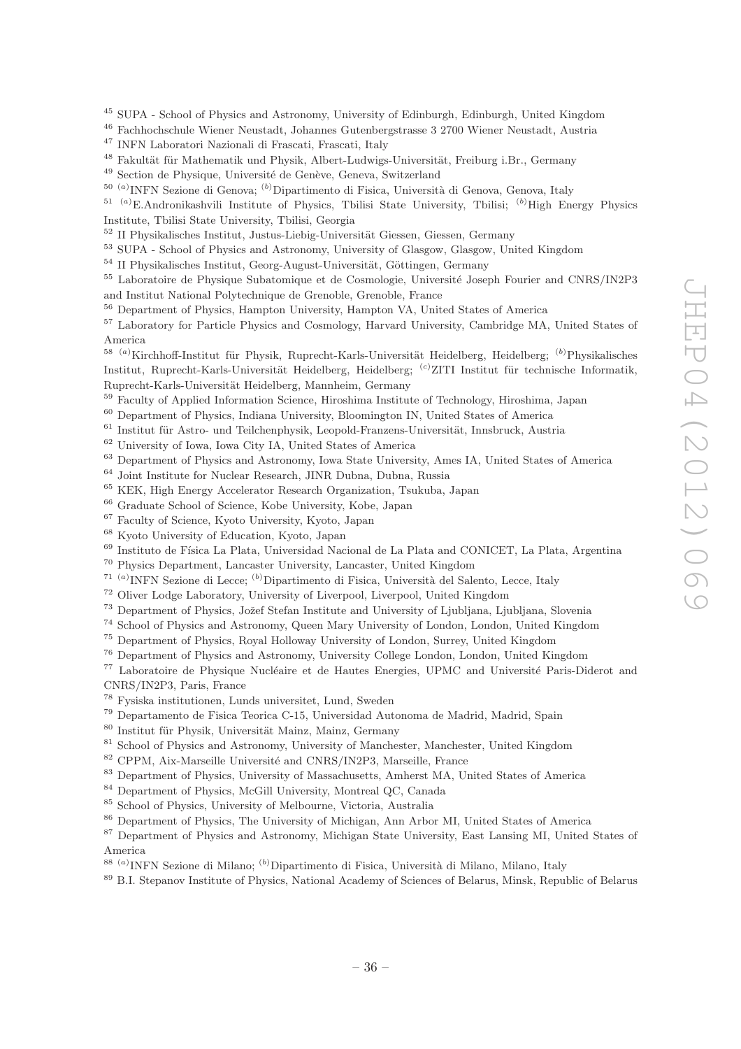[45] SUPA - School of Physics and Astronomy, University of Edinburgh, Edinburgh, United Kingdom
[46] Fachhochschule Wiener Neustadt, Johannes Gutenbergstrasse 3 2700 Wiener Neustadt, Austria
[47] INFN Laboratori Nazionali di Frascati, Frascati, Italy
[48] Fakultät für Mathematik und Physik, Albert-Ludwigs-Universität, Freiburg i.Br., Germany
[49] Section de Physique, Université de Genève, Geneva, Switzerland
[50] [(a)]INFN Sezione di Genova; [(b)]Dipartimento di Fisica, Università di Genova, Genova, Italy
[51] [(a)]E.Andronikashvili Institute of Physics, Tbilisi State University, Tbilisi; [(b)]High Energy Physics Institute, Tbilisi State University, Tbilisi, Georgia
[52] II Physikalisches Institut, Justus-Liebig-Universität Giessen, Giessen, Germany
[53] SUPA - School of Physics and Astronomy, University of Glasgow, Glasgow, United Kingdom
[54] II Physikalisches Institut, Georg-August-Universität, Göttingen, Germany
[55] Laboratoire de Physique Subatomique et de Cosmologie, Université Joseph Fourier and CNRS/IN2P3 and Institut National Polytechnique de Grenoble, Grenoble, France
[56] Department of Physics, Hampton University, Hampton VA, United States of America
[57] Laboratory for Particle Physics and Cosmology, Harvard University, Cambridge MA, United States of America
[58] [(a)]Kirchhoff-Institut für Physik, Ruprecht-Karls-Universität Heidelberg, Heidelberg; [(b)]Physikalisches Institut, Ruprecht-Karls-Universität Heidelberg, Heidelberg; [(c)]ZITI Institut für technische Informatik, Ruprecht-Karls-Universität Heidelberg, Mannheim, Germany
[59] Faculty of Applied Information Science, Hiroshima Institute of Technology, Hiroshima, Japan
[60] Department of Physics, Indiana University, Bloomington IN, United States of America
[61] Institut für Astro- und Teilchenphysik, Leopold-Franzens-Universität, Innsbruck, Austria
[62] University of Iowa, Iowa City IA, United States of America
[63] Department of Physics and Astronomy, Iowa State University, Ames IA, United States of America
[64] Joint Institute for Nuclear Research, JINR Dubna, Dubna, Russia
[65] KEK, High Energy Accelerator Research Organization, Tsukuba, Japan
[66] Graduate School of Science, Kobe University, Kobe, Japan
[67] Faculty of Science, Kyoto University, Kyoto, Japan
[68] Kyoto University of Education, Kyoto, Japan
[69] Instituto de Física La Plata, Universidad Nacional de La Plata and CONICET, La Plata, Argentina
[70] Physics Department, Lancaster University, Lancaster, United Kingdom
[71] [(a)]INFN Sezione di Lecce; [(b)]Dipartimento di Fisica, Università del Salento, Lecce, Italy
[72] Oliver Lodge Laboratory, University of Liverpool, Liverpool, United Kingdom
[73] Department of Physics, Jožef Stefan Institute and University of Ljubljana, Ljubljana, Slovenia
[74] School of Physics and Astronomy, Queen Mary University of London, London, United Kingdom
[75] Department of Physics, Royal Holloway University of London, Surrey, United Kingdom
[76] Department of Physics and Astronomy, University College London, London, United Kingdom
[77] Laboratoire de Physique Nucléaire et de Hautes Energies, UPMC and Université Paris-Diderot and CNRS/IN2P3, Paris, France
[78] Fysiska institutionen, Lunds universitet, Lund, Sweden
[79] Departamento de Fisica Teorica C-15, Universidad Autonoma de Madrid, Madrid, Spain
[80] Institut für Physik, Universität Mainz, Mainz, Germany
[81] School of Physics and Astronomy, University of Manchester, Manchester, United Kingdom
[82] CPPM, Aix-Marseille Université and CNRS/IN2P3, Marseille, France
[83] Department of Physics, University of Massachusetts, Amherst MA, United States of America
[84] Department of Physics, McGill University, Montreal QC, Canada
[85] School of Physics, University of Melbourne, Victoria, Australia
[86] Department of Physics, The University of Michigan, Ann Arbor MI, United States of America
[87] Department of Physics and Astronomy, Michigan State University, East Lansing MI, United States of America
[88] [(a)]INFN Sezione di Milano; [(b)]Dipartimento di Fisica, Università di Milano, Milano, Italy
[89] B.I. Stepanov Institute of Physics, National Academy of Sciences of Belarus, Minsk, Republic of Belarus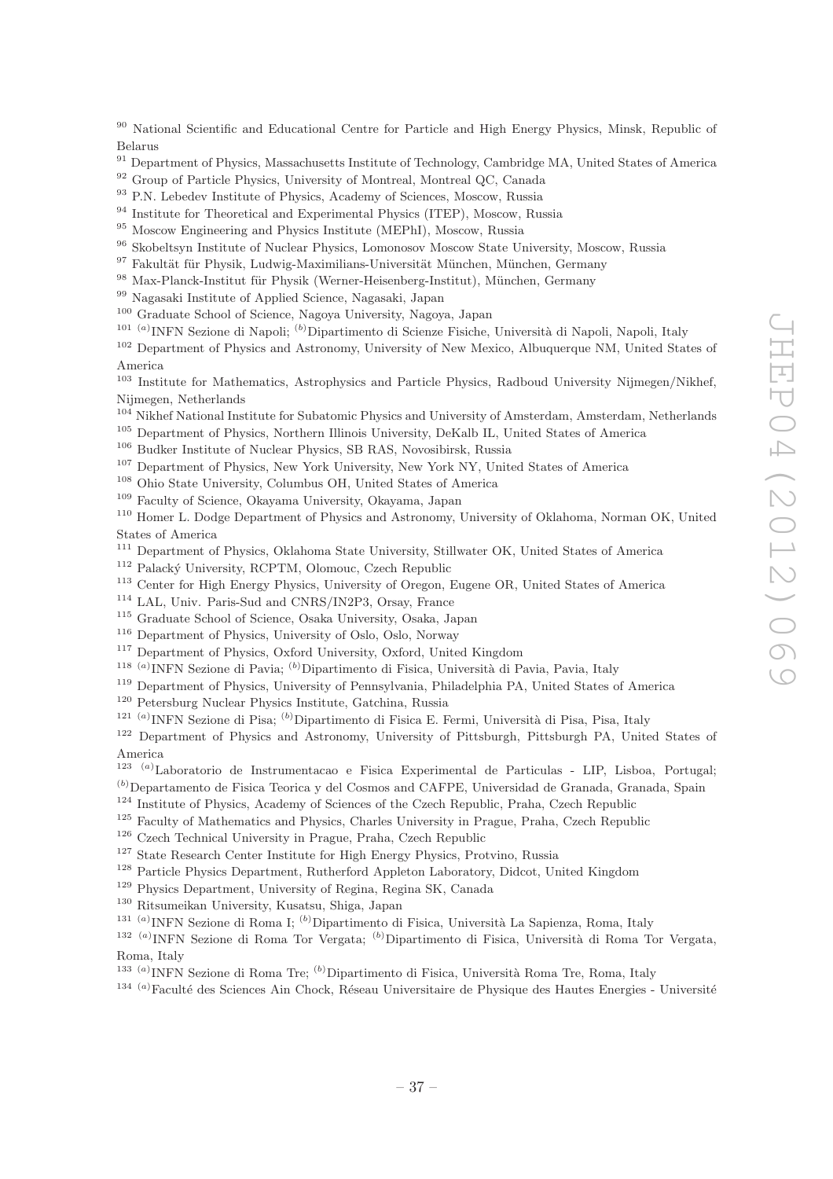[90] National Scientific and Educational Centre for Particle and High Energy Physics, Minsk, Republic of Belarus

[91] Department of Physics, Massachusetts Institute of Technology, Cambridge MA, United States of America

[92] Group of Particle Physics, University of Montreal, Montreal QC, Canada

[93] P.N. Lebedev Institute of Physics, Academy of Sciences, Moscow, Russia

[94] Institute for Theoretical and Experimental Physics (ITEP), Moscow, Russia

[95] Moscow Engineering and Physics Institute (MEPhI), Moscow, Russia

[96] Skobeltsyn Institute of Nuclear Physics, Lomonosov Moscow State University, Moscow, Russia

[97] Fakultät für Physik, Ludwig-Maximilians-Universität München, München, Germany

[98] Max-Planck-Institut für Physik (Werner-Heisenberg-Institut), München, Germany

[99] Nagasaki Institute of Applied Science, Nagasaki, Japan

[100] Graduate School of Science, Nagoya University, Nagoya, Japan

[101] [(a)]INFN Sezione di Napoli; [(b)]Dipartimento di Scienze Fisiche, Università di Napoli, Napoli, Italy

[102] Department of Physics and Astronomy, University of New Mexico, Albuquerque NM, United States of America

[103] Institute for Mathematics, Astrophysics and Particle Physics, Radboud University Nijmegen/Nikhef, Nijmegen, Netherlands

[104] Nikhef National Institute for Subatomic Physics and University of Amsterdam, Amsterdam, Netherlands

[105] Department of Physics, Northern Illinois University, DeKalb IL, United States of America

[106] Budker Institute of Nuclear Physics, SB RAS, Novosibirsk, Russia

[107] Department of Physics, New York University, New York NY, United States of America

[108] Ohio State University, Columbus OH, United States of America

[109] Faculty of Science, Okayama University, Okayama, Japan

[110] Homer L. Dodge Department of Physics and Astronomy, University of Oklahoma, Norman OK, United States of America

[111] Department of Physics, Oklahoma State University, Stillwater OK, United States of America

[112] Palacký University, RCPTM, Olomouc, Czech Republic

[113] Center for High Energy Physics, University of Oregon, Eugene OR, United States of America

[114] LAL, Univ. Paris-Sud and CNRS/IN2P3, Orsay, France

[115] Graduate School of Science, Osaka University, Osaka, Japan

[116] Department of Physics, University of Oslo, Oslo, Norway

[117] Department of Physics, Oxford University, Oxford, United Kingdom

[118] [(a)]INFN Sezione di Pavia; [(b)]Dipartimento di Fisica, Università di Pavia, Pavia, Italy

[119] Department of Physics, University of Pennsylvania, Philadelphia PA, United States of America

[120] Petersburg Nuclear Physics Institute, Gatchina, Russia

[121] [(a)]INFN Sezione di Pisa; [(b)]Dipartimento di Fisica E. Fermi, Università di Pisa, Pisa, Italy

[122] Department of Physics and Astronomy, University of Pittsburgh, Pittsburgh PA, United States of America

[123] [(a)]Laboratorio de Instrumentacao e Fisica Experimental de Particulas - LIP, Lisboa, Portugal; [(b)]Departamento de Fisica Teorica y del Cosmos and CAFPE, Universidad de Granada, Granada, Spain

[124] Institute of Physics, Academy of Sciences of the Czech Republic, Praha, Czech Republic

[125] Faculty of Mathematics and Physics, Charles University in Prague, Praha, Czech Republic

[126] Czech Technical University in Prague, Praha, Czech Republic

[127] State Research Center Institute for High Energy Physics, Protvino, Russia

[128] Particle Physics Department, Rutherford Appleton Laboratory, Didcot, United Kingdom

[129] Physics Department, University of Regina, Regina SK, Canada

[130] Ritsumeikan University, Kusatsu, Shiga, Japan

[131] [(a)]INFN Sezione di Roma I; [(b)]Dipartimento di Fisica, Università La Sapienza, Roma, Italy

[132] [(a)]INFN Sezione di Roma Tor Vergata; [(b)]Dipartimento di Fisica, Università di Roma Tor Vergata, Roma, Italy

[133] [(a)]INFN Sezione di Roma Tre; [(b)]Dipartimento di Fisica, Università Roma Tre, Roma, Italy

[134] [(a)]Faculté des Sciences Ain Chock, Réseau Universitaire de Physique des Hautes Energies - Université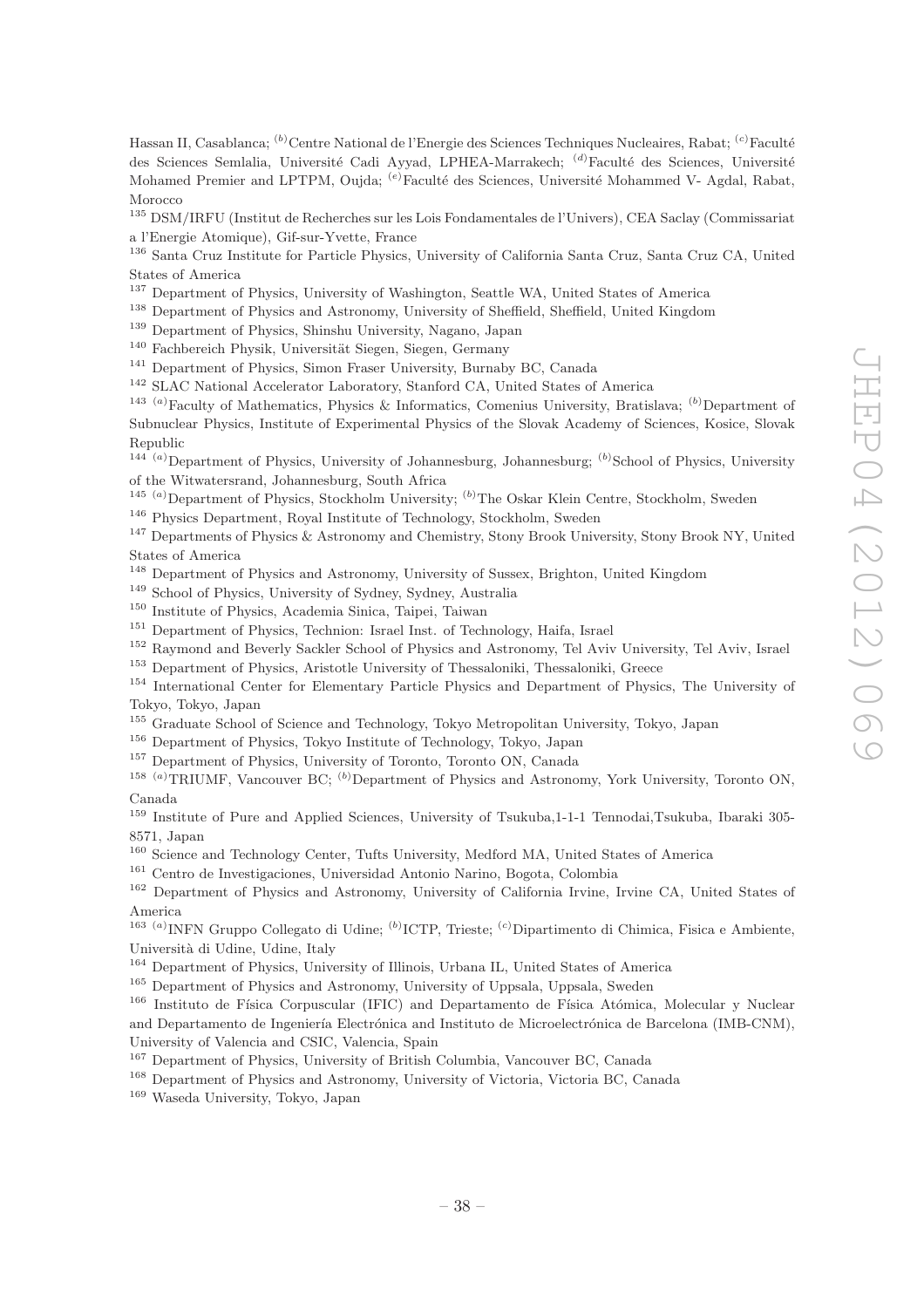Hassan II, Casablanca; [(b)]Centre National de l'Energie des Sciences Techniques Nucleaires, Rabat; [(c)]Faculté des Sciences Semlalia, Université Cadi Ayyad, LPHEA-Marrakech; [(d)]Faculté des Sciences, Université Mohamed Premier and LPTPM, Oujda; [(e)]Faculté des Sciences, Université Mohammed V- Agdal, Rabat, Morocco

[135] DSM/IRFU (Institut de Recherches sur les Lois Fondamentales de l'Univers), CEA Saclay (Commissariat a l'Energie Atomique), Gif-sur-Yvette, France

[136] Santa Cruz Institute for Particle Physics, University of California Santa Cruz, Santa Cruz CA, United States of America

[137] Department of Physics, University of Washington, Seattle WA, United States of America

[138] Department of Physics and Astronomy, University of Sheffield, Sheffield, United Kingdom

[139] Department of Physics, Shinshu University, Nagano, Japan

[140] Fachbereich Physik, Universität Siegen, Siegen, Germany

[141] Department of Physics, Simon Fraser University, Burnaby BC, Canada

[142] SLAC National Accelerator Laboratory, Stanford CA, United States of America

[143] [(a)]Faculty of Mathematics, Physics & Informatics, Comenius University, Bratislava; [(b)]Department of Subnuclear Physics, Institute of Experimental Physics of the Slovak Academy of Sciences, Kosice, Slovak Republic

[144] [(a)]Department of Physics, University of Johannesburg, Johannesburg; [(b)]School of Physics, University of the Witwatersrand, Johannesburg, South Africa

[145] [(a)]Department of Physics, Stockholm University; [(b)]The Oskar Klein Centre, Stockholm, Sweden

[146] Physics Department, Royal Institute of Technology, Stockholm, Sweden

[147] Departments of Physics & Astronomy and Chemistry, Stony Brook University, Stony Brook NY, United States of America

[148] Department of Physics and Astronomy, University of Sussex, Brighton, United Kingdom

[149] School of Physics, University of Sydney, Sydney, Australia

[150] Institute of Physics, Academia Sinica, Taipei, Taiwan

[151] Department of Physics, Technion: Israel Inst. of Technology, Haifa, Israel

[152] Raymond and Beverly Sackler School of Physics and Astronomy, Tel Aviv University, Tel Aviv, Israel

[153] Department of Physics, Aristotle University of Thessaloniki, Thessaloniki, Greece

[154] International Center for Elementary Particle Physics and Department of Physics, The University of Tokyo, Tokyo, Japan

[155] Graduate School of Science and Technology, Tokyo Metropolitan University, Tokyo, Japan

[156] Department of Physics, Tokyo Institute of Technology, Tokyo, Japan

[157] Department of Physics, University of Toronto, Toronto ON, Canada

[158] [(a)]TRIUMF, Vancouver BC; [(b)]Department of Physics and Astronomy, York University, Toronto ON, Canada

[159] Institute of Pure and Applied Sciences, University of Tsukuba,1-1-1 Tennodai,Tsukuba, Ibaraki 305-8571, Japan

[160] Science and Technology Center, Tufts University, Medford MA, United States of America

[161] Centro de Investigaciones, Universidad Antonio Narino, Bogota, Colombia

[162] Department of Physics and Astronomy, University of California Irvine, Irvine CA, United States of America

[163] [(a)]INFN Gruppo Collegato di Udine; [(b)]ICTP, Trieste; [(c)]Dipartimento di Chimica, Fisica e Ambiente, Università di Udine, Udine, Italy

[164] Department of Physics, University of Illinois, Urbana IL, United States of America

[165] Department of Physics and Astronomy, University of Uppsala, Uppsala, Sweden

[166] Instituto de Física Corpuscular (IFIC) and Departamento de Física Atómica, Molecular y Nuclear and Departamento de Ingeniería Electrónica and Instituto de Microelectrónica de Barcelona (IMB-CNM), University of Valencia and CSIC, Valencia, Spain

[167] Department of Physics, University of British Columbia, Vancouver BC, Canada

[168] Department of Physics and Astronomy, University of Victoria, Victoria BC, Canada

[169] Waseda University, Tokyo, Japan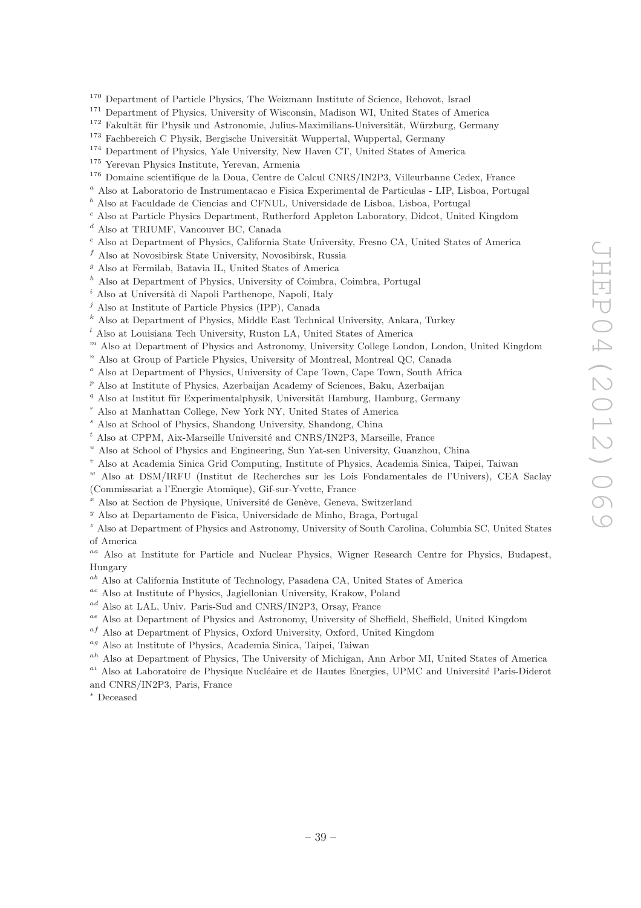[170] Department of Particle Physics, The Weizmann Institute of Science, Rehovot, Israel
[171] Department of Physics, University of Wisconsin, Madison WI, United States of America
[172] Fakultät für Physik und Astronomie, Julius-Maximilians-Universität, Würzburg, Germany
[173] Fachbereich C Physik, Bergische Universität Wuppertal, Wuppertal, Germany
[174] Department of Physics, Yale University, New Haven CT, United States of America
[175] Yerevan Physics Institute, Yerevan, Armenia
[176] Domaine scientifique de la Doua, Centre de Calcul CNRS/IN2P3, Villeurbanne Cedex, France
[a] Also at Laboratorio de Instrumentacao e Fisica Experimental de Particulas - LIP, Lisboa, Portugal
[b] Also at Faculdade de Ciencias and CFNUL, Universidade de Lisboa, Lisboa, Portugal
[c] Also at Particle Physics Department, Rutherford Appleton Laboratory, Didcot, United Kingdom
[d] Also at TRIUMF, Vancouver BC, Canada
[e] Also at Department of Physics, California State University, Fresno CA, United States of America
[f] Also at Novosibirsk State University, Novosibirsk, Russia
[g] Also at Fermilab, Batavia IL, United States of America
[h] Also at Department of Physics, University of Coimbra, Coimbra, Portugal
[i] Also at Università di Napoli Parthenope, Napoli, Italy
[j] Also at Institute of Particle Physics (IPP), Canada
[k] Also at Department of Physics, Middle East Technical University, Ankara, Turkey
[l] Also at Louisiana Tech University, Ruston LA, United States of America
[m] Also at Department of Physics and Astronomy, University College London, London, United Kingdom
[n] Also at Group of Particle Physics, University of Montreal, Montreal QC, Canada
[o] Also at Department of Physics, University of Cape Town, Cape Town, South Africa
[p] Also at Institute of Physics, Azerbaijan Academy of Sciences, Baku, Azerbaijan
[q] Also at Institut für Experimentalphysik, Universität Hamburg, Hamburg, Germany
[r] Also at Manhattan College, New York NY, United States of America
[s] Also at School of Physics, Shandong University, Shandong, China
[t] Also at CPPM, Aix-Marseille Université and CNRS/IN2P3, Marseille, France
[u] Also at School of Physics and Engineering, Sun Yat-sen University, Guanzhou, China
[v] Also at Academia Sinica Grid Computing, Institute of Physics, Academia Sinica, Taipei, Taiwan
[w] Also at DSM/IRFU (Institut de Recherches sur les Lois Fondamentales de l'Univers), CEA Saclay (Commissariat a l'Energie Atomique), Gif-sur-Yvette, France
[x] Also at Section de Physique, Université de Genève, Geneva, Switzerland
[y] Also at Departamento de Fisica, Universidade de Minho, Braga, Portugal
[z] Also at Department of Physics and Astronomy, University of South Carolina, Columbia SC, United States of America
[aa] Also at Institute for Particle and Nuclear Physics, Wigner Research Centre for Physics, Budapest, Hungary
[ab] Also at California Institute of Technology, Pasadena CA, United States of America
[ac] Also at Institute of Physics, Jagiellonian University, Krakow, Poland
[ad] Also at LAL, Univ. Paris-Sud and CNRS/IN2P3, Orsay, France
[ae] Also at Department of Physics and Astronomy, University of Sheffield, Sheffield, United Kingdom
[af] Also at Department of Physics, Oxford University, Oxford, United Kingdom
[ag] Also at Institute of Physics, Academia Sinica, Taipei, Taiwan
[ah] Also at Department of Physics, The University of Michigan, Ann Arbor MI, United States of America
[ai] Also at Laboratoire de Physique Nucléaire et de Hautes Energies, UPMC and Université Paris-Diderot and CNRS/IN2P3, Paris, France
[*] Deceased